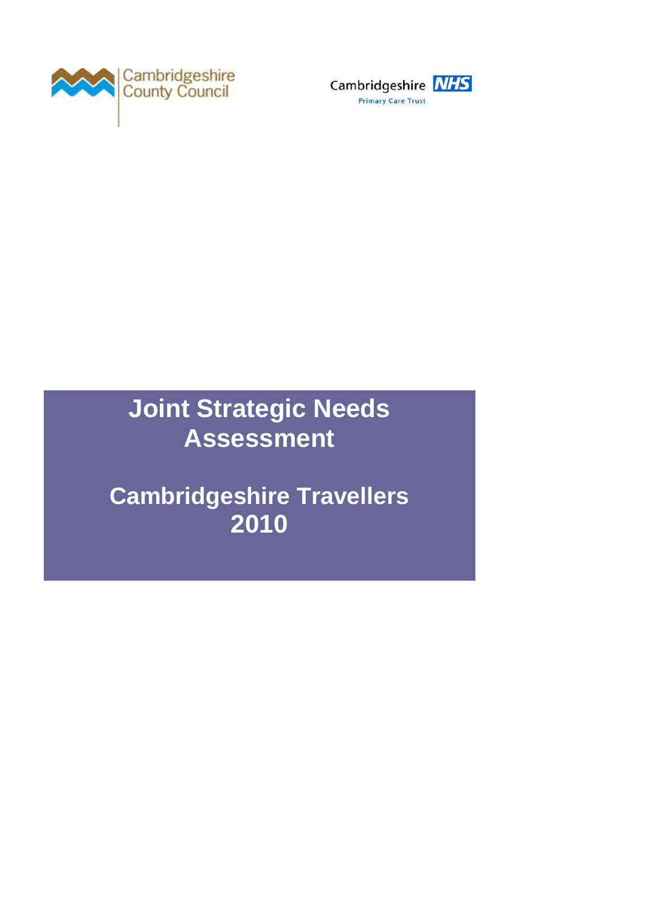Cambridgeshire County Council

Cambridgeshire NHS Primary Care Trust

# Joint Strategic Needs Assessment

# Cambridgeshire Travellers 2010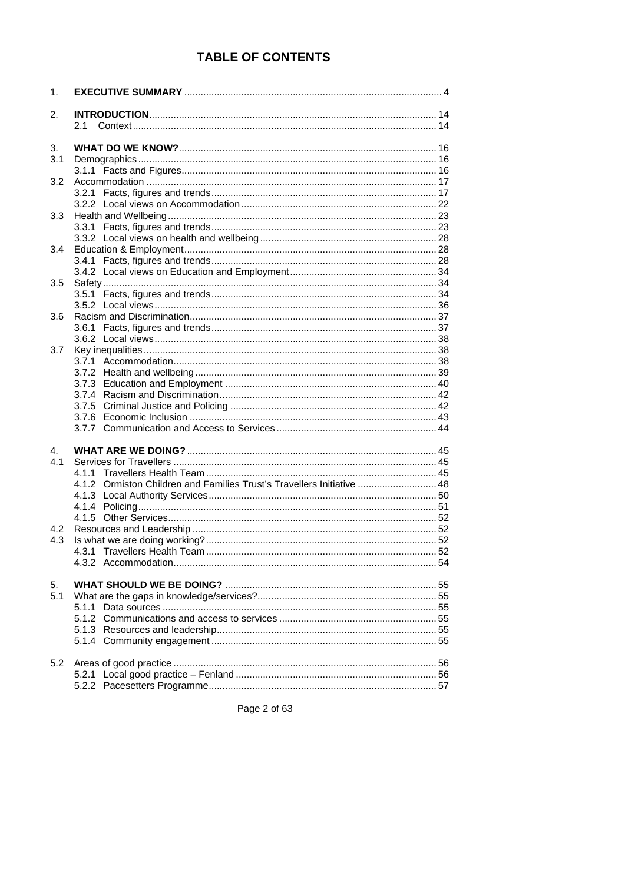# TABLE OF CONTENTS

1. **EXECUTIVE SUMMARY** .............................................................................................. 4

2. **INTRODUCTION** ........................................................................................................ 14
   - 2.1 Context ............................................................................................................. 14

3. **WHAT DO WE KNOW?** .............................................................................................. 16
   - 3.1 Demographics ............................................................................................................ 16
     - 3.1.1 Facts and Figures ............................................................................................ 16
   - 3.2 Accommodation ......................................................................................................... 17
     - 3.2.1 Facts, figures and trends .................................................................................. 17
     - 3.2.2 Local views on Accommodation ....................................................................... 22
   - 3.3 Health and Wellbeing .................................................................................................. 23
     - 3.3.1 Facts, figures and trends .................................................................................. 23
     - 3.3.2 Local views on health and wellbeing ................................................................ 28
   - 3.4 Education & Employment ............................................................................................ 28
     - 3.4.1 Facts, figures and trends .................................................................................. 28
     - 3.4.2 Local views on Education and Employment ..................................................... 34
   - 3.5 Safety ......................................................................................................................... 34
     - 3.5.1 Facts, figures and trends .................................................................................. 34
     - 3.5.2 Local views ...................................................................................................... 36
   - 3.6 Racism and Discrimination .......................................................................................... 37
     - 3.6.1 Facts, figures and trends .................................................................................. 37
     - 3.6.2 Local views ...................................................................................................... 38
   - 3.7 Key inequalities ........................................................................................................... 38
     - 3.7.1 Accommodation ................................................................................................ 38
     - 3.7.2 Health and wellbeing ........................................................................................ 39
     - 3.7.3 Education and Employment ............................................................................. 40
     - 3.7.4 Racism and Discrimination ............................................................................... 42
     - 3.7.5 Criminal Justice and Policing ........................................................................... 42
     - 3.7.6 Economic Inclusion .......................................................................................... 43
     - 3.7.7 Communication and Access to Services .......................................................... 44

4. **WHAT ARE WE DOING?** ........................................................................................... 45
   - 4.1 Services for Travellers ................................................................................................ 45
     - 4.1.1 Travellers Health Team .................................................................................... 45
     - 4.1.2 Ormiston Children and Families Trust's Travellers Initiative ............................. 48
     - 4.1.3 Local Authority Services ................................................................................... 50
     - 4.1.4 Policing ............................................................................................................. 51
     - 4.1.5 Other Services .................................................................................................. 52
   - 4.2 Resources and Leadership ......................................................................................... 52
   - 4.3 Is what we are doing working? .................................................................................... 52
     - 4.3.1 Travellers Health Team .................................................................................... 52
     - 4.3.2 Accommodation ................................................................................................ 54

5. **WHAT SHOULD WE BE DOING?** ............................................................................. 55
   - 5.1 What are the gaps in knowledge/services? ................................................................. 55
     - 5.1.1 Data sources .................................................................................................... 55
     - 5.1.2 Communications and access to services ......................................................... 55
     - 5.1.3 Resources and leadership ................................................................................ 55
     - 5.1.4 Community engagement .................................................................................. 55
   - 5.2 Areas of good practice ................................................................................................ 56
     - 5.2.1 Local good practice – Fenland ......................................................................... 56
     - 5.2.2 Pacesetters Programme ................................................................................... 57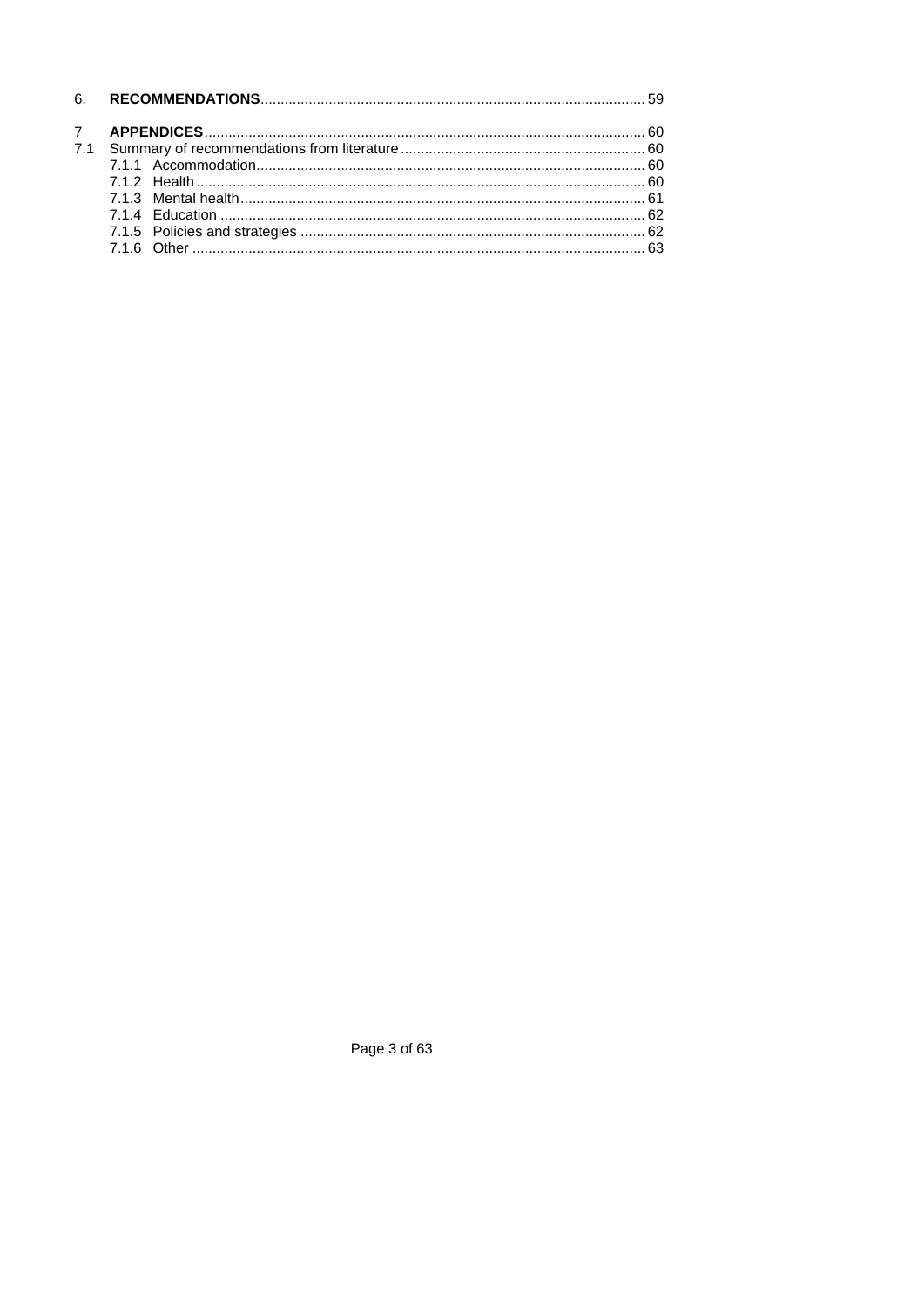6. **RECOMMENDATIONS** ........ 59

7 **APPENDICES** ........ 60

7.1 Summary of recommendations from literature ........ 60

- 7.1.1 Accommodation ........ 60
- 7.1.2 Health ........ 60
- 7.1.3 Mental health ........ 61
- 7.1.4 Education ........ 62
- 7.1.5 Policies and strategies ........ 62
- 7.1.6 Other ........ 63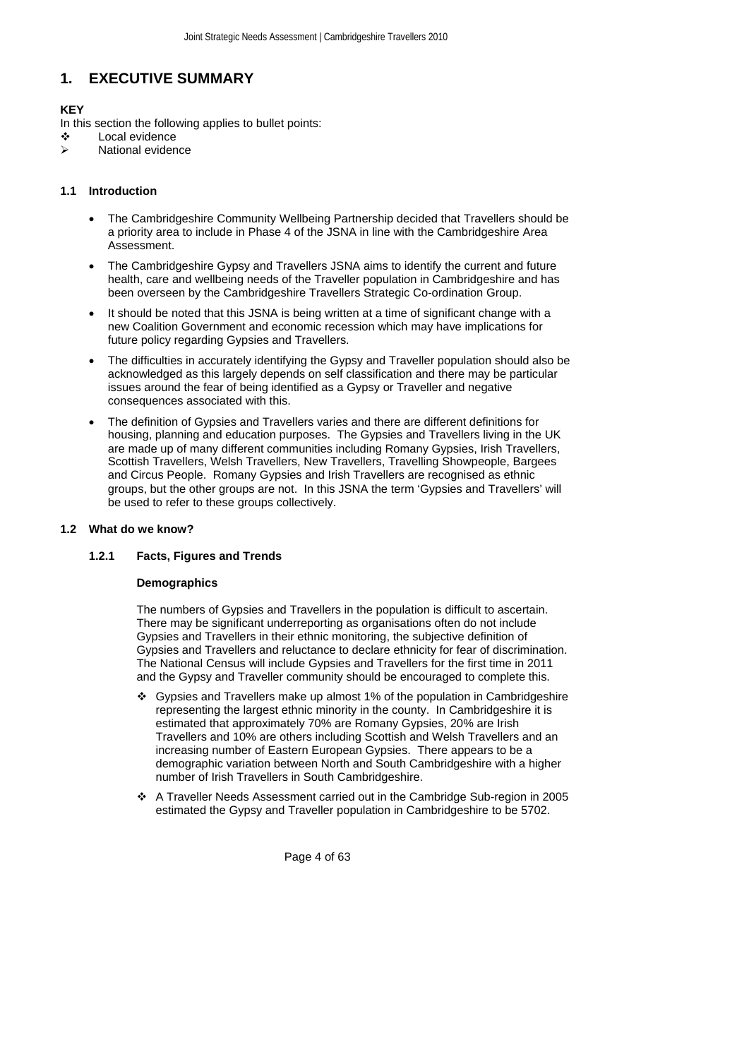# 1. EXECUTIVE SUMMARY

**KEY**

In this section the following applies to bullet points:

- ❖ Local evidence
- ➢ National evidence

### 1.1 Introduction

- The Cambridgeshire Community Wellbeing Partnership decided that Travellers should be a priority area to include in Phase 4 of the JSNA in line with the Cambridgeshire Area Assessment.
- The Cambridgeshire Gypsy and Travellers JSNA aims to identify the current and future health, care and wellbeing needs of the Traveller population in Cambridgeshire and has been overseen by the Cambridgeshire Travellers Strategic Co-ordination Group.
- It should be noted that this JSNA is being written at a time of significant change with a new Coalition Government and economic recession which may have implications for future policy regarding Gypsies and Travellers.
- The difficulties in accurately identifying the Gypsy and Traveller population should also be acknowledged as this largely depends on self classification and there may be particular issues around the fear of being identified as a Gypsy or Traveller and negative consequences associated with this.
- The definition of Gypsies and Travellers varies and there are different definitions for housing, planning and education purposes. The Gypsies and Travellers living in the UK are made up of many different communities including Romany Gypsies, Irish Travellers, Scottish Travellers, Welsh Travellers, New Travellers, Travelling Showpeople, Bargees and Circus People. Romany Gypsies and Irish Travellers are recognised as ethnic groups, but the other groups are not. In this JSNA the term 'Gypsies and Travellers' will be used to refer to these groups collectively.

### 1.2 What do we know?

#### 1.2.1 Facts, Figures and Trends

**Demographics**

The numbers of Gypsies and Travellers in the population is difficult to ascertain. There may be significant underreporting as organisations often do not include Gypsies and Travellers in their ethnic monitoring, the subjective definition of Gypsies and Travellers and reluctance to declare ethnicity for fear of discrimination. The National Census will include Gypsies and Travellers for the first time in 2011 and the Gypsy and Traveller community should be encouraged to complete this.

- ❖ Gypsies and Travellers make up almost 1% of the population in Cambridgeshire representing the largest ethnic minority in the county. In Cambridgeshire it is estimated that approximately 70% are Romany Gypsies, 20% are Irish Travellers and 10% are others including Scottish and Welsh Travellers and an increasing number of Eastern European Gypsies. There appears to be a demographic variation between North and South Cambridgeshire with a higher number of Irish Travellers in South Cambridgeshire.
- ❖ A Traveller Needs Assessment carried out in the Cambridge Sub-region in 2005 estimated the Gypsy and Traveller population in Cambridgeshire to be 5702.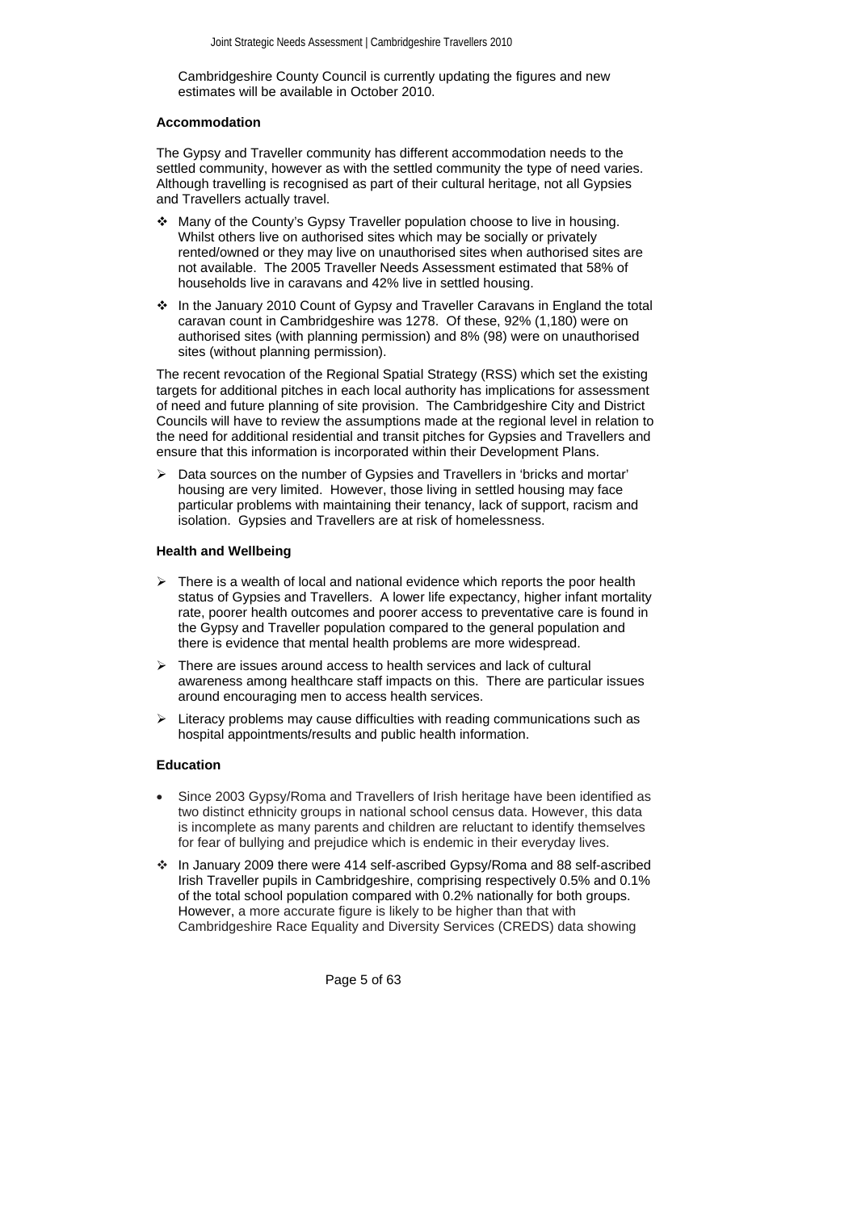Cambridgeshire County Council is currently updating the figures and new estimates will be available in October 2010.

**Accommodation**

The Gypsy and Traveller community has different accommodation needs to the settled community, however as with the settled community the type of need varies. Although travelling is recognised as part of their cultural heritage, not all Gypsies and Travellers actually travel.

- Many of the County's Gypsy Traveller population choose to live in housing. Whilst others live on authorised sites which may be socially or privately rented/owned or they may live on unauthorised sites when authorised sites are not available. The 2005 Traveller Needs Assessment estimated that 58% of households live in caravans and 42% live in settled housing.
- In the January 2010 Count of Gypsy and Traveller Caravans in England the total caravan count in Cambridgeshire was 1278. Of these, 92% (1,180) were on authorised sites (with planning permission) and 8% (98) were on unauthorised sites (without planning permission).

The recent revocation of the Regional Spatial Strategy (RSS) which set the existing targets for additional pitches in each local authority has implications for assessment of need and future planning of site provision. The Cambridgeshire City and District Councils will have to review the assumptions made at the regional level in relation to the need for additional residential and transit pitches for Gypsies and Travellers and ensure that this information is incorporated within their Development Plans.

- Data sources on the number of Gypsies and Travellers in 'bricks and mortar' housing are very limited. However, those living in settled housing may face particular problems with maintaining their tenancy, lack of support, racism and isolation. Gypsies and Travellers are at risk of homelessness.

**Health and Wellbeing**

- There is a wealth of local and national evidence which reports the poor health status of Gypsies and Travellers. A lower life expectancy, higher infant mortality rate, poorer health outcomes and poorer access to preventative care is found in the Gypsy and Traveller population compared to the general population and there is evidence that mental health problems are more widespread.
- There are issues around access to health services and lack of cultural awareness among healthcare staff impacts on this. There are particular issues around encouraging men to access health services.
- Literacy problems may cause difficulties with reading communications such as hospital appointments/results and public health information.

**Education**

- Since 2003 Gypsy/Roma and Travellers of Irish heritage have been identified as two distinct ethnicity groups in national school census data. However, this data is incomplete as many parents and children are reluctant to identify themselves for fear of bullying and prejudice which is endemic in their everyday lives.
- In January 2009 there were 414 self-ascribed Gypsy/Roma and 88 self-ascribed Irish Traveller pupils in Cambridgeshire, comprising respectively 0.5% and 0.1% of the total school population compared with 0.2% nationally for both groups. However, a more accurate figure is likely to be higher than that with Cambridgeshire Race Equality and Diversity Services (CREDS) data showing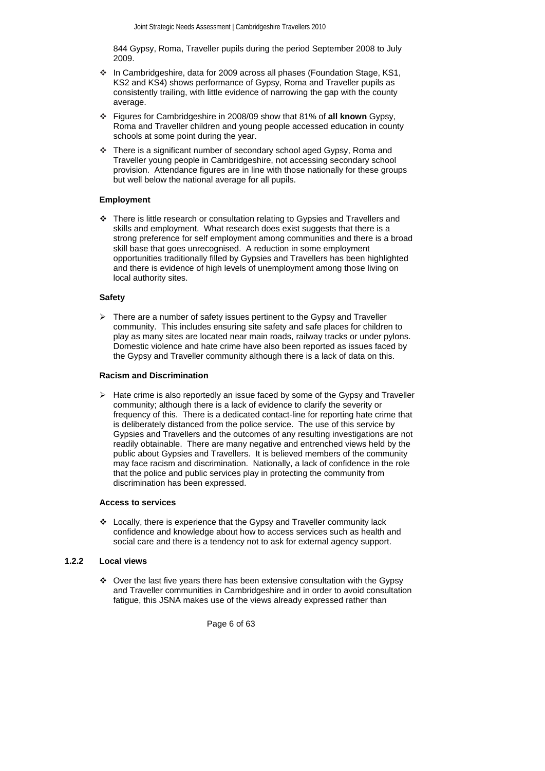844 Gypsy, Roma, Traveller pupils during the period September 2008 to July 2009.

- In Cambridgeshire, data for 2009 across all phases (Foundation Stage, KS1, KS2 and KS4) shows performance of Gypsy, Roma and Traveller pupils as consistently trailing, with little evidence of narrowing the gap with the county average.
- Figures for Cambridgeshire in 2008/09 show that 81% of **all known** Gypsy, Roma and Traveller children and young people accessed education in county schools at some point during the year.
- There is a significant number of secondary school aged Gypsy, Roma and Traveller young people in Cambridgeshire, not accessing secondary school provision. Attendance figures are in line with those nationally for these groups but well below the national average for all pupils.

**Employment**

- There is little research or consultation relating to Gypsies and Travellers and skills and employment. What research does exist suggests that there is a strong preference for self employment among communities and there is a broad skill base that goes unrecognised. A reduction in some employment opportunities traditionally filled by Gypsies and Travellers has been highlighted and there is evidence of high levels of unemployment among those living on local authority sites.

**Safety**

- There are a number of safety issues pertinent to the Gypsy and Traveller community. This includes ensuring site safety and safe places for children to play as many sites are located near main roads, railway tracks or under pylons. Domestic violence and hate crime have also been reported as issues faced by the Gypsy and Traveller community although there is a lack of data on this.

**Racism and Discrimination**

- Hate crime is also reportedly an issue faced by some of the Gypsy and Traveller community; although there is a lack of evidence to clarify the severity or frequency of this. There is a dedicated contact-line for reporting hate crime that is deliberately distanced from the police service. The use of this service by Gypsies and Travellers and the outcomes of any resulting investigations are not readily obtainable. There are many negative and entrenched views held by the public about Gypsies and Travellers. It is believed members of the community may face racism and discrimination. Nationally, a lack of confidence in the role that the police and public services play in protecting the community from discrimination has been expressed.

**Access to services**

- Locally, there is experience that the Gypsy and Traveller community lack confidence and knowledge about how to access services such as health and social care and there is a tendency not to ask for external agency support.

### 1.2.2 Local views

- Over the last five years there has been extensive consultation with the Gypsy and Traveller communities in Cambridgeshire and in order to avoid consultation fatigue, this JSNA makes use of the views already expressed rather than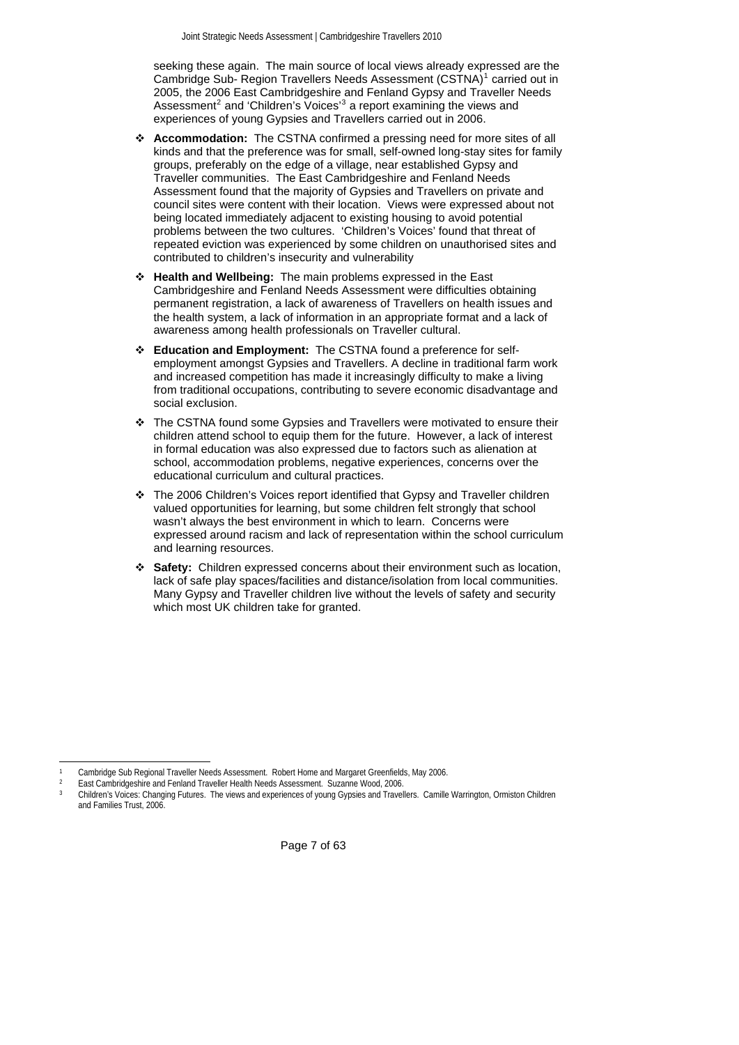seeking these again. The main source of local views already expressed are the Cambridge Sub- Region Travellers Needs Assessment (CSTNA)[1] carried out in 2005, the 2006 East Cambridgeshire and Fenland Gypsy and Traveller Needs Assessment[2] and 'Children's Voices'[3] a report examining the views and experiences of young Gypsies and Travellers carried out in 2006.

- **Accommodation:** The CSTNA confirmed a pressing need for more sites of all kinds and that the preference was for small, self-owned long-stay sites for family groups, preferably on the edge of a village, near established Gypsy and Traveller communities. The East Cambridgeshire and Fenland Needs Assessment found that the majority of Gypsies and Travellers on private and council sites were content with their location. Views were expressed about not being located immediately adjacent to existing housing to avoid potential problems between the two cultures. 'Children's Voices' found that threat of repeated eviction was experienced by some children on unauthorised sites and contributed to children's insecurity and vulnerability
- **Health and Wellbeing:** The main problems expressed in the East Cambridgeshire and Fenland Needs Assessment were difficulties obtaining permanent registration, a lack of awareness of Travellers on health issues and the health system, a lack of information in an appropriate format and a lack of awareness among health professionals on Traveller cultural.
- **Education and Employment:** The CSTNA found a preference for self-employment amongst Gypsies and Travellers. A decline in traditional farm work and increased competition has made it increasingly difficulty to make a living from traditional occupations, contributing to severe economic disadvantage and social exclusion.
- The CSTNA found some Gypsies and Travellers were motivated to ensure their children attend school to equip them for the future. However, a lack of interest in formal education was also expressed due to factors such as alienation at school, accommodation problems, negative experiences, concerns over the educational curriculum and cultural practices.
- The 2006 Children's Voices report identified that Gypsy and Traveller children valued opportunities for learning, but some children felt strongly that school wasn't always the best environment in which to learn. Concerns were expressed around racism and lack of representation within the school curriculum and learning resources.
- **Safety:** Children expressed concerns about their environment such as location, lack of safe play spaces/facilities and distance/isolation from local communities. Many Gypsy and Traveller children live without the levels of safety and security which most UK children take for granted.

---

[1] Cambridge Sub Regional Traveller Needs Assessment. Robert Home and Margaret Greenfields, May 2006.

[2] East Cambridgeshire and Fenland Traveller Health Needs Assessment. Suzanne Wood, 2006.

[3] Children's Voices: Changing Futures. The views and experiences of young Gypsies and Travellers. Camille Warrington, Ormiston Children and Families Trust, 2006.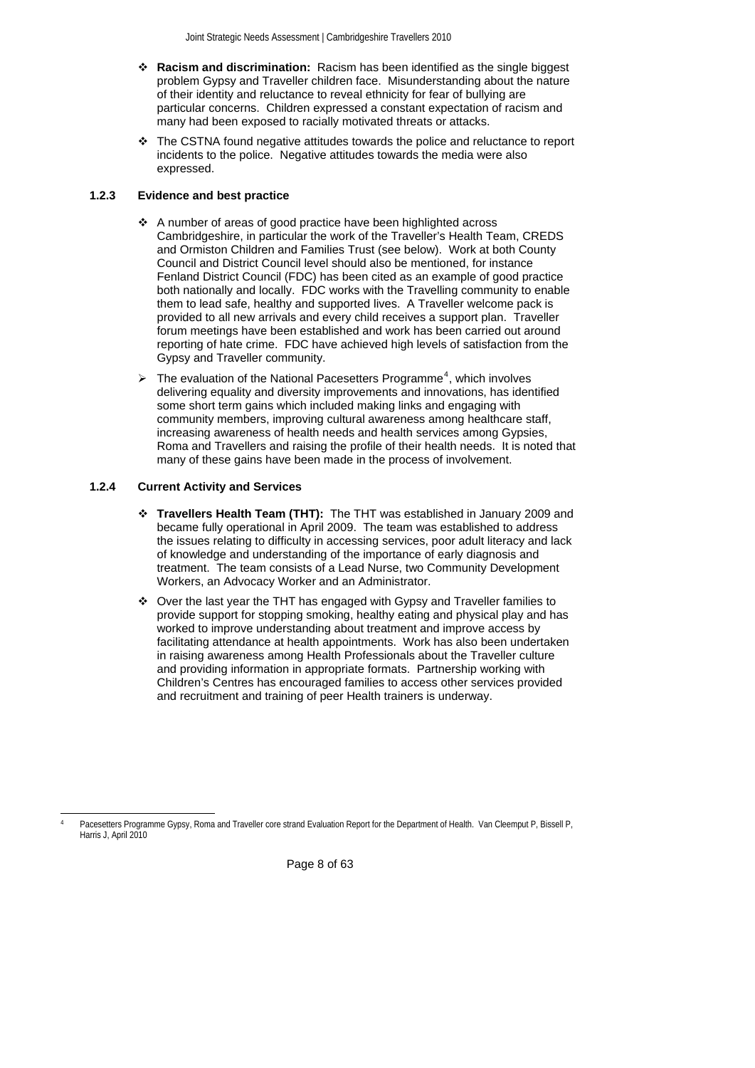- **Racism and discrimination:** Racism has been identified as the single biggest problem Gypsy and Traveller children face. Misunderstanding about the nature of their identity and reluctance to reveal ethnicity for fear of bullying are particular concerns. Children expressed a constant expectation of racism and many had been exposed to racially motivated threats or attacks.
- The CSTNA found negative attitudes towards the police and reluctance to report incidents to the police. Negative attitudes towards the media were also expressed.

### 1.2.3 Evidence and best practice

- A number of areas of good practice have been highlighted across Cambridgeshire, in particular the work of the Traveller's Health Team, CREDS and Ormiston Children and Families Trust (see below). Work at both County Council and District Council level should also be mentioned, for instance Fenland District Council (FDC) has been cited as an example of good practice both nationally and locally. FDC works with the Travelling community to enable them to lead safe, healthy and supported lives. A Traveller welcome pack is provided to all new arrivals and every child receives a support plan. Traveller forum meetings have been established and work has been carried out around reporting of hate crime. FDC have achieved high levels of satisfaction from the Gypsy and Traveller community.
- The evaluation of the National Pacesetters Programme[4], which involves delivering equality and diversity improvements and innovations, has identified some short term gains which included making links and engaging with community members, improving cultural awareness among healthcare staff, increasing awareness of health needs and health services among Gypsies, Roma and Travellers and raising the profile of their health needs. It is noted that many of these gains have been made in the process of involvement.

### 1.2.4 Current Activity and Services

- **Travellers Health Team (THT):** The THT was established in January 2009 and became fully operational in April 2009. The team was established to address the issues relating to difficulty in accessing services, poor adult literacy and lack of knowledge and understanding of the importance of early diagnosis and treatment. The team consists of a Lead Nurse, two Community Development Workers, an Advocacy Worker and an Administrator.
- Over the last year the THT has engaged with Gypsy and Traveller families to provide support for stopping smoking, healthy eating and physical play and has worked to improve understanding about treatment and improve access by facilitating attendance at health appointments. Work has also been undertaken in raising awareness among Health Professionals about the Traveller culture and providing information in appropriate formats. Partnership working with Children's Centres has encouraged families to access other services provided and recruitment and training of peer Health trainers is underway.

[4] Pacesetters Programme Gypsy, Roma and Traveller core strand Evaluation Report for the Department of Health. Van Cleemput P, Bissell P, Harris J, April 2010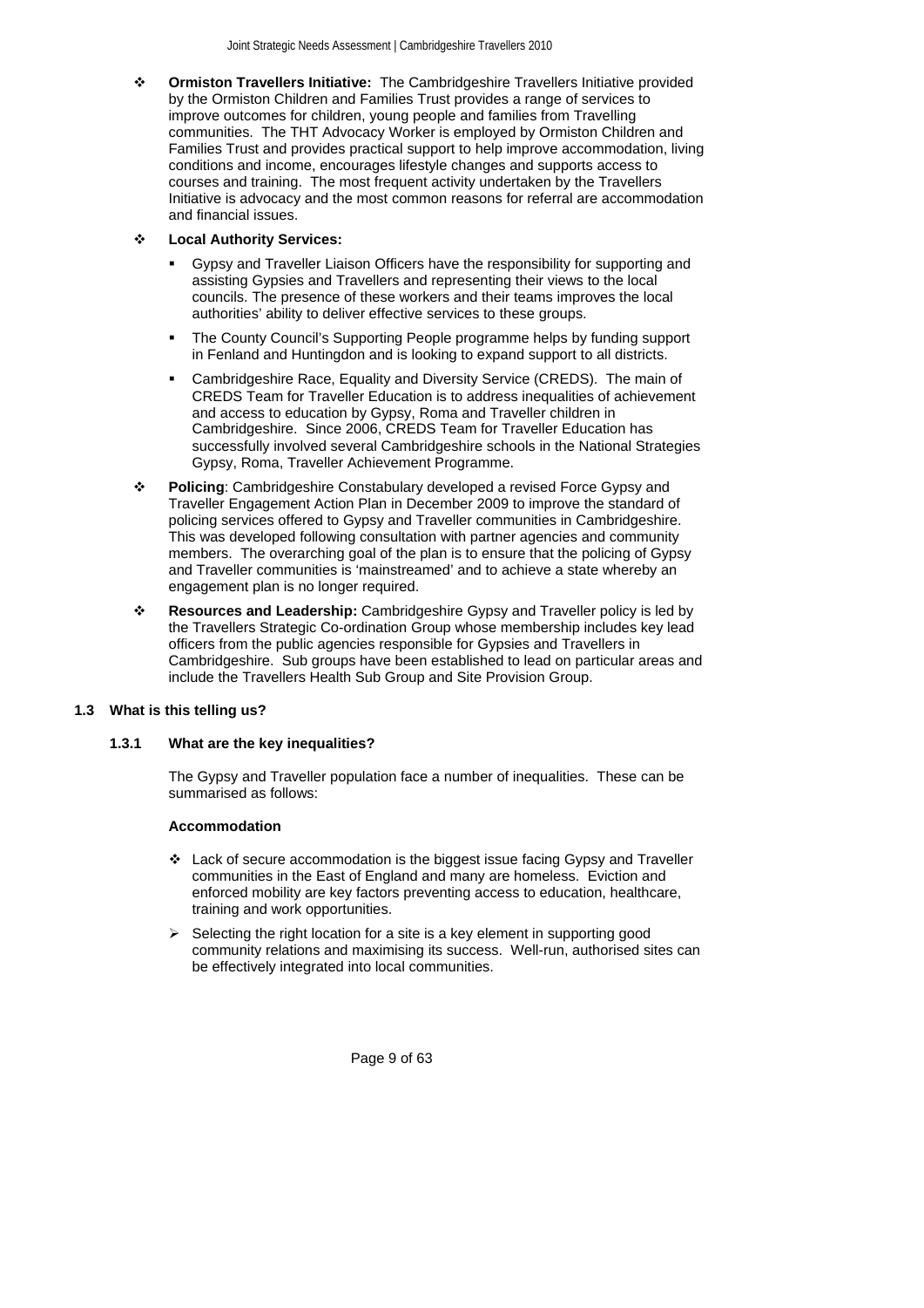- **Ormiston Travellers Initiative:** The Cambridgeshire Travellers Initiative provided by the Ormiston Children and Families Trust provides a range of services to improve outcomes for children, young people and families from Travelling communities. The THT Advocacy Worker is employed by Ormiston Children and Families Trust and provides practical support to help improve accommodation, living conditions and income, encourages lifestyle changes and supports access to courses and training. The most frequent activity undertaken by the Travellers Initiative is advocacy and the most common reasons for referral are accommodation and financial issues.

- **Local Authority Services:**

  - Gypsy and Traveller Liaison Officers have the responsibility for supporting and assisting Gypsies and Travellers and representing their views to the local councils. The presence of these workers and their teams improves the local authorities' ability to deliver effective services to these groups.

  - The County Council's Supporting People programme helps by funding support in Fenland and Huntingdon and is looking to expand support to all districts.

  - Cambridgeshire Race, Equality and Diversity Service (CREDS). The main of CREDS Team for Traveller Education is to address inequalities of achievement and access to education by Gypsy, Roma and Traveller children in Cambridgeshire. Since 2006, CREDS Team for Traveller Education has successfully involved several Cambridgeshire schools in the National Strategies Gypsy, Roma, Traveller Achievement Programme.

- **Policing**: Cambridgeshire Constabulary developed a revised Force Gypsy and Traveller Engagement Action Plan in December 2009 to improve the standard of policing services offered to Gypsy and Traveller communities in Cambridgeshire. This was developed following consultation with partner agencies and community members. The overarching goal of the plan is to ensure that the policing of Gypsy and Traveller communities is 'mainstreamed' and to achieve a state whereby an engagement plan is no longer required.

- **Resources and Leadership:** Cambridgeshire Gypsy and Traveller policy is led by the Travellers Strategic Co-ordination Group whose membership includes key lead officers from the public agencies responsible for Gypsies and Travellers in Cambridgeshire. Sub groups have been established to lead on particular areas and include the Travellers Health Sub Group and Site Provision Group.

## 1.3 What is this telling us?

### 1.3.1 What are the key inequalities?

The Gypsy and Traveller population face a number of inequalities. These can be summarised as follows:

**Accommodation**

- Lack of secure accommodation is the biggest issue facing Gypsy and Traveller communities in the East of England and many are homeless. Eviction and enforced mobility are key factors preventing access to education, healthcare, training and work opportunities.

- Selecting the right location for a site is a key element in supporting good community relations and maximising its success. Well-run, authorised sites can be effectively integrated into local communities.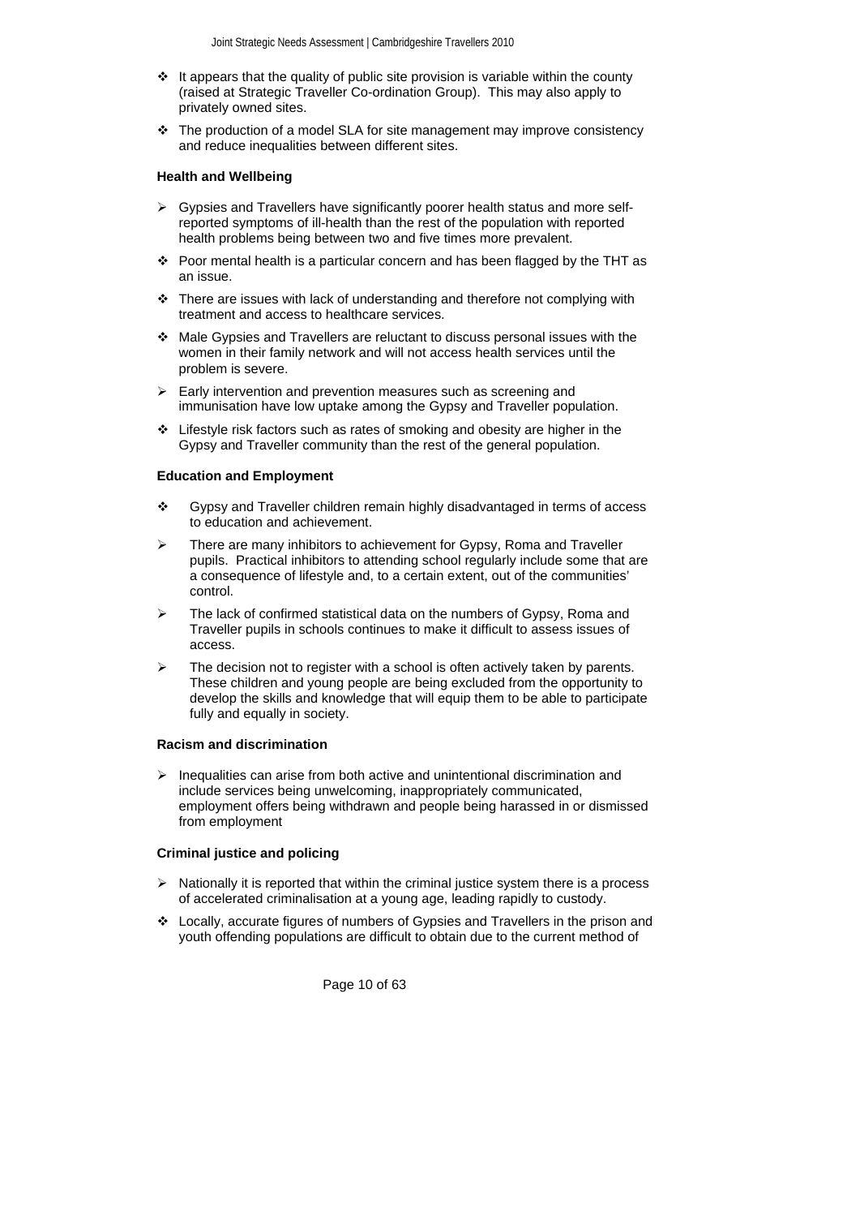- It appears that the quality of public site provision is variable within the county (raised at Strategic Traveller Co-ordination Group). This may also apply to privately owned sites.
- The production of a model SLA for site management may improve consistency and reduce inequalities between different sites.

**Health and Wellbeing**

- Gypsies and Travellers have significantly poorer health status and more self-reported symptoms of ill-health than the rest of the population with reported health problems being between two and five times more prevalent.
- Poor mental health is a particular concern and has been flagged by the THT as an issue.
- There are issues with lack of understanding and therefore not complying with treatment and access to healthcare services.
- Male Gypsies and Travellers are reluctant to discuss personal issues with the women in their family network and will not access health services until the problem is severe.
- Early intervention and prevention measures such as screening and immunisation have low uptake among the Gypsy and Traveller population.
- Lifestyle risk factors such as rates of smoking and obesity are higher in the Gypsy and Traveller community than the rest of the general population.

**Education and Employment**

- Gypsy and Traveller children remain highly disadvantaged in terms of access to education and achievement.
- There are many inhibitors to achievement for Gypsy, Roma and Traveller pupils. Practical inhibitors to attending school regularly include some that are a consequence of lifestyle and, to a certain extent, out of the communities' control.
- The lack of confirmed statistical data on the numbers of Gypsy, Roma and Traveller pupils in schools continues to make it difficult to assess issues of access.
- The decision not to register with a school is often actively taken by parents. These children and young people are being excluded from the opportunity to develop the skills and knowledge that will equip them to be able to participate fully and equally in society.

**Racism and discrimination**

- Inequalities can arise from both active and unintentional discrimination and include services being unwelcoming, inappropriately communicated, employment offers being withdrawn and people being harassed in or dismissed from employment

**Criminal justice and policing**

- Nationally it is reported that within the criminal justice system there is a process of accelerated criminalisation at a young age, leading rapidly to custody.
- Locally, accurate figures of numbers of Gypsies and Travellers in the prison and youth offending populations are difficult to obtain due to the current method of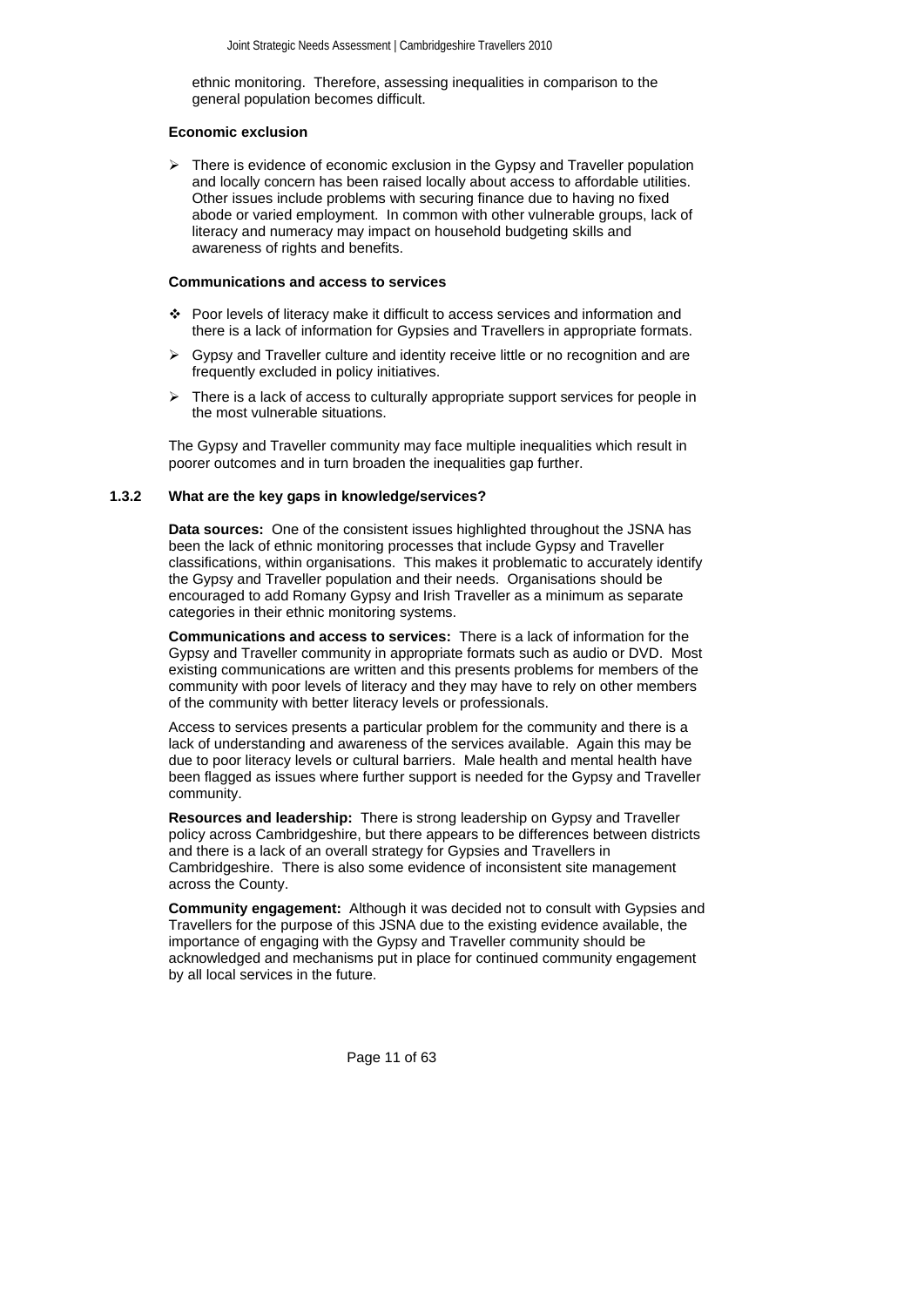ethnic monitoring. Therefore, assessing inequalities in comparison to the general population becomes difficult.

**Economic exclusion**

- There is evidence of economic exclusion in the Gypsy and Traveller population and locally concern has been raised locally about access to affordable utilities. Other issues include problems with securing finance due to having no fixed abode or varied employment. In common with other vulnerable groups, lack of literacy and numeracy may impact on household budgeting skills and awareness of rights and benefits.

**Communications and access to services**

- Poor levels of literacy make it difficult to access services and information and there is a lack of information for Gypsies and Travellers in appropriate formats.
- Gypsy and Traveller culture and identity receive little or no recognition and are frequently excluded in policy initiatives.
- There is a lack of access to culturally appropriate support services for people in the most vulnerable situations.

The Gypsy and Traveller community may face multiple inequalities which result in poorer outcomes and in turn broaden the inequalities gap further.

### 1.3.2 What are the key gaps in knowledge/services?

**Data sources:** One of the consistent issues highlighted throughout the JSNA has been the lack of ethnic monitoring processes that include Gypsy and Traveller classifications, within organisations. This makes it problematic to accurately identify the Gypsy and Traveller population and their needs. Organisations should be encouraged to add Romany Gypsy and Irish Traveller as a minimum as separate categories in their ethnic monitoring systems.

**Communications and access to services:** There is a lack of information for the Gypsy and Traveller community in appropriate formats such as audio or DVD. Most existing communications are written and this presents problems for members of the community with poor levels of literacy and they may have to rely on other members of the community with better literacy levels or professionals.

Access to services presents a particular problem for the community and there is a lack of understanding and awareness of the services available. Again this may be due to poor literacy levels or cultural barriers. Male health and mental health have been flagged as issues where further support is needed for the Gypsy and Traveller community.

**Resources and leadership:** There is strong leadership on Gypsy and Traveller policy across Cambridgeshire, but there appears to be differences between districts and there is a lack of an overall strategy for Gypsies and Travellers in Cambridgeshire. There is also some evidence of inconsistent site management across the County.

**Community engagement:** Although it was decided not to consult with Gypsies and Travellers for the purpose of this JSNA due to the existing evidence available, the importance of engaging with the Gypsy and Traveller community should be acknowledged and mechanisms put in place for continued community engagement by all local services in the future.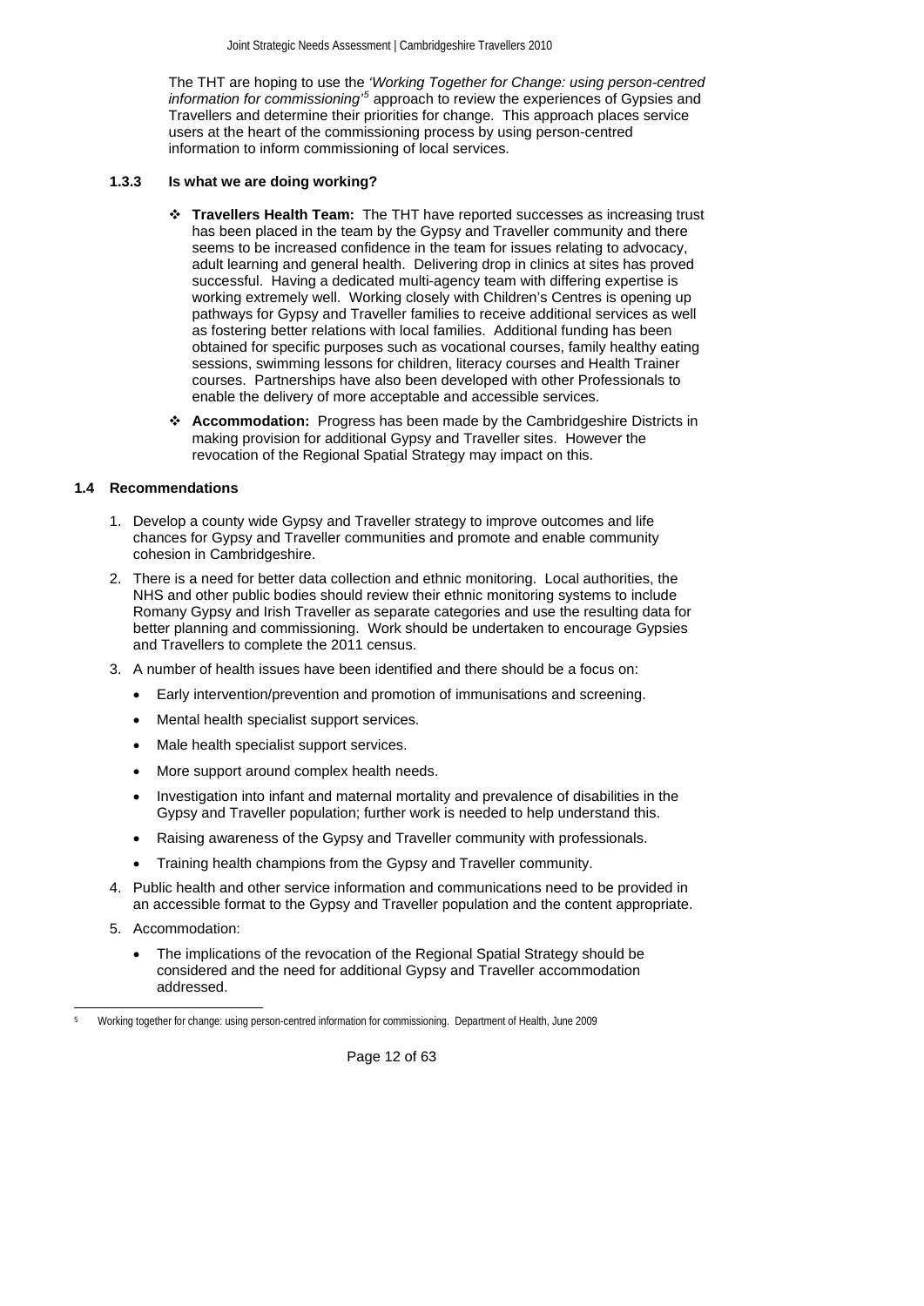The THT are hoping to use the *'Working Together for Change: using person-centred information for commissioning'*[5] approach to review the experiences of Gypsies and Travellers and determine their priorities for change. This approach places service users at the heart of the commissioning process by using person-centred information to inform commissioning of local services.

#### 1.3.3 Is what we are doing working?

- **Travellers Health Team:** The THT have reported successes as increasing trust has been placed in the team by the Gypsy and Traveller community and there seems to be increased confidence in the team for issues relating to advocacy, adult learning and general health. Delivering drop in clinics at sites has proved successful. Having a dedicated multi-agency team with differing expertise is working extremely well. Working closely with Children's Centres is opening up pathways for Gypsy and Traveller families to receive additional services as well as fostering better relations with local families. Additional funding has been obtained for specific purposes such as vocational courses, family healthy eating sessions, swimming lessons for children, literacy courses and Health Trainer courses. Partnerships have also been developed with other Professionals to enable the delivery of more acceptable and accessible services.
- **Accommodation:** Progress has been made by the Cambridgeshire Districts in making provision for additional Gypsy and Traveller sites. However the revocation of the Regional Spatial Strategy may impact on this.

### 1.4 Recommendations

1. Develop a county wide Gypsy and Traveller strategy to improve outcomes and life chances for Gypsy and Traveller communities and promote and enable community cohesion in Cambridgeshire.
2. There is a need for better data collection and ethnic monitoring. Local authorities, the NHS and other public bodies should review their ethnic monitoring systems to include Romany Gypsy and Irish Traveller as separate categories and use the resulting data for better planning and commissioning. Work should be undertaken to encourage Gypsies and Travellers to complete the 2011 census.
3. A number of health issues have been identified and there should be a focus on:
   - Early intervention/prevention and promotion of immunisations and screening.
   - Mental health specialist support services.
   - Male health specialist support services.
   - More support around complex health needs.
   - Investigation into infant and maternal mortality and prevalence of disabilities in the Gypsy and Traveller population; further work is needed to help understand this.
   - Raising awareness of the Gypsy and Traveller community with professionals.
   - Training health champions from the Gypsy and Traveller community.
4. Public health and other service information and communications need to be provided in an accessible format to the Gypsy and Traveller population and the content appropriate.
5. Accommodation:
   - The implications of the revocation of the Regional Spatial Strategy should be considered and the need for additional Gypsy and Traveller accommodation addressed.

[5] Working together for change: using person-centred information for commissioning. Department of Health, June 2009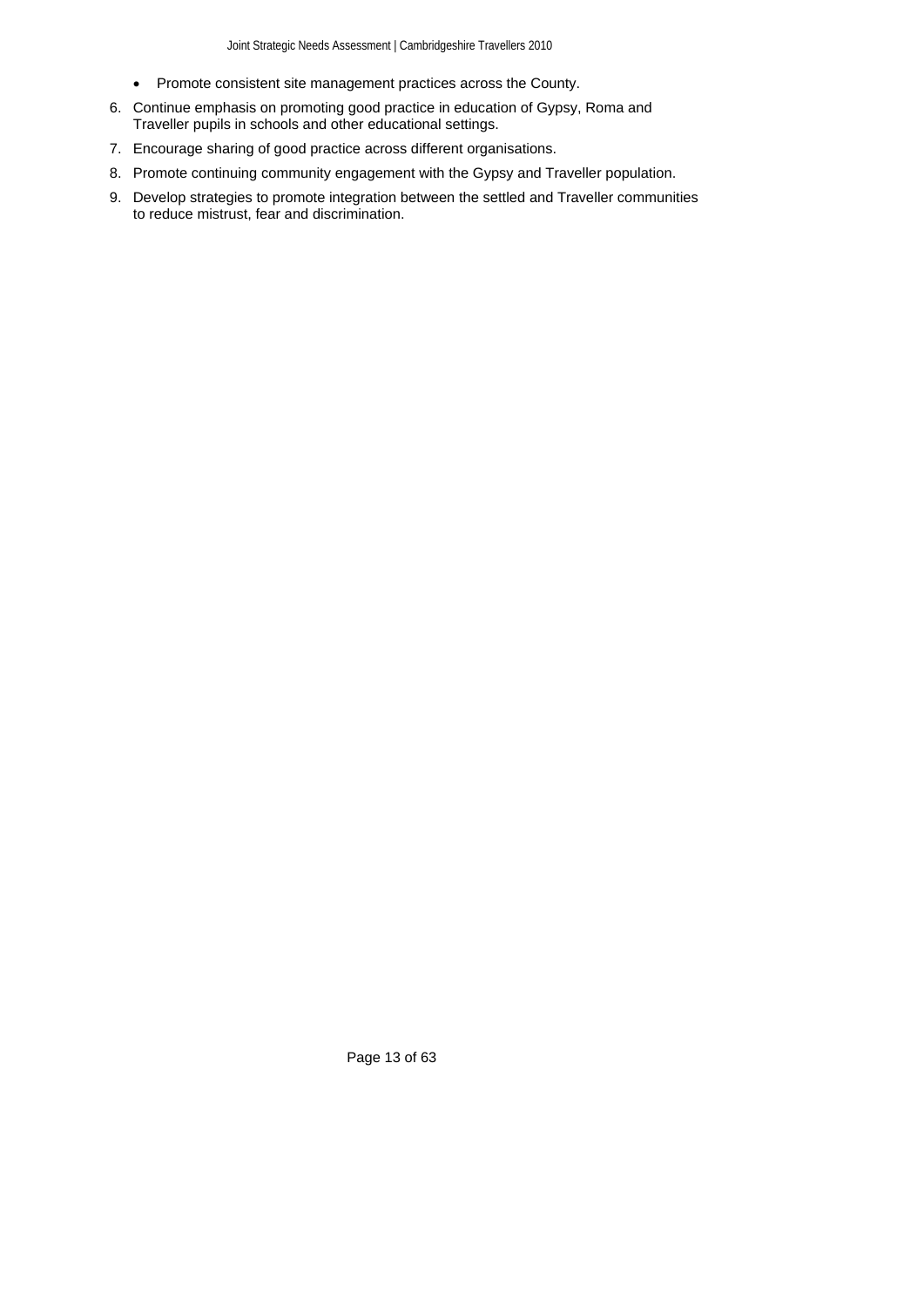- Promote consistent site management practices across the County.

6. Continue emphasis on promoting good practice in education of Gypsy, Roma and Traveller pupils in schools and other educational settings.
7. Encourage sharing of good practice across different organisations.
8. Promote continuing community engagement with the Gypsy and Traveller population.
9. Develop strategies to promote integration between the settled and Traveller communities to reduce mistrust, fear and discrimination.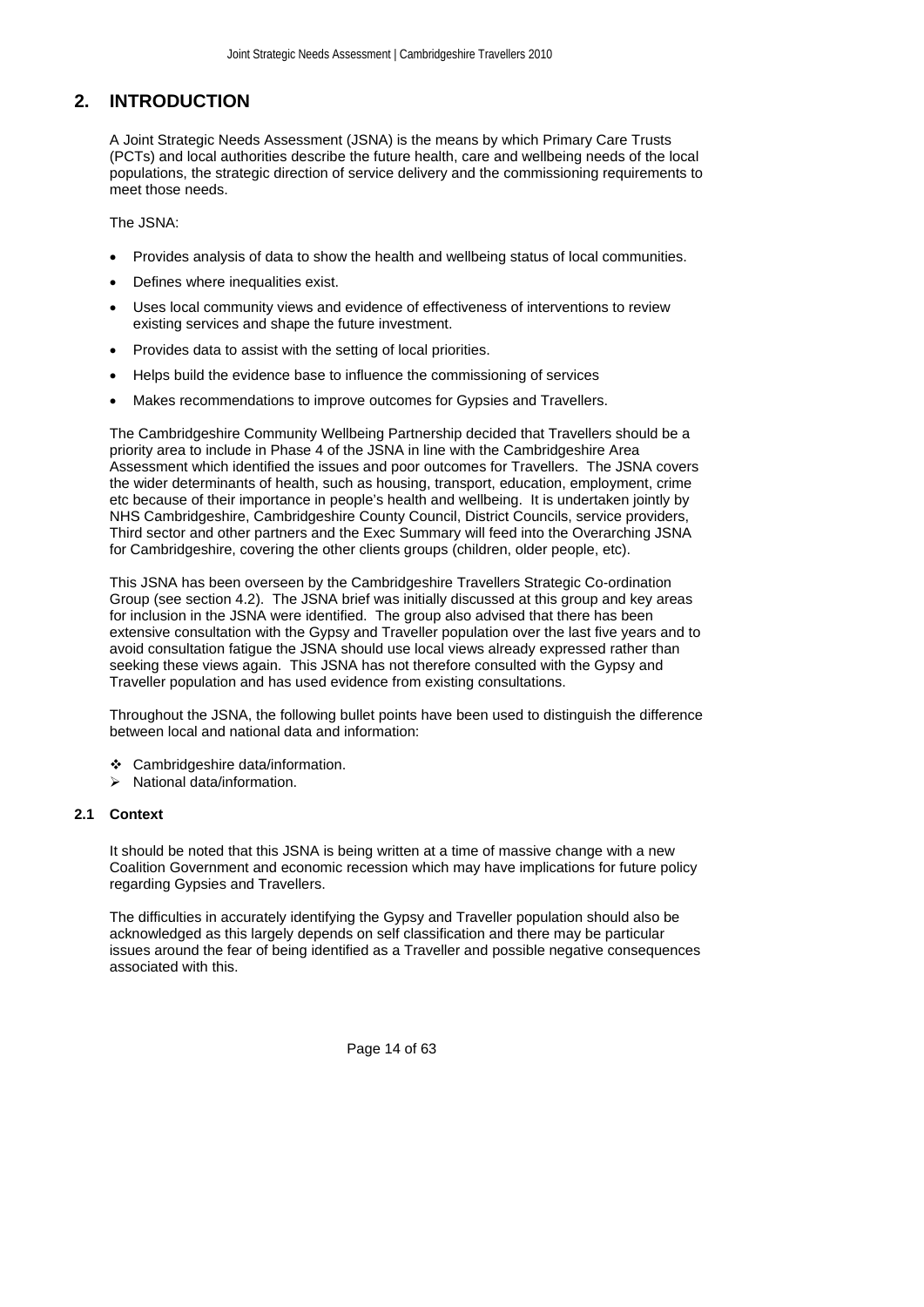# 2. INTRODUCTION

A Joint Strategic Needs Assessment (JSNA) is the means by which Primary Care Trusts (PCTs) and local authorities describe the future health, care and wellbeing needs of the local populations, the strategic direction of service delivery and the commissioning requirements to meet those needs.

The JSNA:

- Provides analysis of data to show the health and wellbeing status of local communities.
- Defines where inequalities exist.
- Uses local community views and evidence of effectiveness of interventions to review existing services and shape the future investment.
- Provides data to assist with the setting of local priorities.
- Helps build the evidence base to influence the commissioning of services
- Makes recommendations to improve outcomes for Gypsies and Travellers.

The Cambridgeshire Community Wellbeing Partnership decided that Travellers should be a priority area to include in Phase 4 of the JSNA in line with the Cambridgeshire Area Assessment which identified the issues and poor outcomes for Travellers. The JSNA covers the wider determinants of health, such as housing, transport, education, employment, crime etc because of their importance in people's health and wellbeing. It is undertaken jointly by NHS Cambridgeshire, Cambridgeshire County Council, District Councils, service providers, Third sector and other partners and the Exec Summary will feed into the Overarching JSNA for Cambridgeshire, covering the other clients groups (children, older people, etc).

This JSNA has been overseen by the Cambridgeshire Travellers Strategic Co-ordination Group (see section 4.2). The JSNA brief was initially discussed at this group and key areas for inclusion in the JSNA were identified. The group also advised that there has been extensive consultation with the Gypsy and Traveller population over the last five years and to avoid consultation fatigue the JSNA should use local views already expressed rather than seeking these views again. This JSNA has not therefore consulted with the Gypsy and Traveller population and has used evidence from existing consultations.

Throughout the JSNA, the following bullet points have been used to distinguish the difference between local and national data and information:

- ❖ Cambridgeshire data/information.
- ➢ National data/information.

### 2.1 Context

It should be noted that this JSNA is being written at a time of massive change with a new Coalition Government and economic recession which may have implications for future policy regarding Gypsies and Travellers.

The difficulties in accurately identifying the Gypsy and Traveller population should also be acknowledged as this largely depends on self classification and there may be particular issues around the fear of being identified as a Traveller and possible negative consequences associated with this.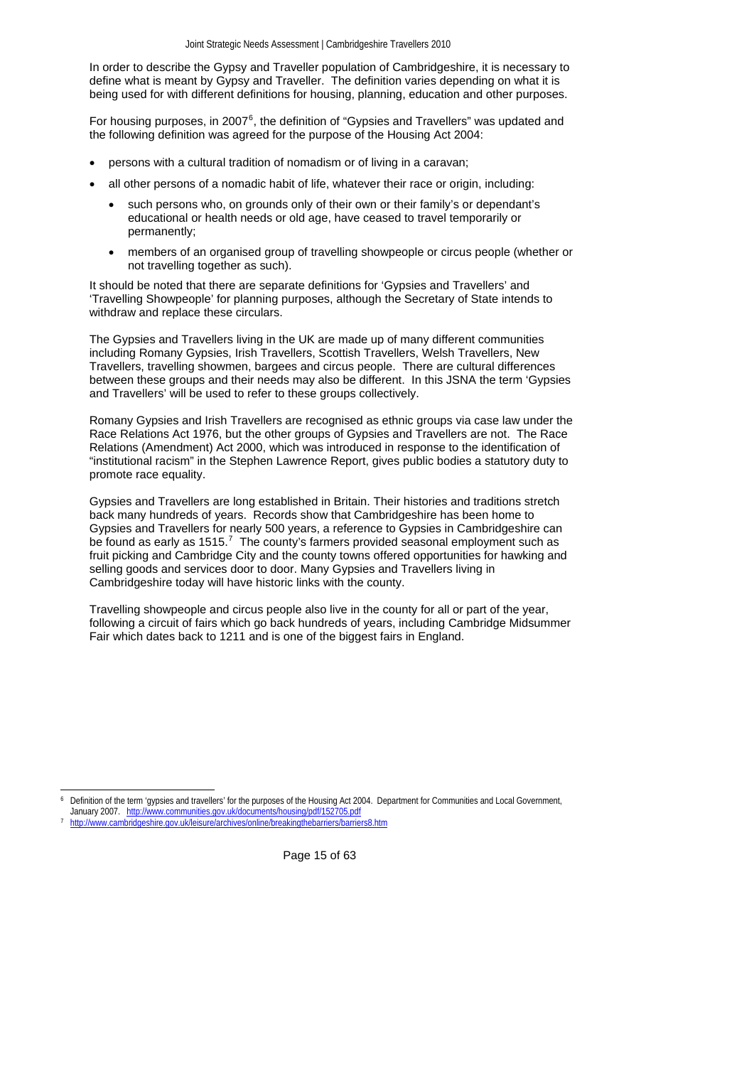In order to describe the Gypsy and Traveller population of Cambridgeshire, it is necessary to define what is meant by Gypsy and Traveller. The definition varies depending on what it is being used for with different definitions for housing, planning, education and other purposes.

For housing purposes, in 2007[6], the definition of "Gypsies and Travellers" was updated and the following definition was agreed for the purpose of the Housing Act 2004:

- persons with a cultural tradition of nomadism or of living in a caravan;
- all other persons of a nomadic habit of life, whatever their race or origin, including:
  - such persons who, on grounds only of their own or their family's or dependant's educational or health needs or old age, have ceased to travel temporarily or permanently;
  - members of an organised group of travelling showpeople or circus people (whether or not travelling together as such).

It should be noted that there are separate definitions for 'Gypsies and Travellers' and 'Travelling Showpeople' for planning purposes, although the Secretary of State intends to withdraw and replace these circulars.

The Gypsies and Travellers living in the UK are made up of many different communities including Romany Gypsies, Irish Travellers, Scottish Travellers, Welsh Travellers, New Travellers, travelling showmen, bargees and circus people. There are cultural differences between these groups and their needs may also be different. In this JSNA the term 'Gypsies and Travellers' will be used to refer to these groups collectively.

Romany Gypsies and Irish Travellers are recognised as ethnic groups via case law under the Race Relations Act 1976, but the other groups of Gypsies and Travellers are not. The Race Relations (Amendment) Act 2000, which was introduced in response to the identification of "institutional racism" in the Stephen Lawrence Report, gives public bodies a statutory duty to promote race equality.

Gypsies and Travellers are long established in Britain. Their histories and traditions stretch back many hundreds of years. Records show that Cambridgeshire has been home to Gypsies and Travellers for nearly 500 years, a reference to Gypsies in Cambridgeshire can be found as early as 1515.[7] The county's farmers provided seasonal employment such as fruit picking and Cambridge City and the county towns offered opportunities for hawking and selling goods and services door to door. Many Gypsies and Travellers living in Cambridgeshire today will have historic links with the county.

Travelling showpeople and circus people also live in the county for all or part of the year, following a circuit of fairs which go back hundreds of years, including Cambridge Midsummer Fair which dates back to 1211 and is one of the biggest fairs in England.

---

[6] Definition of the term 'gypsies and travellers' for the purposes of the Housing Act 2004. Department for Communities and Local Government, January 2007. http://www.communities.gov.uk/documents/housing/pdf/152705.pdf

[7] http://www.cambridgeshire.gov.uk/leisure/archives/online/breakingthebarriers/barriers8.htm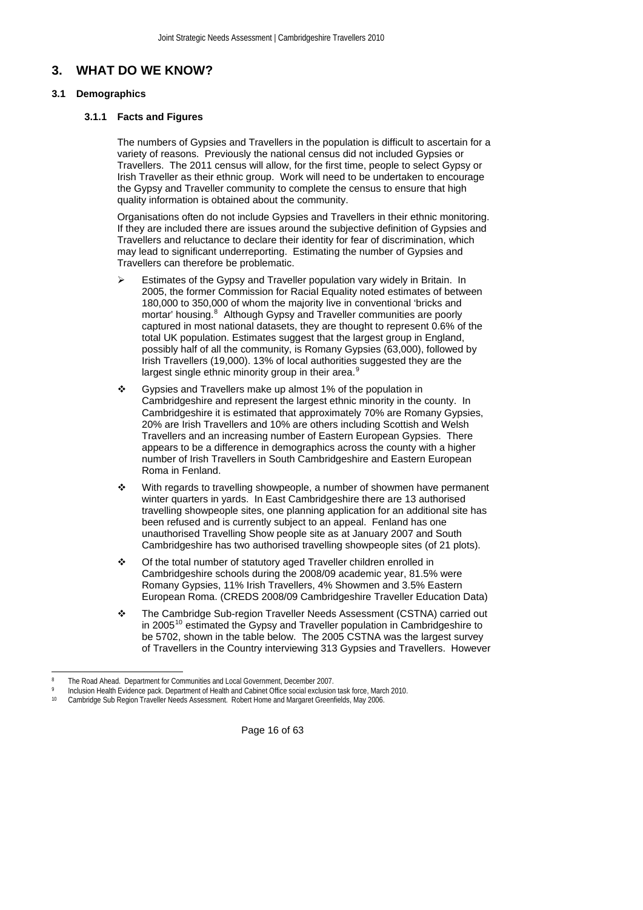## 3. WHAT DO WE KNOW?

### 3.1 Demographics

#### 3.1.1 Facts and Figures

The numbers of Gypsies and Travellers in the population is difficult to ascertain for a variety of reasons. Previously the national census did not included Gypsies or Travellers. The 2011 census will allow, for the first time, people to select Gypsy or Irish Traveller as their ethnic group. Work will need to be undertaken to encourage the Gypsy and Traveller community to complete the census to ensure that high quality information is obtained about the community.

Organisations often do not include Gypsies and Travellers in their ethnic monitoring. If they are included there are issues around the subjective definition of Gypsies and Travellers and reluctance to declare their identity for fear of discrimination, which may lead to significant underreporting. Estimating the number of Gypsies and Travellers can therefore be problematic.

- Estimates of the Gypsy and Traveller population vary widely in Britain. In 2005, the former Commission for Racial Equality noted estimates of between 180,000 to 350,000 of whom the majority live in conventional 'bricks and mortar' housing.[8] Although Gypsy and Traveller communities are poorly captured in most national datasets, they are thought to represent 0.6% of the total UK population. Estimates suggest that the largest group in England, possibly half of all the community, is Romany Gypsies (63,000), followed by Irish Travellers (19,000). 13% of local authorities suggested they are the largest single ethnic minority group in their area.[9]

- Gypsies and Travellers make up almost 1% of the population in Cambridgeshire and represent the largest ethnic minority in the county. In Cambridgeshire it is estimated that approximately 70% are Romany Gypsies, 20% are Irish Travellers and 10% are others including Scottish and Welsh Travellers and an increasing number of Eastern European Gypsies. There appears to be a difference in demographics across the county with a higher number of Irish Travellers in South Cambridgeshire and Eastern European Roma in Fenland.

- With regards to travelling showpeople, a number of showmen have permanent winter quarters in yards. In East Cambridgeshire there are 13 authorised travelling showpeople sites, one planning application for an additional site has been refused and is currently subject to an appeal. Fenland has one unauthorised Travelling Show people site as at January 2007 and South Cambridgeshire has two authorised travelling showpeople sites (of 21 plots).

- Of the total number of statutory aged Traveller children enrolled in Cambridgeshire schools during the 2008/09 academic year, 81.5% were Romany Gypsies, 11% Irish Travellers, 4% Showmen and 3.5% Eastern European Roma. (CREDS 2008/09 Cambridgeshire Traveller Education Data)

- The Cambridge Sub-region Traveller Needs Assessment (CSTNA) carried out in 2005[10] estimated the Gypsy and Traveller population in Cambridgeshire to be 5702, shown in the table below. The 2005 CSTNA was the largest survey of Travellers in the Country interviewing 313 Gypsies and Travellers. However

---

[8] The Road Ahead. Department for Communities and Local Government, December 2007.

[9] Inclusion Health Evidence pack. Department of Health and Cabinet Office social exclusion task force, March 2010.

[10] Cambridge Sub Region Traveller Needs Assessment. Robert Home and Margaret Greenfields, May 2006.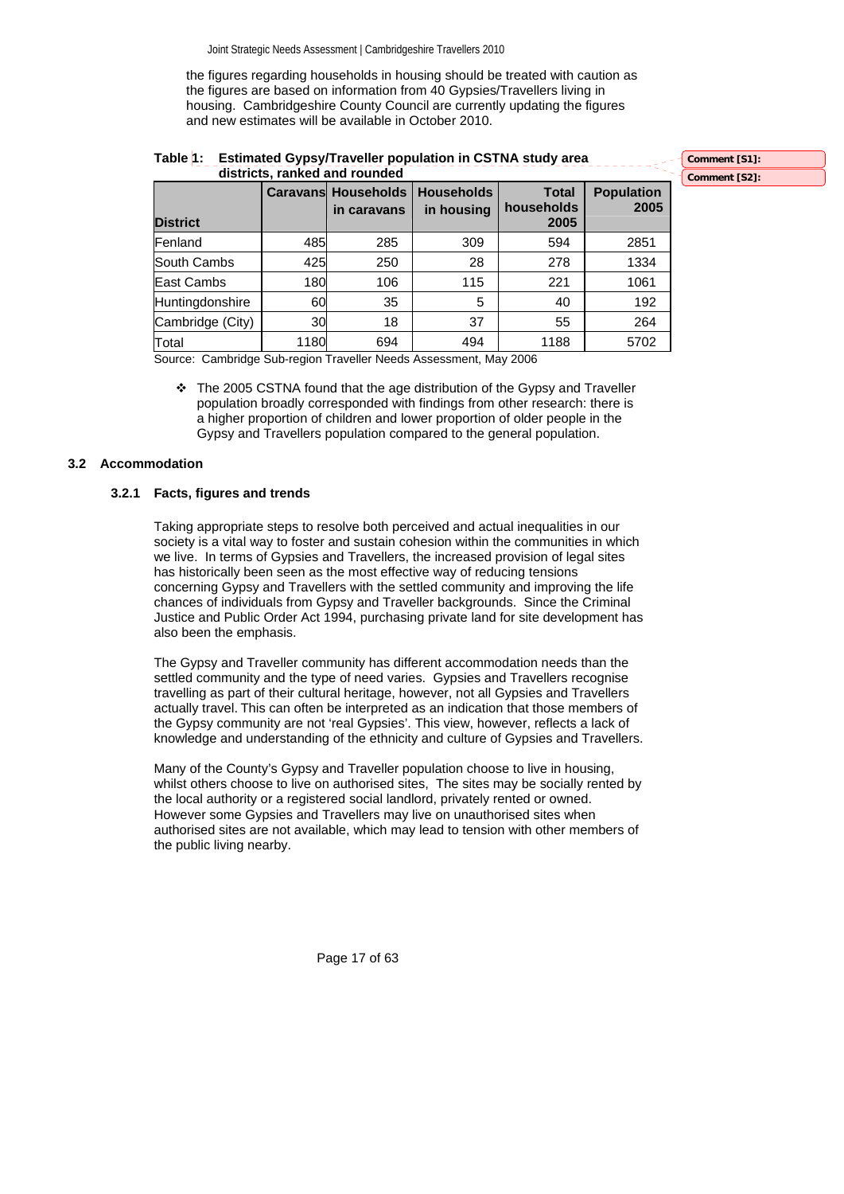the figures regarding households in housing should be treated with caution as the figures are based on information from 40 Gypsies/Travellers living in housing. Cambridgeshire County Council are currently updating the figures and new estimates will be available in October 2010.

**Table 1: Estimated Gypsy/Traveller population in CSTNA study area districts, ranked and rounded**

| District | Caravans | Households in caravans | Households in housing | Total households 2005 | Population 2005 |
|---|---|---|---|---|---|
| Fenland | 485 | 285 | 309 | 594 | 2851 |
| South Cambs | 425 | 250 | 28 | 278 | 1334 |
| East Cambs | 180 | 106 | 115 | 221 | 1061 |
| Huntingdonshire | 60 | 35 | 5 | 40 | 192 |
| Cambridge (City) | 30 | 18 | 37 | 55 | 264 |
| Total | 1180 | 694 | 494 | 1188 | 5702 |

Source: Cambridge Sub-region Traveller Needs Assessment, May 2006

- The 2005 CSTNA found that the age distribution of the Gypsy and Traveller population broadly corresponded with findings from other research: there is a higher proportion of children and lower proportion of older people in the Gypsy and Travellers population compared to the general population.

## 3.2 Accommodation

### 3.2.1 Facts, figures and trends

Taking appropriate steps to resolve both perceived and actual inequalities in our society is a vital way to foster and sustain cohesion within the communities in which we live. In terms of Gypsies and Travellers, the increased provision of legal sites has historically been seen as the most effective way of reducing tensions concerning Gypsy and Travellers with the settled community and improving the life chances of individuals from Gypsy and Traveller backgrounds. Since the Criminal Justice and Public Order Act 1994, purchasing private land for site development has also been the emphasis.

The Gypsy and Traveller community has different accommodation needs than the settled community and the type of need varies. Gypsies and Travellers recognise travelling as part of their cultural heritage, however, not all Gypsies and Travellers actually travel. This can often be interpreted as an indication that those members of the Gypsy community are not 'real Gypsies'. This view, however, reflects a lack of knowledge and understanding of the ethnicity and culture of Gypsies and Travellers.

Many of the County's Gypsy and Traveller population choose to live in housing, whilst others choose to live on authorised sites, The sites may be socially rented by the local authority or a registered social landlord, privately rented or owned. However some Gypsies and Travellers may live on unauthorised sites when authorised sites are not available, which may lead to tension with other members of the public living nearby.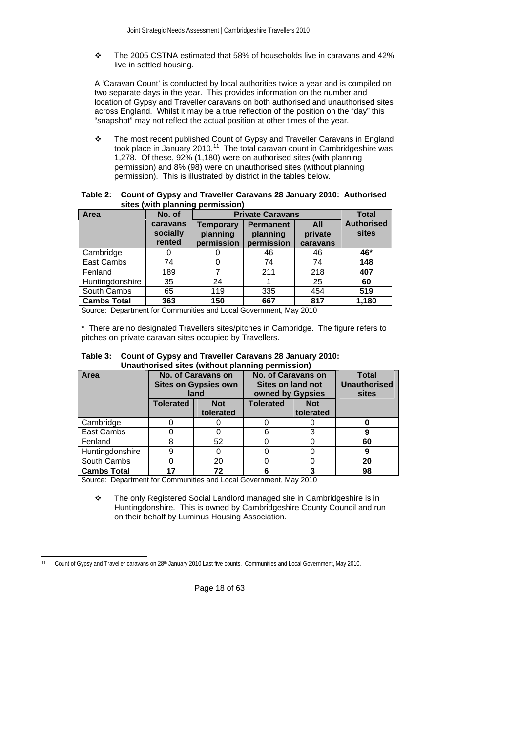- The 2005 CSTNA estimated that 58% of households live in caravans and 42% live in settled housing.

A 'Caravan Count' is conducted by local authorities twice a year and is compiled on two separate days in the year. This provides information on the number and location of Gypsy and Traveller caravans on both authorised and unauthorised sites across England. Whilst it may be a true reflection of the position on the "day" this "snapshot" may not reflect the actual position at other times of the year.

- The most recent published Count of Gypsy and Traveller Caravans in England took place in January 2010.[11] The total caravan count in Cambridgeshire was 1,278. Of these, 92% (1,180) were on authorised sites (with planning permission) and 8% (98) were on unauthorised sites (without planning permission). This is illustrated by district in the tables below.

**Table 2: Count of Gypsy and Traveller Caravans 28 January 2010: Authorised sites (with planning permission)**

| Area | No. of caravans socially rented | Private Caravans | | | Total Authorised sites |
|---|---|---|---|---|---|
| | | Temporary planning permission | Permanent planning permission | All private caravans | |
| Cambridge | 0 | 0 | 46 | 46 | **46*** |
| East Cambs | 74 | 0 | 74 | 74 | **148** |
| Fenland | 189 | 7 | 211 | 218 | **407** |
| Huntingdonshire | 35 | 24 | 1 | 25 | **60** |
| South Cambs | 65 | 119 | 335 | 454 | **519** |
| **Cambs Total** | **363** | **150** | **667** | **817** | **1,180** |

Source: Department for Communities and Local Government, May 2010

\* There are no designated Travellers sites/pitches in Cambridge. The figure refers to pitches on private caravan sites occupied by Travellers.

**Table 3: Count of Gypsy and Traveller Caravans 28 January 2010: Unauthorised sites (without planning permission)**

| Area | No. of Caravans on Sites on Gypsies own land | | No. of Caravans on Sites on land not owned by Gypsies | | Total Unauthorised sites |
|---|---|---|---|---|---|
| | Tolerated | Not tolerated | Tolerated | Not tolerated | |
| Cambridge | 0 | 0 | 0 | 0 | **0** |
| East Cambs | 0 | 0 | 6 | 3 | **9** |
| Fenland | 8 | 52 | 0 | 0 | **60** |
| Huntingdonshire | 9 | 0 | 0 | 0 | **9** |
| South Cambs | 0 | 20 | 0 | 0 | **20** |
| **Cambs Total** | **17** | **72** | **6** | **3** | **98** |

Source: Department for Communities and Local Government, May 2010

- The only Registered Social Landlord managed site in Cambridgeshire is in Huntingdonshire. This is owned by Cambridgeshire County Council and run on their behalf by Luminus Housing Association.

[11] Count of Gypsy and Traveller caravans on 28th January 2010 Last five counts. Communities and Local Government, May 2010.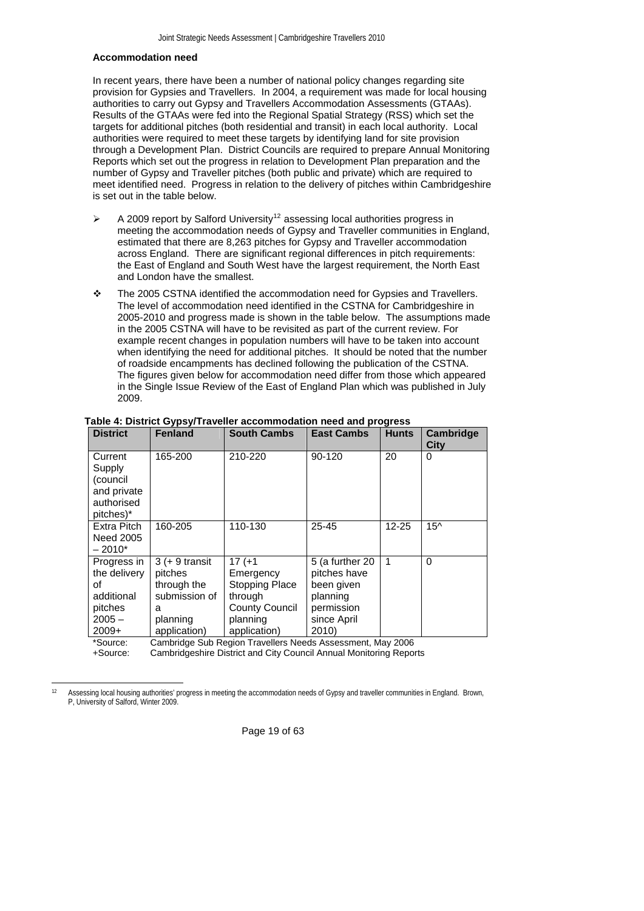### Accommodation need

In recent years, there have been a number of national policy changes regarding site provision for Gypsies and Travellers. In 2004, a requirement was made for local housing authorities to carry out Gypsy and Travellers Accommodation Assessments (GTAAs). Results of the GTAAs were fed into the Regional Spatial Strategy (RSS) which set the targets for additional pitches (both residential and transit) in each local authority. Local authorities were required to meet these targets by identifying land for site provision through a Development Plan. District Councils are required to prepare Annual Monitoring Reports which set out the progress in relation to Development Plan preparation and the number of Gypsy and Traveller pitches (both public and private) which are required to meet identified need. Progress in relation to the delivery of pitches within Cambridgeshire is set out in the table below.

- A 2009 report by Salford University[12] assessing local authorities progress in meeting the accommodation needs of Gypsy and Traveller communities in England, estimated that there are 8,263 pitches for Gypsy and Traveller accommodation across England. There are significant regional differences in pitch requirements: the East of England and South West have the largest requirement, the North East and London have the smallest.

- The 2005 CSTNA identified the accommodation need for Gypsies and Travellers. The level of accommodation need identified in the CSTNA for Cambridgeshire in 2005-2010 and progress made is shown in the table below. The assumptions made in the 2005 CSTNA will have to be revisited as part of the current review. For example recent changes in population numbers will have to be taken into account when identifying the need for additional pitches. It should be noted that the number of roadside encampments has declined following the publication of the CSTNA. The figures given below for accommodation need differ from those which appeared in the Single Issue Review of the East of England Plan which was published in July 2009.

**Table 4: District Gypsy/Traveller accommodation need and progress**

| District | Fenland | South Cambs | East Cambs | Hunts | Cambridge City |
|---|---|---|---|---|---|
| Current Supply (council and private authorised pitches)* | 165-200 | 210-220 | 90-120 | 20 | 0 |
| Extra Pitch Need 2005 – 2010* | 160-205 | 110-130 | 25-45 | 12-25 | 15^ |
| Progress in the delivery of additional pitches 2005 – 2009+ | 3 (+ 9 transit pitches through the submission of a planning application) | 17 (+1 Emergency Stopping Place through County Council planning application) | 5 (a further 20 pitches have been given planning permission since April 2010) | 1 | 0 |

*Source: Cambridge Sub Region Travellers Needs Assessment, May 2006
+Source: Cambridgeshire District and City Council Annual Monitoring Reports

[12] Assessing local housing authorities' progress in meeting the accommodation needs of Gypsy and traveller communities in England. Brown, P, University of Salford, Winter 2009.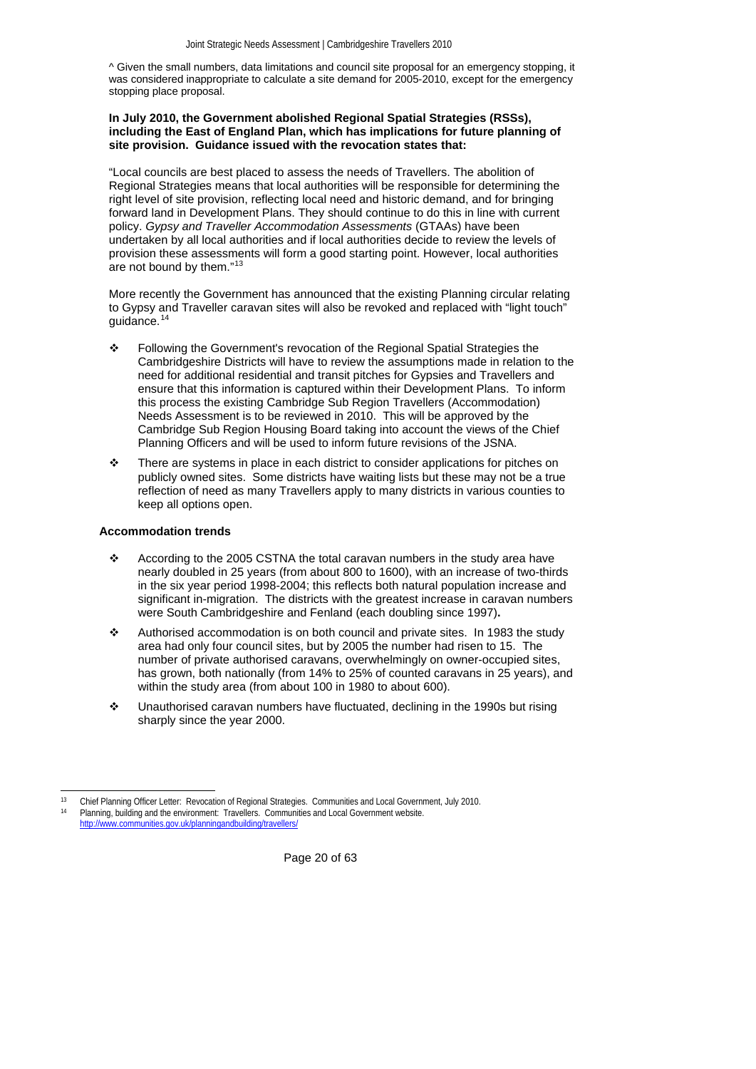^ Given the small numbers, data limitations and council site proposal for an emergency stopping, it was considered inappropriate to calculate a site demand for 2005-2010, except for the emergency stopping place proposal.

**In July 2010, the Government abolished Regional Spatial Strategies (RSSs), including the East of England Plan, which has implications for future planning of site provision. Guidance issued with the revocation states that:**

"Local councils are best placed to assess the needs of Travellers. The abolition of Regional Strategies means that local authorities will be responsible for determining the right level of site provision, reflecting local need and historic demand, and for bringing forward land in Development Plans. They should continue to do this in line with current policy. *Gypsy and Traveller Accommodation Assessments* (GTAAs) have been undertaken by all local authorities and if local authorities decide to review the levels of provision these assessments will form a good starting point. However, local authorities are not bound by them."[13]

More recently the Government has announced that the existing Planning circular relating to Gypsy and Traveller caravan sites will also be revoked and replaced with "light touch" guidance.[14]

- Following the Government's revocation of the Regional Spatial Strategies the Cambridgeshire Districts will have to review the assumptions made in relation to the need for additional residential and transit pitches for Gypsies and Travellers and ensure that this information is captured within their Development Plans. To inform this process the existing Cambridge Sub Region Travellers (Accommodation) Needs Assessment is to be reviewed in 2010. This will be approved by the Cambridge Sub Region Housing Board taking into account the views of the Chief Planning Officers and will be used to inform future revisions of the JSNA.
- There are systems in place in each district to consider applications for pitches on publicly owned sites. Some districts have waiting lists but these may not be a true reflection of need as many Travellers apply to many districts in various counties to keep all options open.

**Accommodation trends**

- According to the 2005 CSTNA the total caravan numbers in the study area have nearly doubled in 25 years (from about 800 to 1600), with an increase of two-thirds in the six year period 1998-2004; this reflects both natural population increase and significant in-migration. The districts with the greatest increase in caravan numbers were South Cambridgeshire and Fenland (each doubling since 1997).
- Authorised accommodation is on both council and private sites. In 1983 the study area had only four council sites, but by 2005 the number had risen to 15. The number of private authorised caravans, overwhelmingly on owner-occupied sites, has grown, both nationally (from 14% to 25% of counted caravans in 25 years), and within the study area (from about 100 in 1980 to about 600).
- Unauthorised caravan numbers have fluctuated, declining in the 1990s but rising sharply since the year 2000.

---

[13] Chief Planning Officer Letter: Revocation of Regional Strategies. Communities and Local Government, July 2010.

[14] Planning, building and the environment: Travellers. Communities and Local Government website. http://www.communities.gov.uk/planningandbuilding/travellers/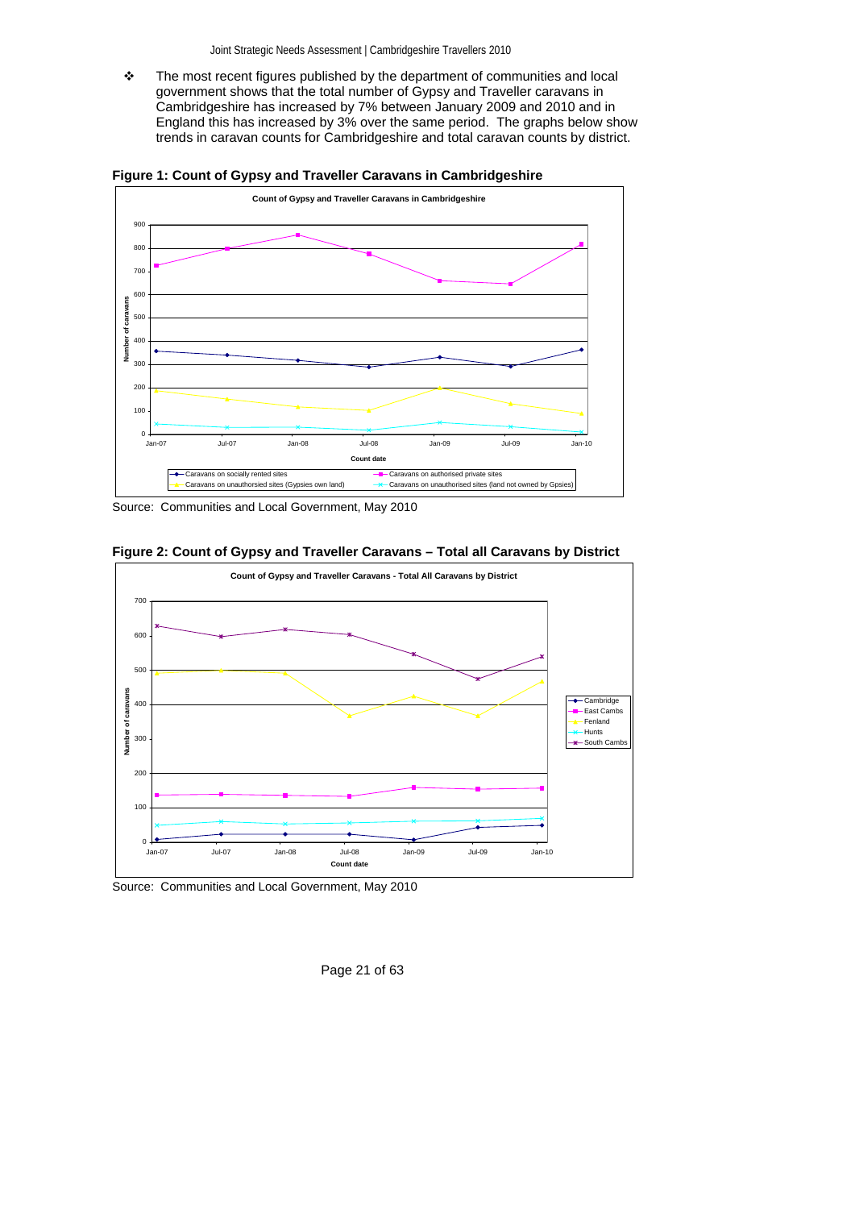- The most recent figures published by the department of communities and local government shows that the total number of Gypsy and Traveller caravans in Cambridgeshire has increased by 7% between January 2009 and 2010 and in England this has increased by 3% over the same period. The graphs below show trends in caravan counts for Cambridgeshire and total caravan counts by district.

**Figure 1: Count of Gypsy and Traveller Caravans in Cambridgeshire**

Source: Communities and Local Government, May 2010

**Figure 2: Count of Gypsy and Traveller Caravans – Total all Caravans by District**

Source: Communities and Local Government, May 2010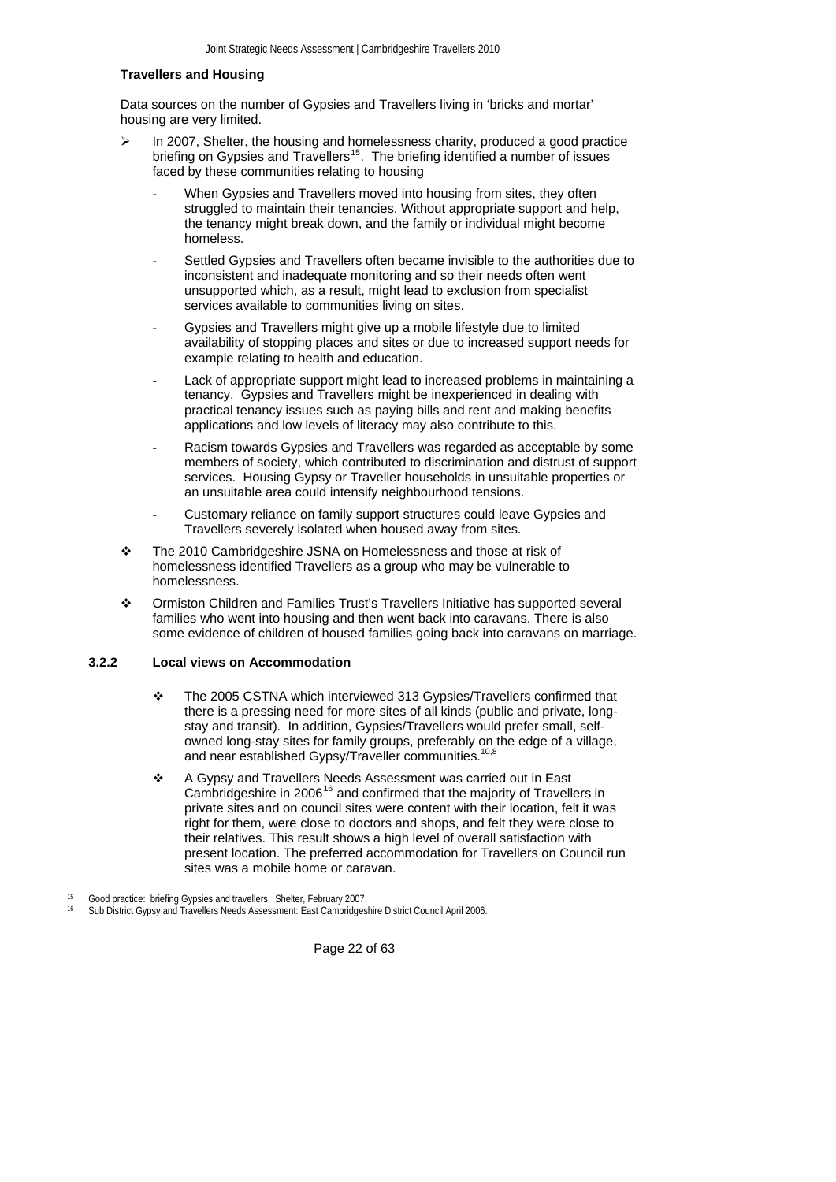**Travellers and Housing**

Data sources on the number of Gypsies and Travellers living in 'bricks and mortar' housing are very limited.

- In 2007, Shelter, the housing and homelessness charity, produced a good practice briefing on Gypsies and Travellers[15]. The briefing identified a number of issues faced by these communities relating to housing
  - When Gypsies and Travellers moved into housing from sites, they often struggled to maintain their tenancies. Without appropriate support and help, the tenancy might break down, and the family or individual might become homeless.
  - Settled Gypsies and Travellers often became invisible to the authorities due to inconsistent and inadequate monitoring and so their needs often went unsupported which, as a result, might lead to exclusion from specialist services available to communities living on sites.
  - Gypsies and Travellers might give up a mobile lifestyle due to limited availability of stopping places and sites or due to increased support needs for example relating to health and education.
  - Lack of appropriate support might lead to increased problems in maintaining a tenancy. Gypsies and Travellers might be inexperienced in dealing with practical tenancy issues such as paying bills and rent and making benefits applications and low levels of literacy may also contribute to this.
  - Racism towards Gypsies and Travellers was regarded as acceptable by some members of society, which contributed to discrimination and distrust of support services. Housing Gypsy or Traveller households in unsuitable properties or an unsuitable area could intensify neighbourhood tensions.
  - Customary reliance on family support structures could leave Gypsies and Travellers severely isolated when housed away from sites.
- The 2010 Cambridgeshire JSNA on Homelessness and those at risk of homelessness identified Travellers as a group who may be vulnerable to homelessness.
- Ormiston Children and Families Trust's Travellers Initiative has supported several families who went into housing and then went back into caravans. There is also some evidence of children of housed families going back into caravans on marriage.

### 3.2.2 Local views on Accommodation

- The 2005 CSTNA which interviewed 313 Gypsies/Travellers confirmed that there is a pressing need for more sites of all kinds (public and private, long-stay and transit). In addition, Gypsies/Travellers would prefer small, self-owned long-stay sites for family groups, preferably on the edge of a village, and near established Gypsy/Traveller communities.[10,8]
- A Gypsy and Travellers Needs Assessment was carried out in East Cambridgeshire in 2006[16] and confirmed that the majority of Travellers in private sites and on council sites were content with their location, felt it was right for them, were close to doctors and shops, and felt they were close to their relatives. This result shows a high level of overall satisfaction with present location. The preferred accommodation for Travellers on Council run sites was a mobile home or caravan.

---

[15] Good practice: briefing Gypsies and travellers. Shelter, February 2007.

[16] Sub District Gypsy and Travellers Needs Assessment: East Cambridgeshire District Council April 2006.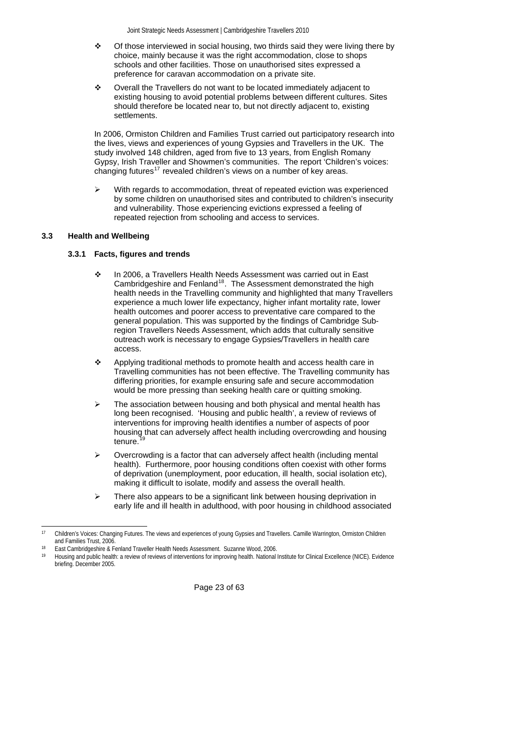- Of those interviewed in social housing, two thirds said they were living there by choice, mainly because it was the right accommodation, close to shops schools and other facilities. Those on unauthorised sites expressed a preference for caravan accommodation on a private site.
- Overall the Travellers do not want to be located immediately adjacent to existing housing to avoid potential problems between different cultures. Sites should therefore be located near to, but not directly adjacent to, existing settlements.

In 2006, Ormiston Children and Families Trust carried out participatory research into the lives, views and experiences of young Gypsies and Travellers in the UK. The study involved 148 children, aged from five to 13 years, from English Romany Gypsy, Irish Traveller and Showmen's communities. The report 'Children's voices: changing futures[17] revealed children's views on a number of key areas.

- With regards to accommodation, threat of repeated eviction was experienced by some children on unauthorised sites and contributed to children's insecurity and vulnerability. Those experiencing evictions expressed a feeling of repeated rejection from schooling and access to services.

## 3.3 Health and Wellbeing

### 3.3.1 Facts, figures and trends

- In 2006, a Travellers Health Needs Assessment was carried out in East Cambridgeshire and Fenland[18]. The Assessment demonstrated the high health needs in the Travelling community and highlighted that many Travellers experience a much lower life expectancy, higher infant mortality rate, lower health outcomes and poorer access to preventative care compared to the general population. This was supported by the findings of Cambridge Sub-region Travellers Needs Assessment, which adds that culturally sensitive outreach work is necessary to engage Gypsies/Travellers in health care access.
- Applying traditional methods to promote health and access health care in Travelling communities has not been effective. The Travelling community has differing priorities, for example ensuring safe and secure accommodation would be more pressing than seeking health care or quitting smoking.
- The association between housing and both physical and mental health has long been recognised. 'Housing and public health', a review of reviews of interventions for improving health identifies a number of aspects of poor housing that can adversely affect health including overcrowding and housing tenure.[19]
- Overcrowding is a factor that can adversely affect health (including mental health). Furthermore, poor housing conditions often coexist with other forms of deprivation (unemployment, poor education, ill health, social isolation etc), making it difficult to isolate, modify and assess the overall health.
- There also appears to be a significant link between housing deprivation in early life and ill health in adulthood, with poor housing in childhood associated

---

[17] Children's Voices: Changing Futures. The views and experiences of young Gypsies and Travellers. Camille Warrington, Ormiston Children and Families Trust, 2006.

[18] East Cambridgeshire & Fenland Traveller Health Needs Assessment. Suzanne Wood, 2006.

[19] Housing and public health: a review of reviews of interventions for improving health. National Institute for Clinical Excellence (NICE). Evidence briefing. December 2005.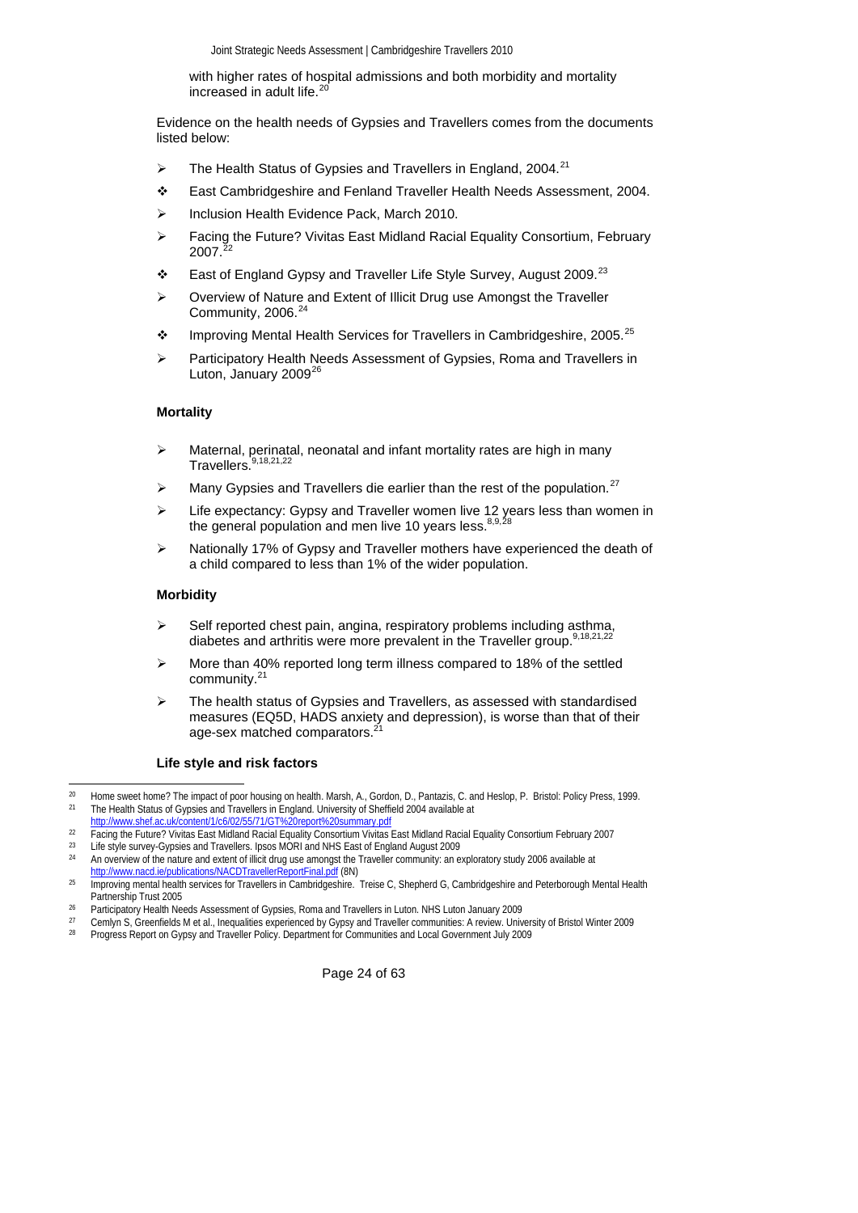with higher rates of hospital admissions and both morbidity and mortality increased in adult life.[20]

Evidence on the health needs of Gypsies and Travellers comes from the documents listed below:

- The Health Status of Gypsies and Travellers in England, 2004.[21]
- East Cambridgeshire and Fenland Traveller Health Needs Assessment, 2004.
- Inclusion Health Evidence Pack, March 2010.
- Facing the Future? Vivitas East Midland Racial Equality Consortium, February 2007.[22]
- East of England Gypsy and Traveller Life Style Survey, August 2009.[23]
- Overview of Nature and Extent of Illicit Drug use Amongst the Traveller Community, 2006.[24]
- Improving Mental Health Services for Travellers in Cambridgeshire, 2005.[25]
- Participatory Health Needs Assessment of Gypsies, Roma and Travellers in Luton, January 2009[26]

#### Mortality

- Maternal, perinatal, neonatal and infant mortality rates are high in many Travellers.[9,18,21,22]
- Many Gypsies and Travellers die earlier than the rest of the population.[27]
- Life expectancy: Gypsy and Traveller women live 12 years less than women in the general population and men live 10 years less.[8,9,28]
- Nationally 17% of Gypsy and Traveller mothers have experienced the death of a child compared to less than 1% of the wider population.

#### Morbidity

- Self reported chest pain, angina, respiratory problems including asthma, diabetes and arthritis were more prevalent in the Traveller group.[9,18,21,22]
- More than 40% reported long term illness compared to 18% of the settled community.[21]
- The health status of Gypsies and Travellers, as assessed with standardised measures (EQ5D, HADS anxiety and depression), is worse than that of their age-sex matched comparators.[21]

#### Life style and risk factors

---

[20] Home sweet home? The impact of poor housing on health. Marsh, A., Gordon, D., Pantazis, C. and Heslop, P. Bristol: Policy Press, 1999.

[21] The Health Status of Gypsies and Travellers in England. University of Sheffield 2004 available at http://www.shef.ac.uk/content/1/c6/02/55/71/GT%20report%20summary.pdf

[22] Facing the Future? Vivitas East Midland Racial Equality Consortium Vivitas East Midland Racial Equality Consortium February 2007

[23] Life style survey-Gypsies and Travellers. Ipsos MORI and NHS East of England August 2009

[24] An overview of the nature and extent of illicit drug use amongst the Traveller community: an exploratory study 2006 available at http://www.nacd.ie/publications/NACDTravellerReportFinal.pdf (8N)

[25] Improving mental health services for Travellers in Cambridgeshire. Treise C, Shepherd G, Cambridgeshire and Peterborough Mental Health Partnership Trust 2005

[26] Participatory Health Needs Assessment of Gypsies, Roma and Travellers in Luton. NHS Luton January 2009

[27] Cemlyn S, Greenfields M et al., Inequalities experienced by Gypsy and Traveller communities: A review. University of Bristol Winter 2009

[28] Progress Report on Gypsy and Traveller Policy. Department for Communities and Local Government July 2009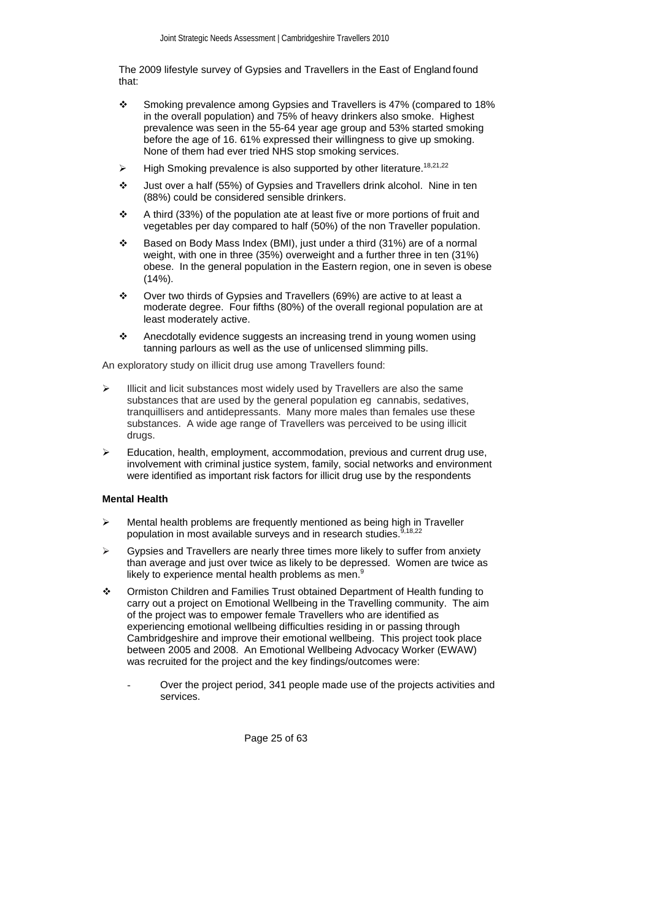The 2009 lifestyle survey of Gypsies and Travellers in the East of England found that:

- Smoking prevalence among Gypsies and Travellers is 47% (compared to 18% in the overall population) and 75% of heavy drinkers also smoke. Highest prevalence was seen in the 55-64 year age group and 53% started smoking before the age of 16. 61% expressed their willingness to give up smoking. None of them had ever tried NHS stop smoking services.
- High Smoking prevalence is also supported by other literature.[18,21,22]
- Just over a half (55%) of Gypsies and Travellers drink alcohol. Nine in ten (88%) could be considered sensible drinkers.
- A third (33%) of the population ate at least five or more portions of fruit and vegetables per day compared to half (50%) of the non Traveller population.
- Based on Body Mass Index (BMI), just under a third (31%) are of a normal weight, with one in three (35%) overweight and a further three in ten (31%) obese. In the general population in the Eastern region, one in seven is obese (14%).
- Over two thirds of Gypsies and Travellers (69%) are active to at least a moderate degree. Four fifths (80%) of the overall regional population are at least moderately active.
- Anecdotally evidence suggests an increasing trend in young women using tanning parlours as well as the use of unlicensed slimming pills.

An exploratory study on illicit drug use among Travellers found:

- Illicit and licit substances most widely used by Travellers are also the same substances that are used by the general population eg cannabis, sedatives, tranquillisers and antidepressants. Many more males than females use these substances. A wide age range of Travellers was perceived to be using illicit drugs.
- Education, health, employment, accommodation, previous and current drug use, involvement with criminal justice system, family, social networks and environment were identified as important risk factors for illicit drug use by the respondents

**Mental Health**

- Mental health problems are frequently mentioned as being high in Traveller population in most available surveys and in research studies.[9,18,22]
- Gypsies and Travellers are nearly three times more likely to suffer from anxiety than average and just over twice as likely to be depressed. Women are twice as likely to experience mental health problems as men.[9]
- Ormiston Children and Families Trust obtained Department of Health funding to carry out a project on Emotional Wellbeing in the Travelling community. The aim of the project was to empower female Travellers who are identified as experiencing emotional wellbeing difficulties residing in or passing through Cambridgeshire and improve their emotional wellbeing. This project took place between 2005 and 2008. An Emotional Wellbeing Advocacy Worker (EWAW) was recruited for the project and the key findings/outcomes were:
  - Over the project period, 341 people made use of the projects activities and services.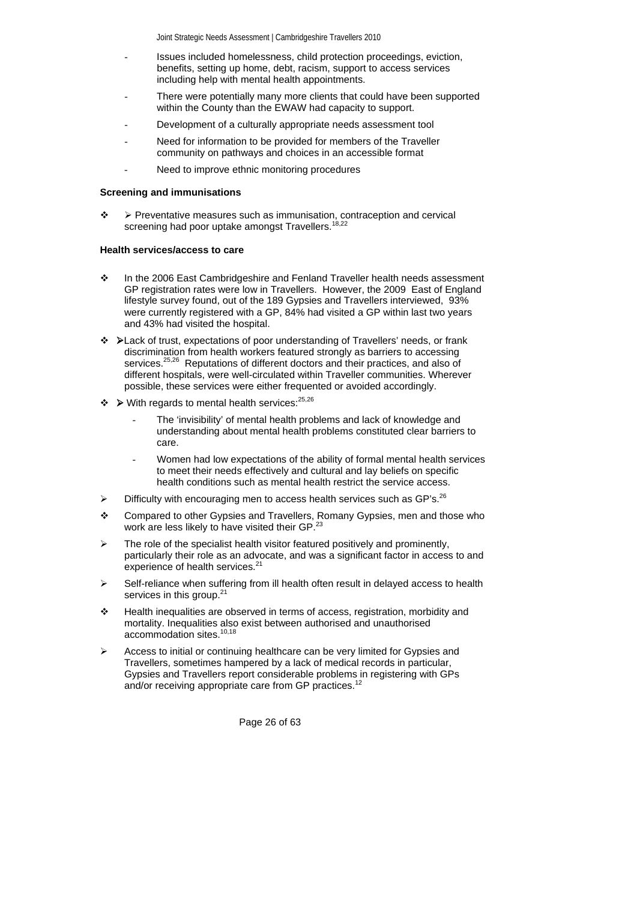- Issues included homelessness, child protection proceedings, eviction, benefits, setting up home, debt, racism, support to access services including help with mental health appointments.
- There were potentially many more clients that could have been supported within the County than the EWAW had capacity to support.
- Development of a culturally appropriate needs assessment tool
- Need for information to be provided for members of the Traveller community on pathways and choices in an accessible format
- Need to improve ethnic monitoring procedures

**Screening and immunisations**

- ➢ Preventative measures such as immunisation, contraception and cervical screening had poor uptake amongst Travellers.[18,22]

**Health services/access to care**

- In the 2006 East Cambridgeshire and Fenland Traveller health needs assessment GP registration rates were low in Travellers. However, the 2009 East of England lifestyle survey found, out of the 189 Gypsies and Travellers interviewed, 93% were currently registered with a GP, 84% had visited a GP within last two years and 43% had visited the hospital.
- ➢Lack of trust, expectations of poor understanding of Travellers' needs, or frank discrimination from health workers featured strongly as barriers to accessing services.[25,26] Reputations of different doctors and their practices, and also of different hospitals, were well-circulated within Traveller communities. Wherever possible, these services were either frequented or avoided accordingly.
- ➢ With regards to mental health services:[25,26]
  - The 'invisibility' of mental health problems and lack of knowledge and understanding about mental health problems constituted clear barriers to care.
  - Women had low expectations of the ability of formal mental health services to meet their needs effectively and cultural and lay beliefs on specific health conditions such as mental health restrict the service access.
- Difficulty with encouraging men to access health services such as GP's.[26]
- Compared to other Gypsies and Travellers, Romany Gypsies, men and those who work are less likely to have visited their GP.[23]
- The role of the specialist health visitor featured positively and prominently, particularly their role as an advocate, and was a significant factor in access to and experience of health services.[21]
- Self-reliance when suffering from ill health often result in delayed access to health services in this group.[21]
- Health inequalities are observed in terms of access, registration, morbidity and mortality. Inequalities also exist between authorised and unauthorised accommodation sites.[10,18]
- Access to initial or continuing healthcare can be very limited for Gypsies and Travellers, sometimes hampered by a lack of medical records in particular, Gypsies and Travellers report considerable problems in registering with GPs and/or receiving appropriate care from GP practices.[12]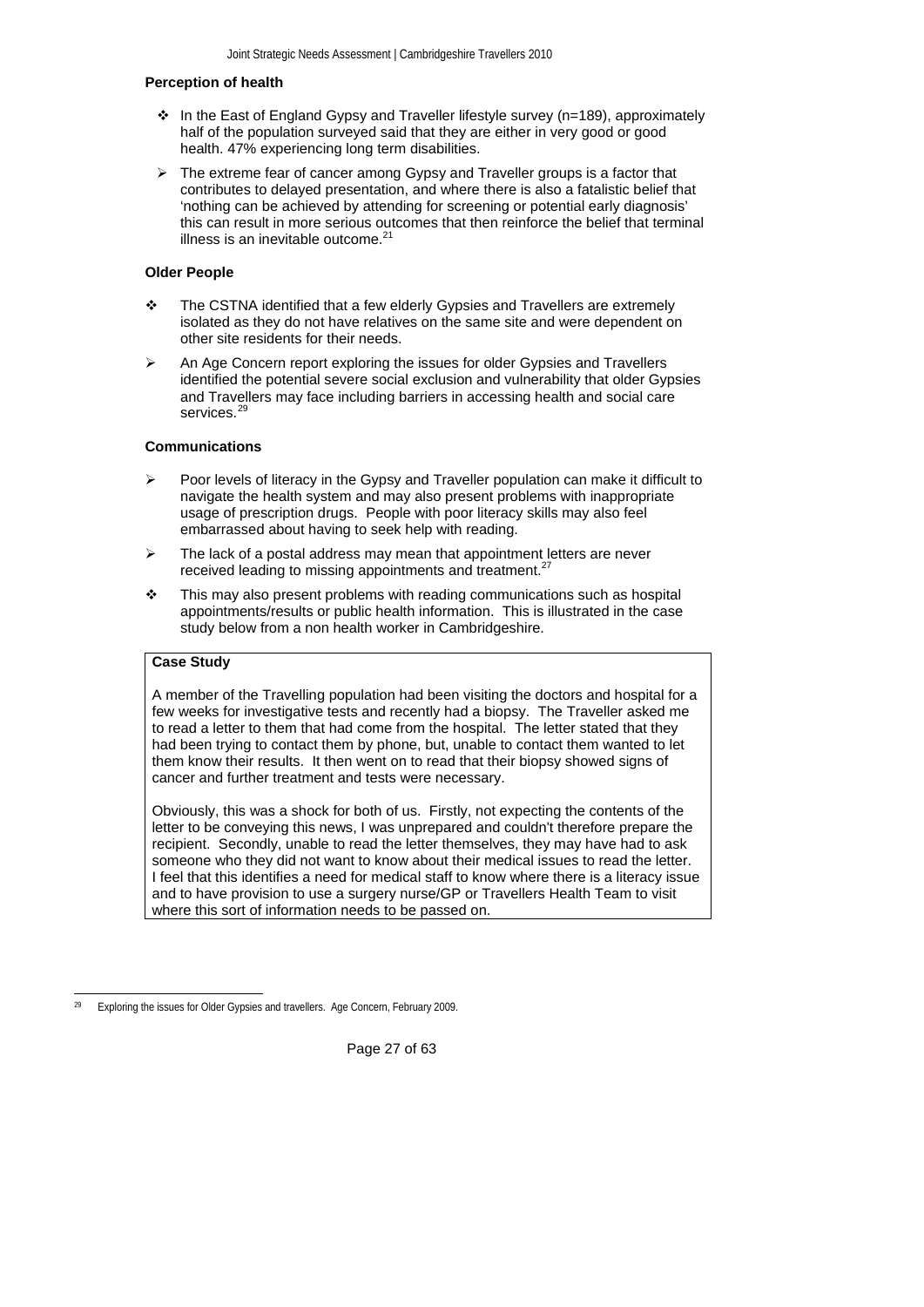**Perception of health**

- In the East of England Gypsy and Traveller lifestyle survey (n=189), approximately half of the population surveyed said that they are either in very good or good health. 47% experiencing long term disabilities.
- The extreme fear of cancer among Gypsy and Traveller groups is a factor that contributes to delayed presentation, and where there is also a fatalistic belief that 'nothing can be achieved by attending for screening or potential early diagnosis' this can result in more serious outcomes that then reinforce the belief that terminal illness is an inevitable outcome.[21]

**Older People**

- The CSTNA identified that a few elderly Gypsies and Travellers are extremely isolated as they do not have relatives on the same site and were dependent on other site residents for their needs.
- An Age Concern report exploring the issues for older Gypsies and Travellers identified the potential severe social exclusion and vulnerability that older Gypsies and Travellers may face including barriers in accessing health and social care services.[29]

**Communications**

- Poor levels of literacy in the Gypsy and Traveller population can make it difficult to navigate the health system and may also present problems with inappropriate usage of prescription drugs. People with poor literacy skills may also feel embarrassed about having to seek help with reading.
- The lack of a postal address may mean that appointment letters are never received leading to missing appointments and treatment.[27]
- This may also present problems with reading communications such as hospital appointments/results or public health information. This is illustrated in the case study below from a non health worker in Cambridgeshire.

**Case Study**

A member of the Travelling population had been visiting the doctors and hospital for a few weeks for investigative tests and recently had a biopsy. The Traveller asked me to read a letter to them that had come from the hospital. The letter stated that they had been trying to contact them by phone, but, unable to contact them wanted to let them know their results. It then went on to read that their biopsy showed signs of cancer and further treatment and tests were necessary.

Obviously, this was a shock for both of us. Firstly, not expecting the contents of the letter to be conveying this news, I was unprepared and couldn't therefore prepare the recipient. Secondly, unable to read the letter themselves, they may have had to ask someone who they did not want to know about their medical issues to read the letter. I feel that this identifies a need for medical staff to know where there is a literacy issue and to have provision to use a surgery nurse/GP or Travellers Health Team to visit where this sort of information needs to be passed on.

[29] Exploring the issues for Older Gypsies and travellers. Age Concern, February 2009.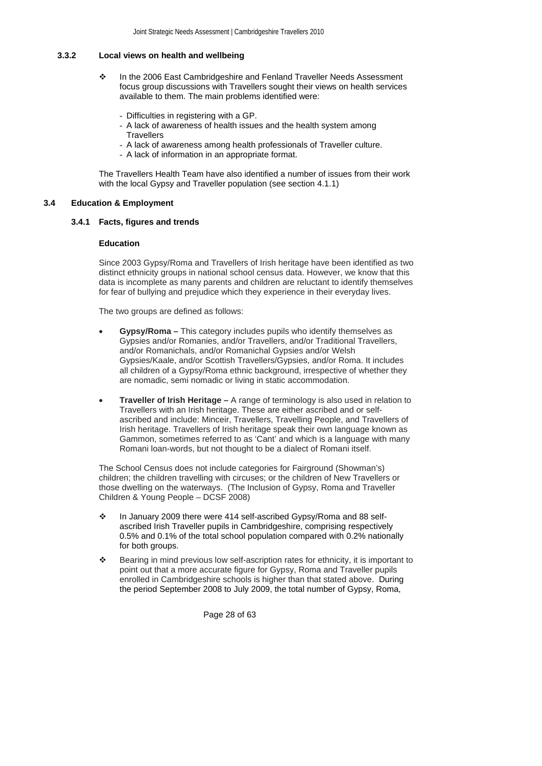### 3.3.2 Local views on health and wellbeing

- In the 2006 East Cambridgeshire and Fenland Traveller Needs Assessment focus group discussions with Travellers sought their views on health services available to them. The main problems identified were:

  - Difficulties in registering with a GP.
  - A lack of awareness of health issues and the health system among Travellers
  - A lack of awareness among health professionals of Traveller culture.
  - A lack of information in an appropriate format.

The Travellers Health Team have also identified a number of issues from their work with the local Gypsy and Traveller population (see section 4.1.1)

## 3.4 Education & Employment

### 3.4.1 Facts, figures and trends

**Education**

Since 2003 Gypsy/Roma and Travellers of Irish heritage have been identified as two distinct ethnicity groups in national school census data. However, we know that this data is incomplete as many parents and children are reluctant to identify themselves for fear of bullying and prejudice which they experience in their everyday lives.

The two groups are defined as follows:

- **Gypsy/Roma –** This category includes pupils who identify themselves as Gypsies and/or Romanies, and/or Travellers, and/or Traditional Travellers, and/or Romanichals, and/or Romanichal Gypsies and/or Welsh Gypsies/Kaale, and/or Scottish Travellers/Gypsies, and/or Roma. It includes all children of a Gypsy/Roma ethnic background, irrespective of whether they are nomadic, semi nomadic or living in static accommodation.

- **Traveller of Irish Heritage –** A range of terminology is also used in relation to Travellers with an Irish heritage. These are either ascribed and or self-ascribed and include: Minceir, Travellers, Travelling People, and Travellers of Irish heritage. Travellers of Irish heritage speak their own language known as Gammon, sometimes referred to as 'Cant' and which is a language with many Romani loan-words, but not thought to be a dialect of Romani itself.

The School Census does not include categories for Fairground (Showman's) children; the children travelling with circuses; or the children of New Travellers or those dwelling on the waterways. (The Inclusion of Gypsy, Roma and Traveller Children & Young People – DCSF 2008)

- In January 2009 there were 414 self-ascribed Gypsy/Roma and 88 self-ascribed Irish Traveller pupils in Cambridgeshire, comprising respectively 0.5% and 0.1% of the total school population compared with 0.2% nationally for both groups.
- Bearing in mind previous low self-ascription rates for ethnicity, it is important to point out that a more accurate figure for Gypsy, Roma and Traveller pupils enrolled in Cambridgeshire schools is higher than that stated above. During the period September 2008 to July 2009, the total number of Gypsy, Roma,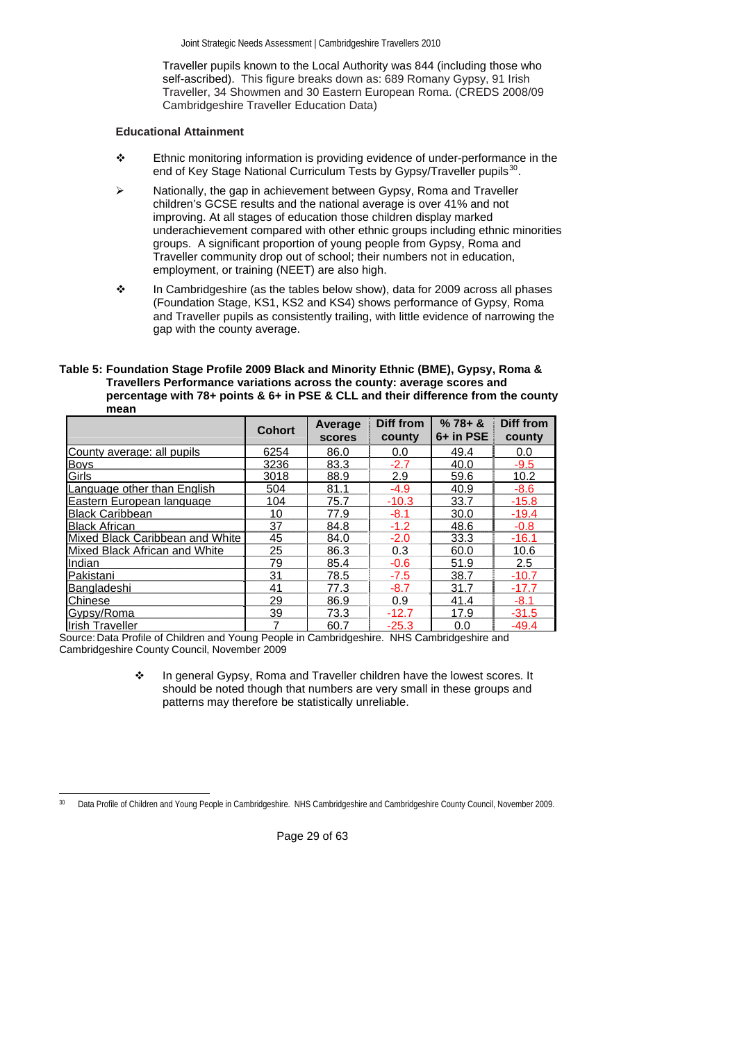Traveller pupils known to the Local Authority was 844 (including those who self-ascribed). This figure breaks down as: 689 Romany Gypsy, 91 Irish Traveller, 34 Showmen and 30 Eastern European Roma. (CREDS 2008/09 Cambridgeshire Traveller Education Data)

**Educational Attainment**

- Ethnic monitoring information is providing evidence of under-performance in the end of Key Stage National Curriculum Tests by Gypsy/Traveller pupils[30].
- Nationally, the gap in achievement between Gypsy, Roma and Traveller children's GCSE results and the national average is over 41% and not improving. At all stages of education those children display marked underachievement compared with other ethnic groups including ethnic minorities groups. A significant proportion of young people from Gypsy, Roma and Traveller community drop out of school; their numbers not in education, employment, or training (NEET) are also high.
- In Cambridgeshire (as the tables below show), data for 2009 across all phases (Foundation Stage, KS1, KS2 and KS4) shows performance of Gypsy, Roma and Traveller pupils as consistently trailing, with little evidence of narrowing the gap with the county average.

**Table 5: Foundation Stage Profile 2009 Black and Minority Ethnic (BME), Gypsy, Roma & Travellers Performance variations across the county: average scores and percentage with 78+ points & 6+ in PSE & CLL and their difference from the county mean**

| | Cohort | Average scores | Diff from county | % 78+ & 6+ in PSE | Diff from county |
|---|---|---|---|---|---|
| County average: all pupils | 6254 | 86.0 | 0.0 | 49.4 | 0.0 |
| Boys | 3236 | 83.3 | -2.7 | 40.0 | -9.5 |
| Girls | 3018 | 88.9 | 2.9 | 59.6 | 10.2 |
| Language other than English | 504 | 81.1 | -4.9 | 40.9 | -8.6 |
| Eastern European language | 104 | 75.7 | -10.3 | 33.7 | -15.8 |
| Black Caribbean | 10 | 77.9 | -8.1 | 30.0 | -19.4 |
| Black African | 37 | 84.8 | -1.2 | 48.6 | -0.8 |
| Mixed Black Caribbean and White | 45 | 84.0 | -2.0 | 33.3 | -16.1 |
| Mixed Black African and White | 25 | 86.3 | 0.3 | 60.0 | 10.6 |
| Indian | 79 | 85.4 | -0.6 | 51.9 | 2.5 |
| Pakistani | 31 | 78.5 | -7.5 | 38.7 | -10.7 |
| Bangladeshi | 41 | 77.3 | -8.7 | 31.7 | -17.7 |
| Chinese | 29 | 86.9 | 0.9 | 41.4 | -8.1 |
| Gypsy/Roma | 39 | 73.3 | -12.7 | 17.9 | -31.5 |
| Irish Traveller | 7 | 60.7 | -25.3 | 0.0 | -49.4 |

Source: Data Profile of Children and Young People in Cambridgeshire. NHS Cambridgeshire and Cambridgeshire County Council, November 2009

- In general Gypsy, Roma and Traveller children have the lowest scores. It should be noted though that numbers are very small in these groups and patterns may therefore be statistically unreliable.

[30] Data Profile of Children and Young People in Cambridgeshire. NHS Cambridgeshire and Cambridgeshire County Council, November 2009.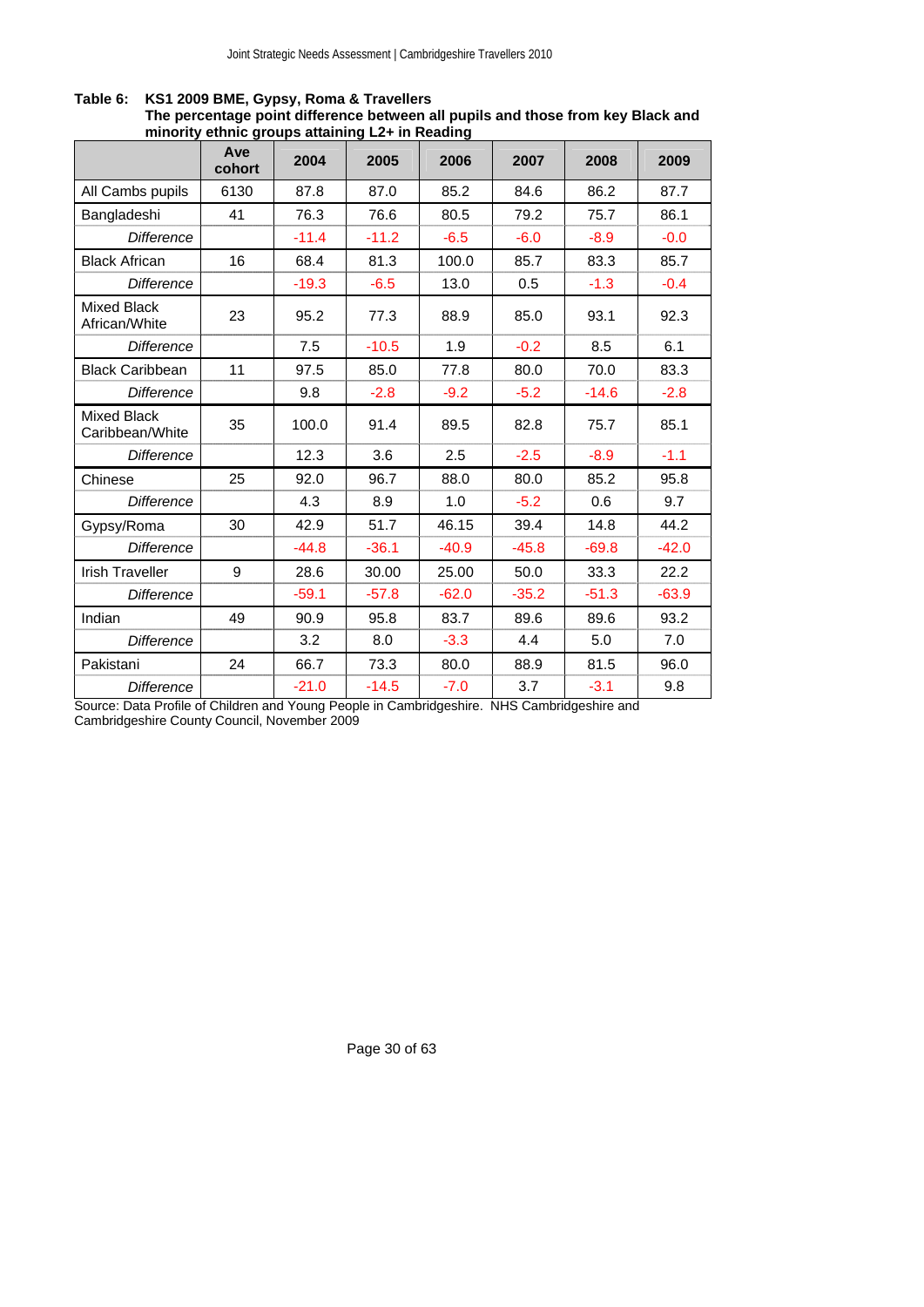**Table 6: KS1 2009 BME, Gypsy, Roma & Travellers**
**The percentage point difference between all pupils and those from key Black and minority ethnic groups attaining L2+ in Reading**

| | Ave cohort | 2004 | 2005 | 2006 | 2007 | 2008 | 2009 |
|---|---|---|---|---|---|---|---|
| All Cambs pupils | 6130 | 87.8 | 87.0 | 85.2 | 84.6 | 86.2 | 87.7 |
| Bangladeshi | 41 | 76.3 | 76.6 | 80.5 | 79.2 | 75.7 | 86.1 |
| *Difference* | | -11.4 | -11.2 | -6.5 | -6.0 | -8.9 | -0.0 |
| Black African | 16 | 68.4 | 81.3 | 100.0 | 85.7 | 83.3 | 85.7 |
| *Difference* | | -19.3 | -6.5 | 13.0 | 0.5 | -1.3 | -0.4 |
| Mixed Black African/White | 23 | 95.2 | 77.3 | 88.9 | 85.0 | 93.1 | 92.3 |
| *Difference* | | 7.5 | -10.5 | 1.9 | -0.2 | 8.5 | 6.1 |
| Black Caribbean | 11 | 97.5 | 85.0 | 77.8 | 80.0 | 70.0 | 83.3 |
| *Difference* | | 9.8 | -2.8 | -9.2 | -5.2 | -14.6 | -2.8 |
| Mixed Black Caribbean/White | 35 | 100.0 | 91.4 | 89.5 | 82.8 | 75.7 | 85.1 |
| *Difference* | | 12.3 | 3.6 | 2.5 | -2.5 | -8.9 | -1.1 |
| Chinese | 25 | 92.0 | 96.7 | 88.0 | 80.0 | 85.2 | 95.8 |
| *Difference* | | 4.3 | 8.9 | 1.0 | -5.2 | 0.6 | 9.7 |
| Gypsy/Roma | 30 | 42.9 | 51.7 | 46.15 | 39.4 | 14.8 | 44.2 |
| *Difference* | | -44.8 | -36.1 | -40.9 | -45.8 | -69.8 | -42.0 |
| Irish Traveller | 9 | 28.6 | 30.00 | 25.00 | 50.0 | 33.3 | 22.2 |
| *Difference* | | -59.1 | -57.8 | -62.0 | -35.2 | -51.3 | -63.9 |
| Indian | 49 | 90.9 | 95.8 | 83.7 | 89.6 | 89.6 | 93.2 |
| *Difference* | | 3.2 | 8.0 | -3.3 | 4.4 | 5.0 | 7.0 |
| Pakistani | 24 | 66.7 | 73.3 | 80.0 | 88.9 | 81.5 | 96.0 |
| *Difference* | | -21.0 | -14.5 | -7.0 | 3.7 | -3.1 | 9.8 |

Source: Data Profile of Children and Young People in Cambridgeshire. NHS Cambridgeshire and Cambridgeshire County Council, November 2009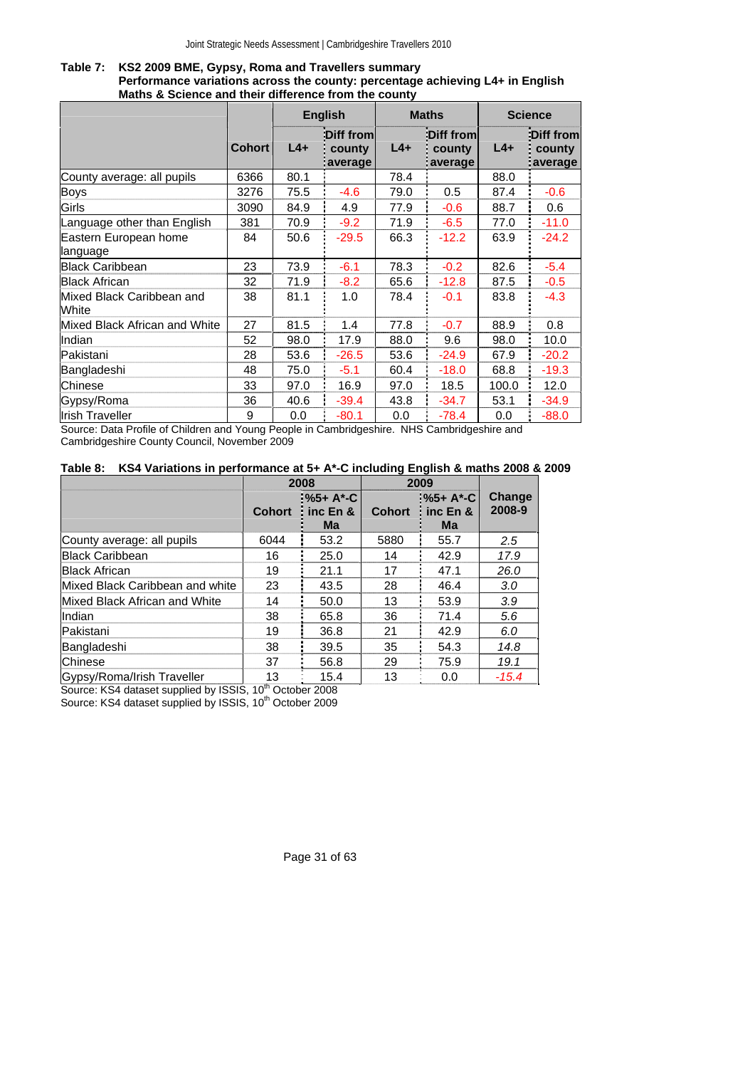**Table 7: KS2 2009 BME, Gypsy, Roma and Travellers summary Performance variations across the county: percentage achieving L4+ in English Maths & Science and their difference from the county**

| | | English | | Maths | | Science | |
|---|---|---|---|---|---|---|---|
| | Cohort | L4+ | Diff from county average | L4+ | Diff from county average | L4+ | Diff from county average |
| County average: all pupils | 6366 | 80.1 | | 78.4 | | 88.0 | |
| Boys | 3276 | 75.5 | -4.6 | 79.0 | 0.5 | 87.4 | -0.6 |
| Girls | 3090 | 84.9 | 4.9 | 77.9 | -0.6 | 88.7 | 0.6 |
| Language other than English | 381 | 70.9 | -9.2 | 71.9 | -6.5 | 77.0 | -11.0 |
| Eastern European home language | 84 | 50.6 | -29.5 | 66.3 | -12.2 | 63.9 | -24.2 |
| Black Caribbean | 23 | 73.9 | -6.1 | 78.3 | -0.2 | 82.6 | -5.4 |
| Black African | 32 | 71.9 | -8.2 | 65.6 | -12.8 | 87.5 | -0.5 |
| Mixed Black Caribbean and White | 38 | 81.1 | 1.0 | 78.4 | -0.1 | 83.8 | -4.3 |
| Mixed Black African and White | 27 | 81.5 | 1.4 | 77.8 | -0.7 | 88.9 | 0.8 |
| Indian | 52 | 98.0 | 17.9 | 88.0 | 9.6 | 98.0 | 10.0 |
| Pakistani | 28 | 53.6 | -26.5 | 53.6 | -24.9 | 67.9 | -20.2 |
| Bangladeshi | 48 | 75.0 | -5.1 | 60.4 | -18.0 | 68.8 | -19.3 |
| Chinese | 33 | 97.0 | 16.9 | 97.0 | 18.5 | 100.0 | 12.0 |
| Gypsy/Roma | 36 | 40.6 | -39.4 | 43.8 | -34.7 | 53.1 | -34.9 |
| Irish Traveller | 9 | 0.0 | -80.1 | 0.0 | -78.4 | 0.0 | -88.0 |

Source: Data Profile of Children and Young People in Cambridgeshire. NHS Cambridgeshire and Cambridgeshire County Council, November 2009

**Table 8: KS4 Variations in performance at 5+ A\*-C including English & maths 2008 & 2009**

| | 2008 | | 2009 | | |
|---|---|---|---|---|---|
| | Cohort | %5+ A*-C inc En & Ma | Cohort | %5+ A*-C inc En & Ma | Change 2008-9 |
| County average: all pupils | 6044 | 53.2 | 5880 | 55.7 | *2.5* |
| Black Caribbean | 16 | 25.0 | 14 | 42.9 | *17.9* |
| Black African | 19 | 21.1 | 17 | 47.1 | *26.0* |
| Mixed Black Caribbean and white | 23 | 43.5 | 28 | 46.4 | *3.0* |
| Mixed Black African and White | 14 | 50.0 | 13 | 53.9 | *3.9* |
| Indian | 38 | 65.8 | 36 | 71.4 | *5.6* |
| Pakistani | 19 | 36.8 | 21 | 42.9 | *6.0* |
| Bangladeshi | 38 | 39.5 | 35 | 54.3 | *14.8* |
| Chinese | 37 | 56.8 | 29 | 75.9 | *19.1* |
| Gypsy/Roma/Irish Traveller | 13 | 15.4 | 13 | 0.0 | *-15.4* |

Source: KS4 dataset supplied by ISSIS, 10th October 2008
Source: KS4 dataset supplied by ISSIS, 10th October 2009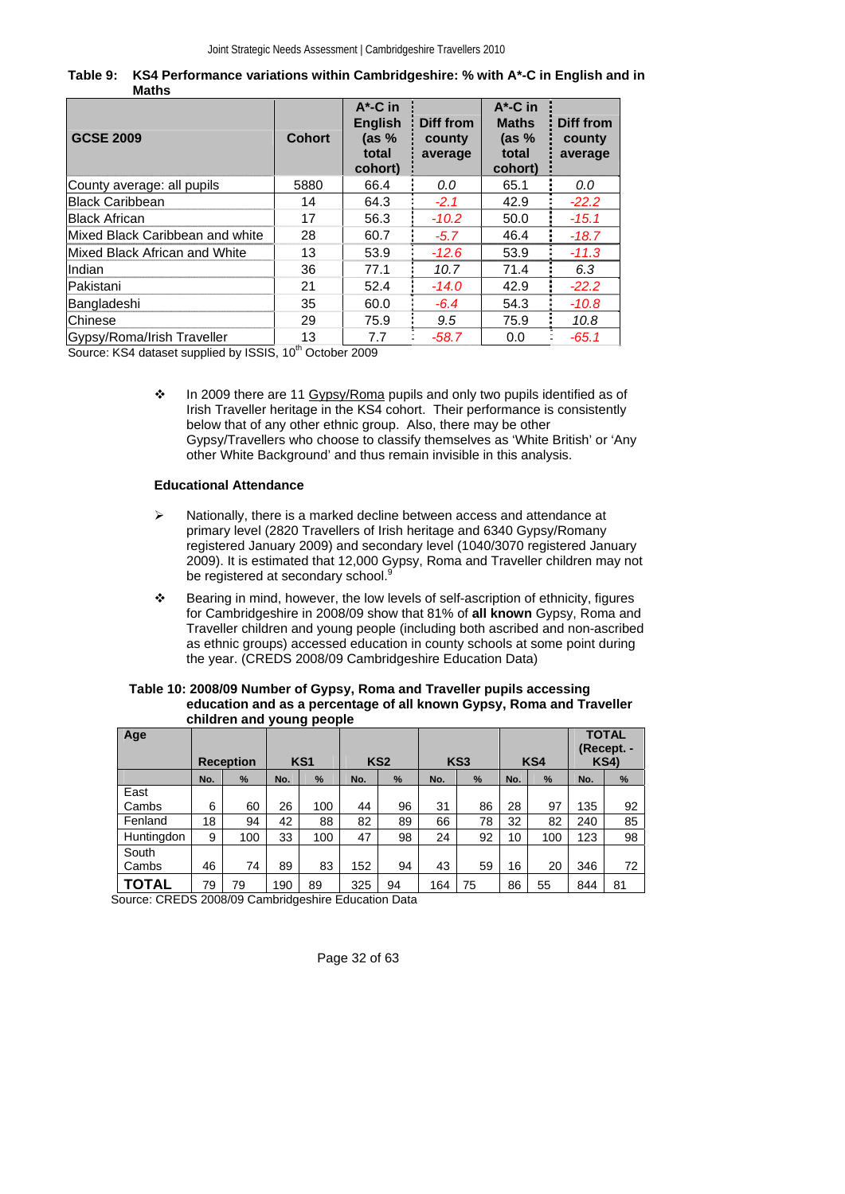**Table 9: KS4 Performance variations within Cambridgeshire: % with A*-C in English and in Maths**

| GCSE 2009 | Cohort | A*-C in English (as % total cohort) | Diff from county average | A*-C in Maths (as % total cohort) | Diff from county average |
|---|---|---|---|---|---|
| County average: all pupils | 5880 | 66.4 | *0.0* | 65.1 | *0.0* |
| Black Caribbean | 14 | 64.3 | *-2.1* | 42.9 | *-22.2* |
| Black African | 17 | 56.3 | *-10.2* | 50.0 | *-15.1* |
| Mixed Black Caribbean and white | 28 | 60.7 | *-5.7* | 46.4 | *-18.7* |
| Mixed Black African and White | 13 | 53.9 | *-12.6* | 53.9 | *-11.3* |
| Indian | 36 | 77.1 | *10.7* | 71.4 | *6.3* |
| Pakistani | 21 | 52.4 | *-14.0* | 42.9 | *-22.2* |
| Bangladeshi | 35 | 60.0 | *-6.4* | 54.3 | *-10.8* |
| Chinese | 29 | 75.9 | *9.5* | 75.9 | *10.8* |
| Gypsy/Roma/Irish Traveller | 13 | 7.7 | *-58.7* | 0.0 | *-65.1* |

Source: KS4 dataset supplied by ISSIS, 10th October 2009

- In 2009 there are 11 Gypsy/Roma pupils and only two pupils identified as of Irish Traveller heritage in the KS4 cohort. Their performance is consistently below that of any other ethnic group. Also, there may be other Gypsy/Travellers who choose to classify themselves as 'White British' or 'Any other White Background' and thus remain invisible in this analysis.

**Educational Attendance**

- Nationally, there is a marked decline between access and attendance at primary level (2820 Travellers of Irish heritage and 6340 Gypsy/Romany registered January 2009) and secondary level (1040/3070 registered January 2009). It is estimated that 12,000 Gypsy, Roma and Traveller children may not be registered at secondary school.[9]

- Bearing in mind, however, the low levels of self-ascription of ethnicity, figures for Cambridgeshire in 2008/09 show that 81% of **all known** Gypsy, Roma and Traveller children and young people (including both ascribed and non-ascribed as ethnic groups) accessed education in county schools at some point during the year. (CREDS 2008/09 Cambridgeshire Education Data)

**Table 10: 2008/09 Number of Gypsy, Roma and Traveller pupils accessing education and as a percentage of all known Gypsy, Roma and Traveller children and young people**

| Age | Reception | | KS1 | | KS2 | | KS3 | | KS4 | | TOTAL (Recept. - KS4) | |
|---|---|---|---|---|---|---|---|---|---|---|---|---|
| | No. | % | No. | % | No. | % | No. | % | No. | % | No. | % |
| East Cambs | 6 | 60 | 26 | 100 | 44 | 96 | 31 | 86 | 28 | 97 | 135 | 92 |
| Fenland | 18 | 94 | 42 | 88 | 82 | 89 | 66 | 78 | 32 | 82 | 240 | 85 |
| Huntingdon | 9 | 100 | 33 | 100 | 47 | 98 | 24 | 92 | 10 | 100 | 123 | 98 |
| South Cambs | 46 | 74 | 89 | 83 | 152 | 94 | 43 | 59 | 16 | 20 | 346 | 72 |
| **TOTAL** | 79 | 79 | 190 | 89 | 325 | 94 | 164 | 75 | 86 | 55 | 844 | 81 |

Source: CREDS 2008/09 Cambridgeshire Education Data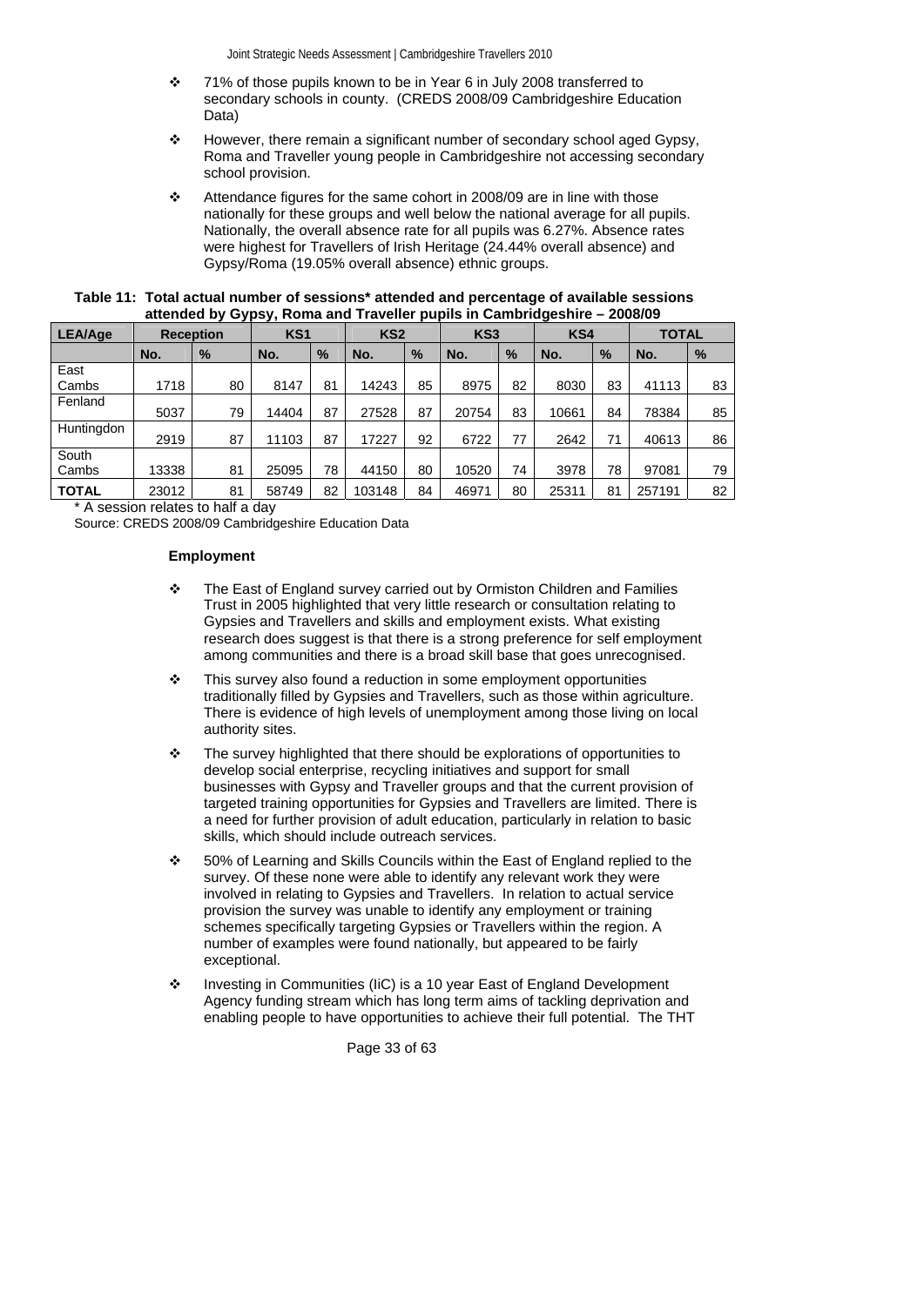- 71% of those pupils known to be in Year 6 in July 2008 transferred to secondary schools in county. (CREDS 2008/09 Cambridgeshire Education Data)
- However, there remain a significant number of secondary school aged Gypsy, Roma and Traveller young people in Cambridgeshire not accessing secondary school provision.
- Attendance figures for the same cohort in 2008/09 are in line with those nationally for these groups and well below the national average for all pupils. Nationally, the overall absence rate for all pupils was 6.27%. Absence rates were highest for Travellers of Irish Heritage (24.44% overall absence) and Gypsy/Roma (19.05% overall absence) ethnic groups.

**Table 11: Total actual number of sessions* attended and percentage of available sessions attended by Gypsy, Roma and Traveller pupils in Cambridgeshire – 2008/09**

| LEA/Age | Reception | | KS1 | | KS2 | | KS3 | | KS4 | | TOTAL | |
|---|---|---|---|---|---|---|---|---|---|---|---|---|
| | No. | % | No. | % | No. | % | No. | % | No. | % | No. | % |
| East Cambs | 1718 | 80 | 8147 | 81 | 14243 | 85 | 8975 | 82 | 8030 | 83 | 41113 | 83 |
| Fenland | 5037 | 79 | 14404 | 87 | 27528 | 87 | 20754 | 83 | 10661 | 84 | 78384 | 85 |
| Huntingdon | 2919 | 87 | 11103 | 87 | 17227 | 92 | 6722 | 77 | 2642 | 71 | 40613 | 86 |
| South Cambs | 13338 | 81 | 25095 | 78 | 44150 | 80 | 10520 | 74 | 3978 | 78 | 97081 | 79 |
| **TOTAL** | 23012 | 81 | 58749 | 82 | 103148 | 84 | 46971 | 80 | 25311 | 81 | 257191 | 82 |

\* A session relates to half a day

Source: CREDS 2008/09 Cambridgeshire Education Data

**Employment**

- The East of England survey carried out by Ormiston Children and Families Trust in 2005 highlighted that very little research or consultation relating to Gypsies and Travellers and skills and employment exists. What existing research does suggest is that there is a strong preference for self employment among communities and there is a broad skill base that goes unrecognised.
- This survey also found a reduction in some employment opportunities traditionally filled by Gypsies and Travellers, such as those within agriculture. There is evidence of high levels of unemployment among those living on local authority sites.
- The survey highlighted that there should be explorations of opportunities to develop social enterprise, recycling initiatives and support for small businesses with Gypsy and Traveller groups and that the current provision of targeted training opportunities for Gypsies and Travellers are limited. There is a need for further provision of adult education, particularly in relation to basic skills, which should include outreach services.
- 50% of Learning and Skills Councils within the East of England replied to the survey. Of these none were able to identify any relevant work they were involved in relating to Gypsies and Travellers. In relation to actual service provision the survey was unable to identify any employment or training schemes specifically targeting Gypsies or Travellers within the region. A number of examples were found nationally, but appeared to be fairly exceptional.
- Investing in Communities (IiC) is a 10 year East of England Development Agency funding stream which has long term aims of tackling deprivation and enabling people to have opportunities to achieve their full potential. The THT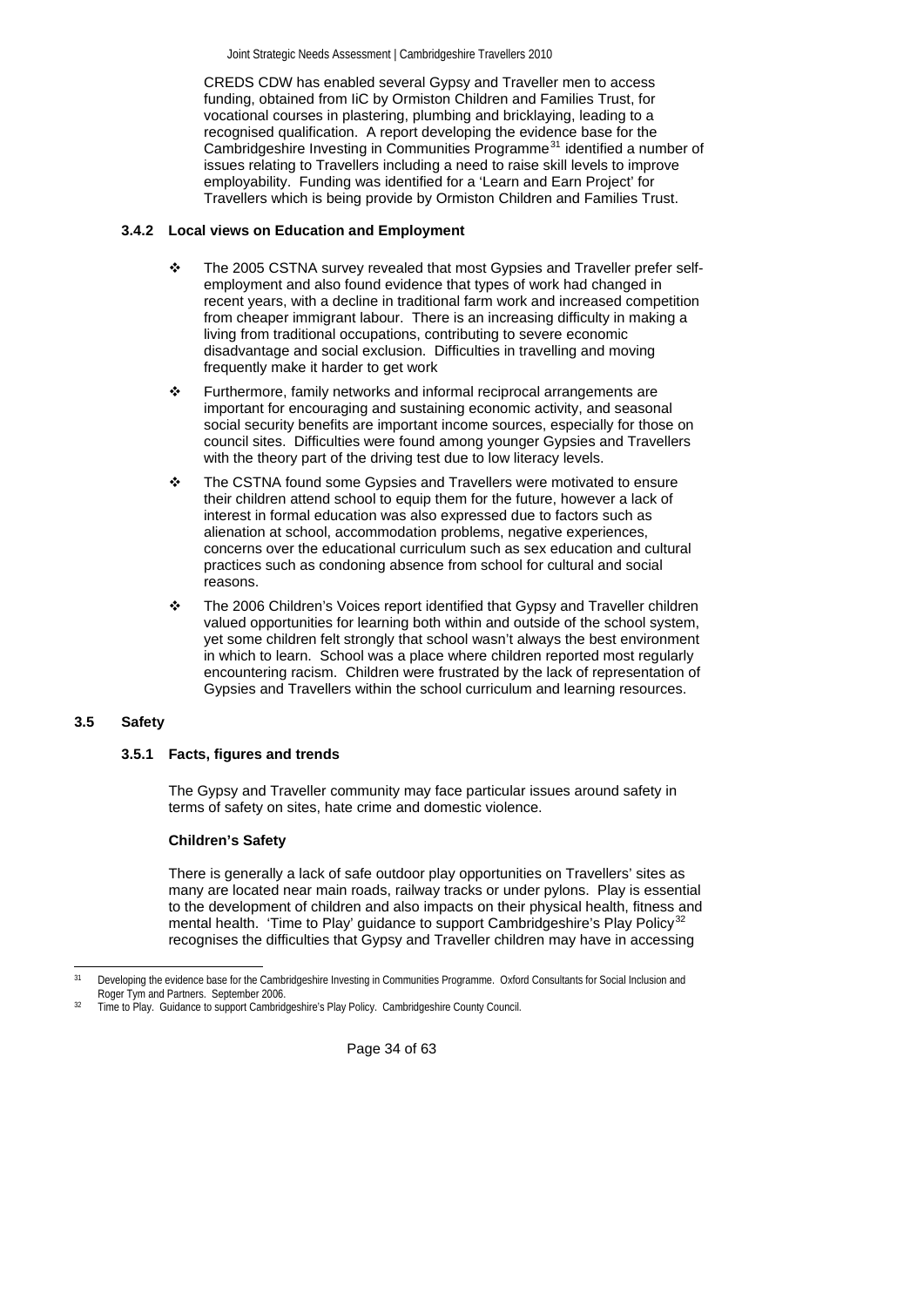CREDS CDW has enabled several Gypsy and Traveller men to access funding, obtained from IiC by Ormiston Children and Families Trust, for vocational courses in plastering, plumbing and bricklaying, leading to a recognised qualification. A report developing the evidence base for the Cambridgeshire Investing in Communities Programme[31] identified a number of issues relating to Travellers including a need to raise skill levels to improve employability. Funding was identified for a 'Learn and Earn Project' for Travellers which is being provide by Ormiston Children and Families Trust.

### 3.4.2 Local views on Education and Employment

- The 2005 CSTNA survey revealed that most Gypsies and Traveller prefer self-employment and also found evidence that types of work had changed in recent years, with a decline in traditional farm work and increased competition from cheaper immigrant labour. There is an increasing difficulty in making a living from traditional occupations, contributing to severe economic disadvantage and social exclusion. Difficulties in travelling and moving frequently make it harder to get work
- Furthermore, family networks and informal reciprocal arrangements are important for encouraging and sustaining economic activity, and seasonal social security benefits are important income sources, especially for those on council sites. Difficulties were found among younger Gypsies and Travellers with the theory part of the driving test due to low literacy levels.
- The CSTNA found some Gypsies and Travellers were motivated to ensure their children attend school to equip them for the future, however a lack of interest in formal education was also expressed due to factors such as alienation at school, accommodation problems, negative experiences, concerns over the educational curriculum such as sex education and cultural practices such as condoning absence from school for cultural and social reasons.
- The 2006 Children's Voices report identified that Gypsy and Traveller children valued opportunities for learning both within and outside of the school system, yet some children felt strongly that school wasn't always the best environment in which to learn. School was a place where children reported most regularly encountering racism. Children were frustrated by the lack of representation of Gypsies and Travellers within the school curriculum and learning resources.

## 3.5 Safety

### 3.5.1 Facts, figures and trends

The Gypsy and Traveller community may face particular issues around safety in terms of safety on sites, hate crime and domestic violence.

**Children's Safety**

There is generally a lack of safe outdoor play opportunities on Travellers' sites as many are located near main roads, railway tracks or under pylons. Play is essential to the development of children and also impacts on their physical health, fitness and mental health. 'Time to Play' guidance to support Cambridgeshire's Play Policy[32] recognises the difficulties that Gypsy and Traveller children may have in accessing

---

[31] Developing the evidence base for the Cambridgeshire Investing in Communities Programme. Oxford Consultants for Social Inclusion and Roger Tym and Partners. September 2006.

[32] Time to Play. Guidance to support Cambridgeshire's Play Policy. Cambridgeshire County Council.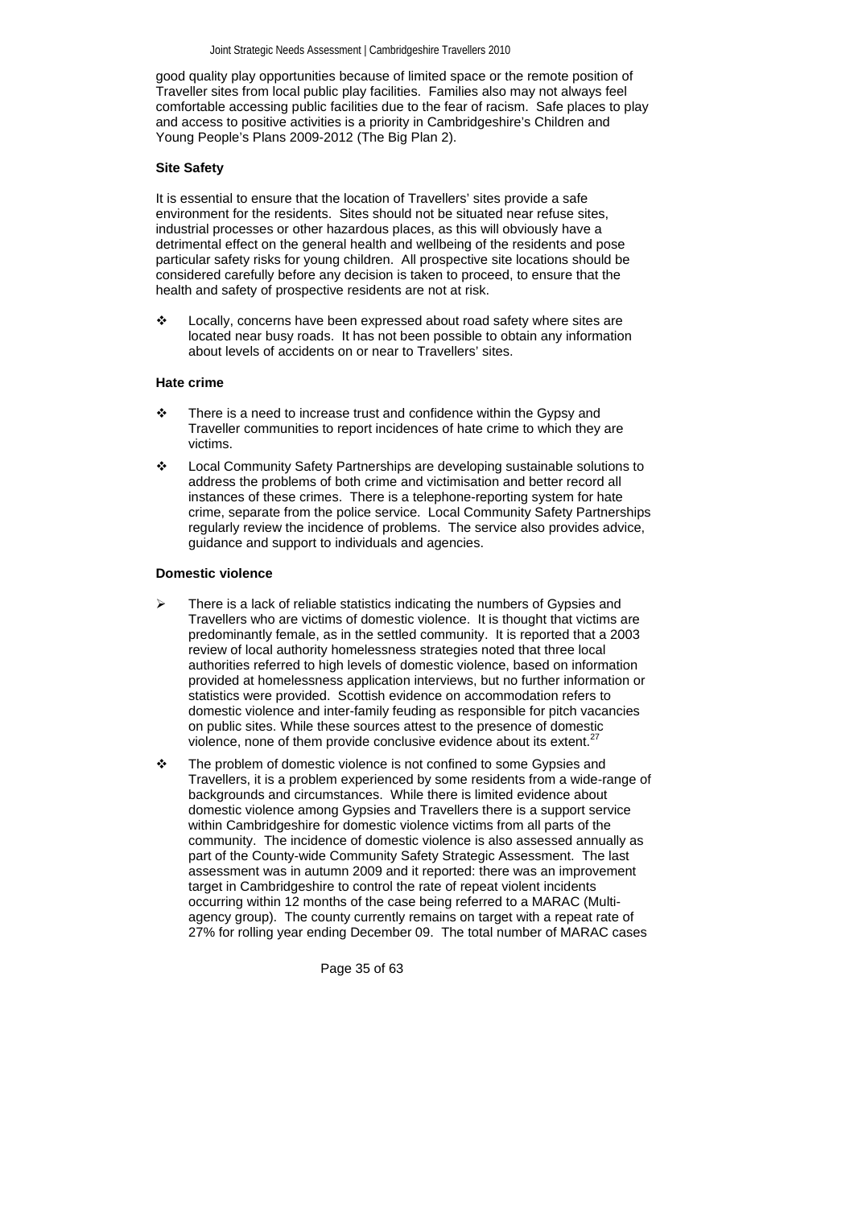good quality play opportunities because of limited space or the remote position of Traveller sites from local public play facilities. Families also may not always feel comfortable accessing public facilities due to the fear of racism. Safe places to play and access to positive activities is a priority in Cambridgeshire's Children and Young People's Plans 2009-2012 (The Big Plan 2).

**Site Safety**

It is essential to ensure that the location of Travellers' sites provide a safe environment for the residents. Sites should not be situated near refuse sites, industrial processes or other hazardous places, as this will obviously have a detrimental effect on the general health and wellbeing of the residents and pose particular safety risks for young children. All prospective site locations should be considered carefully before any decision is taken to proceed, to ensure that the health and safety of prospective residents are not at risk.

- Locally, concerns have been expressed about road safety where sites are located near busy roads. It has not been possible to obtain any information about levels of accidents on or near to Travellers' sites.

**Hate crime**

- There is a need to increase trust and confidence within the Gypsy and Traveller communities to report incidences of hate crime to which they are victims.
- Local Community Safety Partnerships are developing sustainable solutions to address the problems of both crime and victimisation and better record all instances of these crimes. There is a telephone-reporting system for hate crime, separate from the police service. Local Community Safety Partnerships regularly review the incidence of problems. The service also provides advice, guidance and support to individuals and agencies.

**Domestic violence**

- There is a lack of reliable statistics indicating the numbers of Gypsies and Travellers who are victims of domestic violence. It is thought that victims are predominantly female, as in the settled community. It is reported that a 2003 review of local authority homelessness strategies noted that three local authorities referred to high levels of domestic violence, based on information provided at homelessness application interviews, but no further information or statistics were provided. Scottish evidence on accommodation refers to domestic violence and inter-family feuding as responsible for pitch vacancies on public sites. While these sources attest to the presence of domestic violence, none of them provide conclusive evidence about its extent.[27]
- The problem of domestic violence is not confined to some Gypsies and Travellers, it is a problem experienced by some residents from a wide-range of backgrounds and circumstances. While there is limited evidence about domestic violence among Gypsies and Travellers there is a support service within Cambridgeshire for domestic violence victims from all parts of the community. The incidence of domestic violence is also assessed annually as part of the County-wide Community Safety Strategic Assessment. The last assessment was in autumn 2009 and it reported: there was an improvement target in Cambridgeshire to control the rate of repeat violent incidents occurring within 12 months of the case being referred to a MARAC (Multi-agency group). The county currently remains on target with a repeat rate of 27% for rolling year ending December 09. The total number of MARAC cases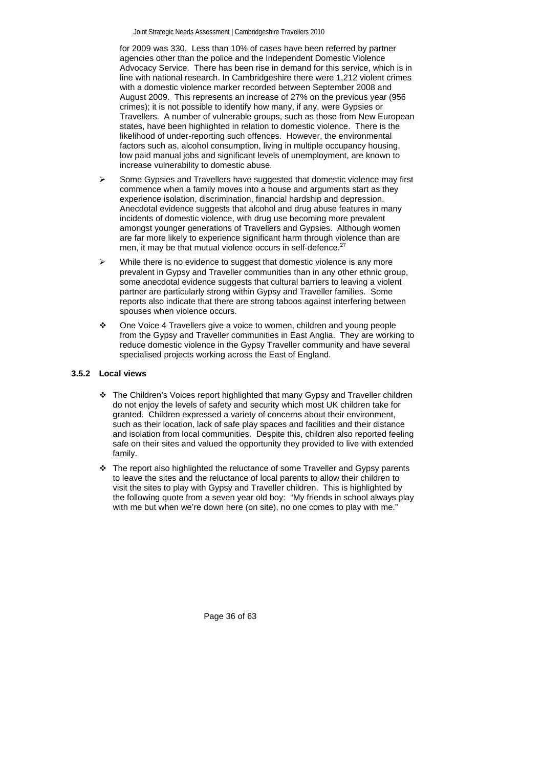for 2009 was 330. Less than 10% of cases have been referred by partner agencies other than the police and the Independent Domestic Violence Advocacy Service. There has been rise in demand for this service, which is in line with national research. In Cambridgeshire there were 1,212 violent crimes with a domestic violence marker recorded between September 2008 and August 2009. This represents an increase of 27% on the previous year (956 crimes); it is not possible to identify how many, if any, were Gypsies or Travellers. A number of vulnerable groups, such as those from New European states, have been highlighted in relation to domestic violence. There is the likelihood of under-reporting such offences. However, the environmental factors such as, alcohol consumption, living in multiple occupancy housing, low paid manual jobs and significant levels of unemployment, are known to increase vulnerability to domestic abuse.

- Some Gypsies and Travellers have suggested that domestic violence may first commence when a family moves into a house and arguments start as they experience isolation, discrimination, financial hardship and depression. Anecdotal evidence suggests that alcohol and drug abuse features in many incidents of domestic violence, with drug use becoming more prevalent amongst younger generations of Travellers and Gypsies. Although women are far more likely to experience significant harm through violence than are men, it may be that mutual violence occurs in self-defence.[27]
- While there is no evidence to suggest that domestic violence is any more prevalent in Gypsy and Traveller communities than in any other ethnic group, some anecdotal evidence suggests that cultural barriers to leaving a violent partner are particularly strong within Gypsy and Traveller families. Some reports also indicate that there are strong taboos against interfering between spouses when violence occurs.
- One Voice 4 Travellers give a voice to women, children and young people from the Gypsy and Traveller communities in East Anglia. They are working to reduce domestic violence in the Gypsy Traveller community and have several specialised projects working across the East of England.

#### 3.5.2 Local views

- The Children's Voices report highlighted that many Gypsy and Traveller children do not enjoy the levels of safety and security which most UK children take for granted. Children expressed a variety of concerns about their environment, such as their location, lack of safe play spaces and facilities and their distance and isolation from local communities. Despite this, children also reported feeling safe on their sites and valued the opportunity they provided to live with extended family.
- The report also highlighted the reluctance of some Traveller and Gypsy parents to leave the sites and the reluctance of local parents to allow their children to visit the sites to play with Gypsy and Traveller children. This is highlighted by the following quote from a seven year old boy: "My friends in school always play with me but when we're down here (on site), no one comes to play with me."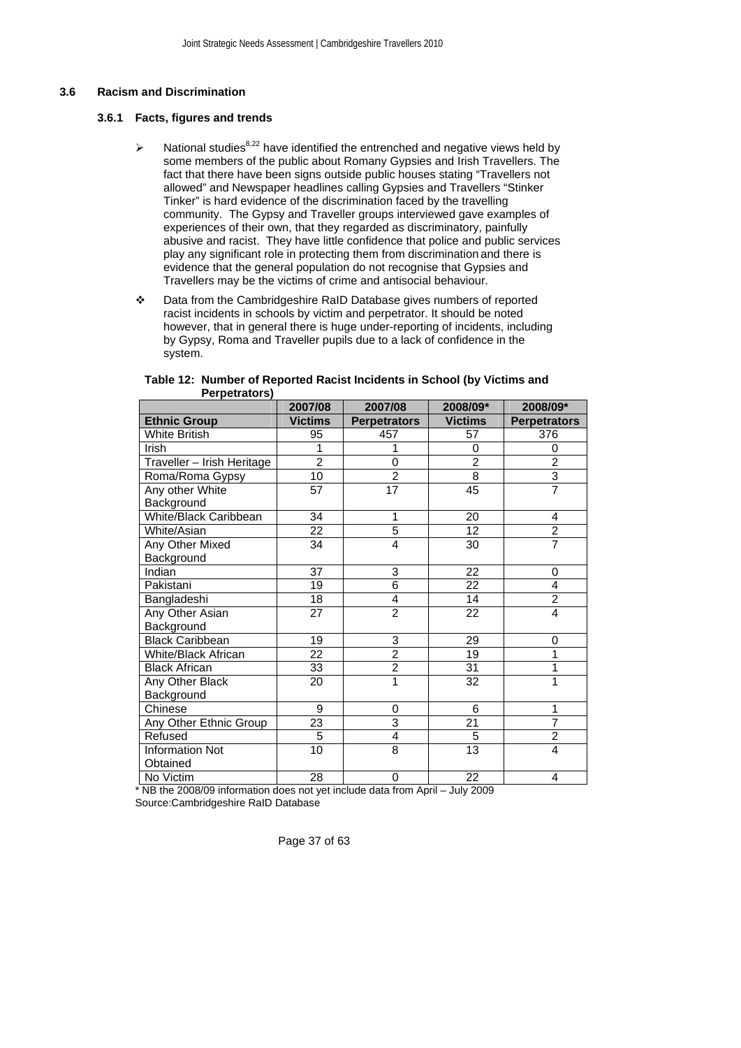### 3.6 Racism and Discrimination

#### 3.6.1 Facts, figures and trends

- National studies[8,22] have identified the entrenched and negative views held by some members of the public about Romany Gypsies and Irish Travellers. The fact that there have been signs outside public houses stating "Travellers not allowed" and Newspaper headlines calling Gypsies and Travellers "Stinker Tinker" is hard evidence of the discrimination faced by the travelling community. The Gypsy and Traveller groups interviewed gave examples of experiences of their own, that they regarded as discriminatory, painfully abusive and racist. They have little confidence that police and public services play any significant role in protecting them from discrimination and there is evidence that the general population do not recognise that Gypsies and Travellers may be the victims of crime and antisocial behaviour.

- Data from the Cambridgeshire RaID Database gives numbers of reported racist incidents in schools by victim and perpetrator. It should be noted however, that in general there is huge under-reporting of incidents, including by Gypsy, Roma and Traveller pupils due to a lack of confidence in the system.

**Table 12: Number of Reported Racist Incidents in School (by Victims and Perpetrators)**

| | 2007/08 | 2007/08 | 2008/09* | 2008/09* |
|---|---|---|---|---|
| **Ethnic Group** | **Victims** | **Perpetrators** | **Victims** | **Perpetrators** |
| White British | 95 | 457 | 57 | 376 |
| Irish | 1 | 1 | 0 | 0 |
| Traveller – Irish Heritage | 2 | 0 | 2 | 2 |
| Roma/Roma Gypsy | 10 | 2 | 8 | 3 |
| Any other White Background | 57 | 17 | 45 | 7 |
| White/Black Caribbean | 34 | 1 | 20 | 4 |
| White/Asian | 22 | 5 | 12 | 2 |
| Any Other Mixed Background | 34 | 4 | 30 | 7 |
| Indian | 37 | 3 | 22 | 0 |
| Pakistani | 19 | 6 | 22 | 4 |
| Bangladeshi | 18 | 4 | 14 | 2 |
| Any Other Asian Background | 27 | 2 | 22 | 4 |
| Black Caribbean | 19 | 3 | 29 | 0 |
| White/Black African | 22 | 2 | 19 | 1 |
| Black African | 33 | 2 | 31 | 1 |
| Any Other Black Background | 20 | 1 | 32 | 1 |
| Chinese | 9 | 0 | 6 | 1 |
| Any Other Ethnic Group | 23 | 3 | 21 | 7 |
| Refused | 5 | 4 | 5 | 2 |
| Information Not Obtained | 10 | 8 | 13 | 4 |
| No Victim | 28 | 0 | 22 | 4 |

\* NB the 2008/09 information does not yet include data from April – July 2009

Source:Cambridgeshire RaID Database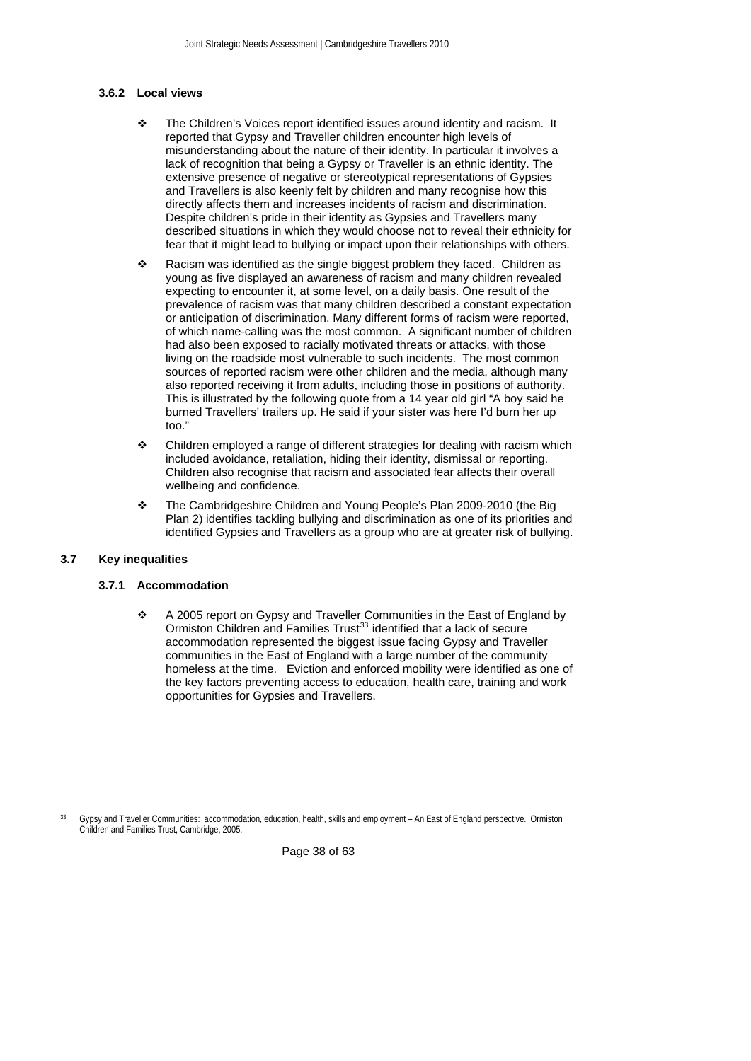### 3.6.2 Local views

- The Children's Voices report identified issues around identity and racism. It reported that Gypsy and Traveller children encounter high levels of misunderstanding about the nature of their identity. In particular it involves a lack of recognition that being a Gypsy or Traveller is an ethnic identity. The extensive presence of negative or stereotypical representations of Gypsies and Travellers is also keenly felt by children and many recognise how this directly affects them and increases incidents of racism and discrimination. Despite children's pride in their identity as Gypsies and Travellers many described situations in which they would choose not to reveal their ethnicity for fear that it might lead to bullying or impact upon their relationships with others.
- Racism was identified as the single biggest problem they faced. Children as young as five displayed an awareness of racism and many children revealed expecting to encounter it, at some level, on a daily basis. One result of the prevalence of racism was that many children described a constant expectation or anticipation of discrimination. Many different forms of racism were reported, of which name-calling was the most common. A significant number of children had also been exposed to racially motivated threats or attacks, with those living on the roadside most vulnerable to such incidents. The most common sources of reported racism were other children and the media, although many also reported receiving it from adults, including those in positions of authority. This is illustrated by the following quote from a 14 year old girl "A boy said he burned Travellers' trailers up. He said if your sister was here I'd burn her up too."
- Children employed a range of different strategies for dealing with racism which included avoidance, retaliation, hiding their identity, dismissal or reporting. Children also recognise that racism and associated fear affects their overall wellbeing and confidence.
- The Cambridgeshire Children and Young People's Plan 2009-2010 (the Big Plan 2) identifies tackling bullying and discrimination as one of its priorities and identified Gypsies and Travellers as a group who are at greater risk of bullying.

## 3.7 Key inequalities

### 3.7.1 Accommodation

- A 2005 report on Gypsy and Traveller Communities in the East of England by Ormiston Children and Families Trust[33] identified that a lack of secure accommodation represented the biggest issue facing Gypsy and Traveller communities in the East of England with a large number of the community homeless at the time. Eviction and enforced mobility were identified as one of the key factors preventing access to education, health care, training and work opportunities for Gypsies and Travellers.

---

[33] Gypsy and Traveller Communities: accommodation, education, health, skills and employment – An East of England perspective. Ormiston Children and Families Trust, Cambridge, 2005.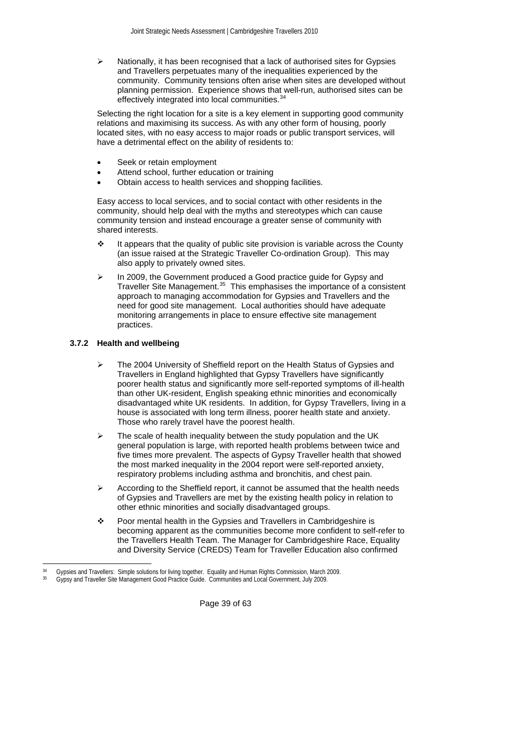- Nationally, it has been recognised that a lack of authorised sites for Gypsies and Travellers perpetuates many of the inequalities experienced by the community. Community tensions often arise when sites are developed without planning permission. Experience shows that well-run, authorised sites can be effectively integrated into local communities.[34]

Selecting the right location for a site is a key element in supporting good community relations and maximising its success. As with any other form of housing, poorly located sites, with no easy access to major roads or public transport services, will have a detrimental effect on the ability of residents to:

- Seek or retain employment
- Attend school, further education or training
- Obtain access to health services and shopping facilities.

Easy access to local services, and to social contact with other residents in the community, should help deal with the myths and stereotypes which can cause community tension and instead encourage a greater sense of community with shared interests.

- It appears that the quality of public site provision is variable across the County (an issue raised at the Strategic Traveller Co-ordination Group). This may also apply to privately owned sites.
- In 2009, the Government produced a Good practice guide for Gypsy and Traveller Site Management.[35] This emphasises the importance of a consistent approach to managing accommodation for Gypsies and Travellers and the need for good site management. Local authorities should have adequate monitoring arrangements in place to ensure effective site management practices.

### 3.7.2 Health and wellbeing

- The 2004 University of Sheffield report on the Health Status of Gypsies and Travellers in England highlighted that Gypsy Travellers have significantly poorer health status and significantly more self-reported symptoms of ill-health than other UK-resident, English speaking ethnic minorities and economically disadvantaged white UK residents. In addition, for Gypsy Travellers, living in a house is associated with long term illness, poorer health state and anxiety. Those who rarely travel have the poorest health.
- The scale of health inequality between the study population and the UK general population is large, with reported health problems between twice and five times more prevalent. The aspects of Gypsy Traveller health that showed the most marked inequality in the 2004 report were self-reported anxiety, respiratory problems including asthma and bronchitis, and chest pain.
- According to the Sheffield report, it cannot be assumed that the health needs of Gypsies and Travellers are met by the existing health policy in relation to other ethnic minorities and socially disadvantaged groups.
- Poor mental health in the Gypsies and Travellers in Cambridgeshire is becoming apparent as the communities become more confident to self-refer to the Travellers Health Team. The Manager for Cambridgeshire Race, Equality and Diversity Service (CREDS) Team for Traveller Education also confirmed

---

[34] Gypsies and Travellers: Simple solutions for living together. Equality and Human Rights Commission, March 2009.

[35] Gypsy and Traveller Site Management Good Practice Guide. Communities and Local Government, July 2009.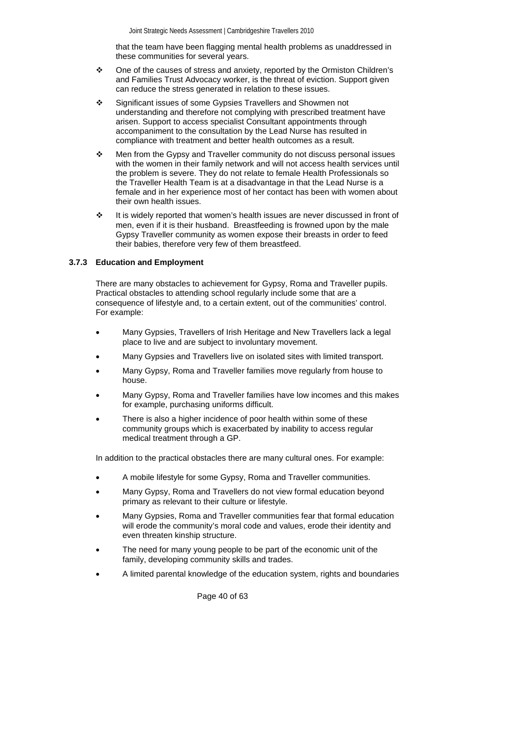that the team have been flagging mental health problems as unaddressed in these communities for several years.

- One of the causes of stress and anxiety, reported by the Ormiston Children's and Families Trust Advocacy worker, is the threat of eviction. Support given can reduce the stress generated in relation to these issues.
- Significant issues of some Gypsies Travellers and Showmen not understanding and therefore not complying with prescribed treatment have arisen. Support to access specialist Consultant appointments through accompaniment to the consultation by the Lead Nurse has resulted in compliance with treatment and better health outcomes as a result.
- Men from the Gypsy and Traveller community do not discuss personal issues with the women in their family network and will not access health services until the problem is severe. They do not relate to female Health Professionals so the Traveller Health Team is at a disadvantage in that the Lead Nurse is a female and in her experience most of her contact has been with women about their own health issues.
- It is widely reported that women's health issues are never discussed in front of men, even if it is their husband. Breastfeeding is frowned upon by the male Gypsy Traveller community as women expose their breasts in order to feed their babies, therefore very few of them breastfeed.

### 3.7.3 Education and Employment

There are many obstacles to achievement for Gypsy, Roma and Traveller pupils. Practical obstacles to attending school regularly include some that are a consequence of lifestyle and, to a certain extent, out of the communities' control. For example:

- Many Gypsies, Travellers of Irish Heritage and New Travellers lack a legal place to live and are subject to involuntary movement.
- Many Gypsies and Travellers live on isolated sites with limited transport.
- Many Gypsy, Roma and Traveller families move regularly from house to house.
- Many Gypsy, Roma and Traveller families have low incomes and this makes for example, purchasing uniforms difficult.
- There is also a higher incidence of poor health within some of these community groups which is exacerbated by inability to access regular medical treatment through a GP.

In addition to the practical obstacles there are many cultural ones. For example:

- A mobile lifestyle for some Gypsy, Roma and Traveller communities.
- Many Gypsy, Roma and Travellers do not view formal education beyond primary as relevant to their culture or lifestyle.
- Many Gypsies, Roma and Traveller communities fear that formal education will erode the community's moral code and values, erode their identity and even threaten kinship structure.
- The need for many young people to be part of the economic unit of the family, developing community skills and trades.
- A limited parental knowledge of the education system, rights and boundaries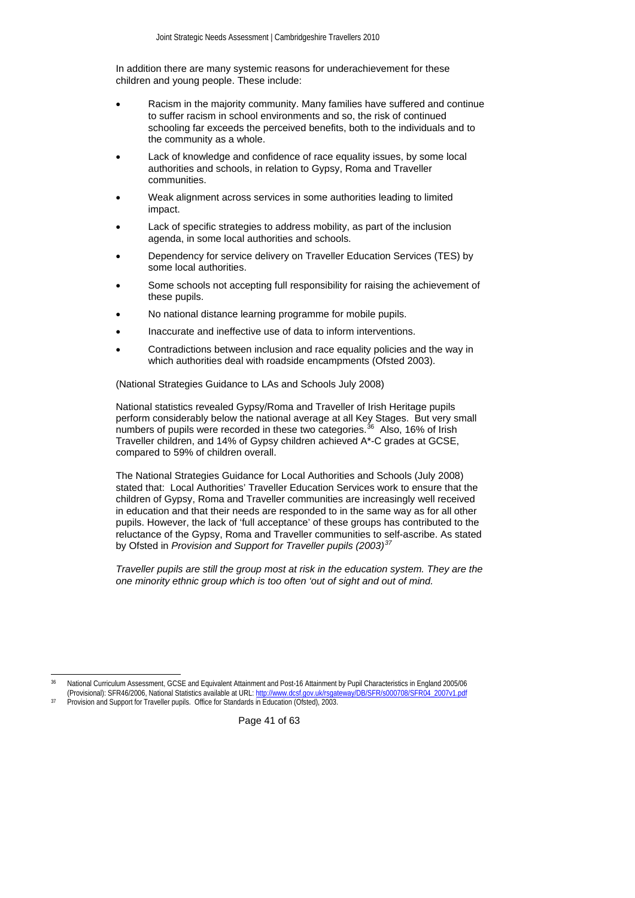In addition there are many systemic reasons for underachievement for these children and young people. These include:

- Racism in the majority community. Many families have suffered and continue to suffer racism in school environments and so, the risk of continued schooling far exceeds the perceived benefits, both to the individuals and to the community as a whole.
- Lack of knowledge and confidence of race equality issues, by some local authorities and schools, in relation to Gypsy, Roma and Traveller communities.
- Weak alignment across services in some authorities leading to limited impact.
- Lack of specific strategies to address mobility, as part of the inclusion agenda, in some local authorities and schools.
- Dependency for service delivery on Traveller Education Services (TES) by some local authorities.
- Some schools not accepting full responsibility for raising the achievement of these pupils.
- No national distance learning programme for mobile pupils.
- Inaccurate and ineffective use of data to inform interventions.
- Contradictions between inclusion and race equality policies and the way in which authorities deal with roadside encampments (Ofsted 2003).

(National Strategies Guidance to LAs and Schools July 2008)

National statistics revealed Gypsy/Roma and Traveller of Irish Heritage pupils perform considerably below the national average at all Key Stages. But very small numbers of pupils were recorded in these two categories.[36] Also, 16% of Irish Traveller children, and 14% of Gypsy children achieved A*-C grades at GCSE, compared to 59% of children overall.

The National Strategies Guidance for Local Authorities and Schools (July 2008) stated that: Local Authorities' Traveller Education Services work to ensure that the children of Gypsy, Roma and Traveller communities are increasingly well received in education and that their needs are responded to in the same way as for all other pupils. However, the lack of 'full acceptance' of these groups has contributed to the reluctance of the Gypsy, Roma and Traveller communities to self-ascribe. As stated by Ofsted in *Provision and Support for Traveller pupils (2003)*[37]

*Traveller pupils are still the group most at risk in the education system. They are the one minority ethnic group which is too often 'out of sight and out of mind.*

---

[36] National Curriculum Assessment, GCSE and Equivalent Attainment and Post-16 Attainment by Pupil Characteristics in England 2005/06 (Provisional): SFR46/2006, National Statistics available at URL: http://www.dcsf.gov.uk/rsgateway/DB/SFR/s000708/SFR04_2007v1.pdf

[37] Provision and Support for Traveller pupils. Office for Standards in Education (Ofsted), 2003.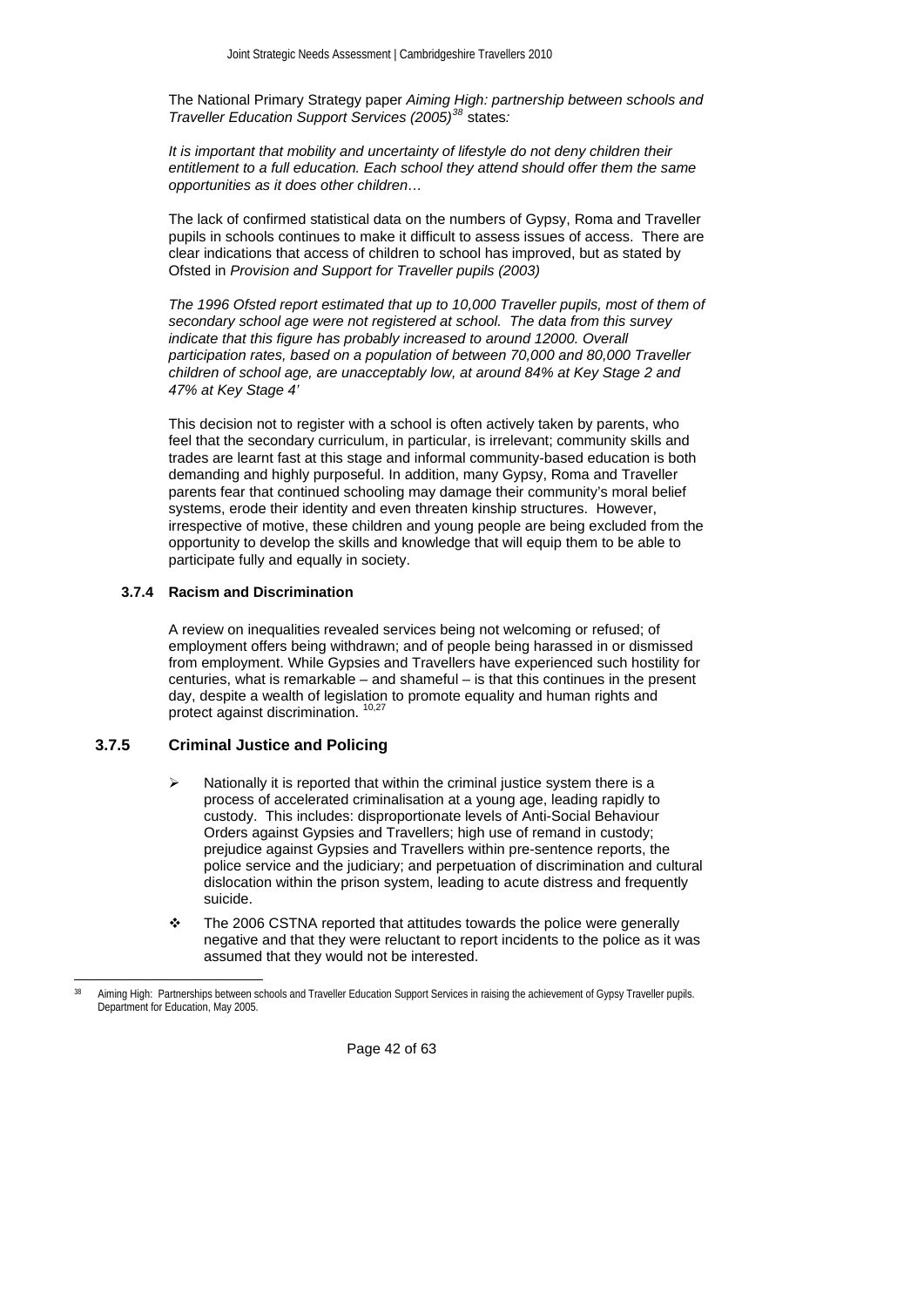The National Primary Strategy paper *Aiming High: partnership between schools and Traveller Education Support Services (2005)*[38] states*:*

*It is important that mobility and uncertainty of lifestyle do not deny children their entitlement to a full education. Each school they attend should offer them the same opportunities as it does other children…*

The lack of confirmed statistical data on the numbers of Gypsy, Roma and Traveller pupils in schools continues to make it difficult to assess issues of access. There are clear indications that access of children to school has improved, but as stated by Ofsted in *Provision and Support for Traveller pupils (2003)*

*The 1996 Ofsted report estimated that up to 10,000 Traveller pupils, most of them of secondary school age were not registered at school. The data from this survey indicate that this figure has probably increased to around 12000. Overall participation rates, based on a population of between 70,000 and 80,000 Traveller children of school age, are unacceptably low, at around 84% at Key Stage 2 and 47% at Key Stage 4'*

This decision not to register with a school is often actively taken by parents, who feel that the secondary curriculum, in particular, is irrelevant; community skills and trades are learnt fast at this stage and informal community-based education is both demanding and highly purposeful. In addition, many Gypsy, Roma and Traveller parents fear that continued schooling may damage their community's moral belief systems, erode their identity and even threaten kinship structures. However, irrespective of motive, these children and young people are being excluded from the opportunity to develop the skills and knowledge that will equip them to be able to participate fully and equally in society.

#### 3.7.4 Racism and Discrimination

A review on inequalities revealed services being not welcoming or refused; of employment offers being withdrawn; and of people being harassed in or dismissed from employment. While Gypsies and Travellers have experienced such hostility for centuries, what is remarkable – and shameful – is that this continues in the present day, despite a wealth of legislation to promote equality and human rights and protect against discrimination. [10,27]

### 3.7.5 Criminal Justice and Policing

- Nationally it is reported that within the criminal justice system there is a process of accelerated criminalisation at a young age, leading rapidly to custody. This includes: disproportionate levels of Anti-Social Behaviour Orders against Gypsies and Travellers; high use of remand in custody; prejudice against Gypsies and Travellers within pre-sentence reports, the police service and the judiciary; and perpetuation of discrimination and cultural dislocation within the prison system, leading to acute distress and frequently suicide.

- The 2006 CSTNA reported that attitudes towards the police were generally negative and that they were reluctant to report incidents to the police as it was assumed that they would not be interested.

---

[38] Aiming High: Partnerships between schools and Traveller Education Support Services in raising the achievement of Gypsy Traveller pupils. Department for Education, May 2005.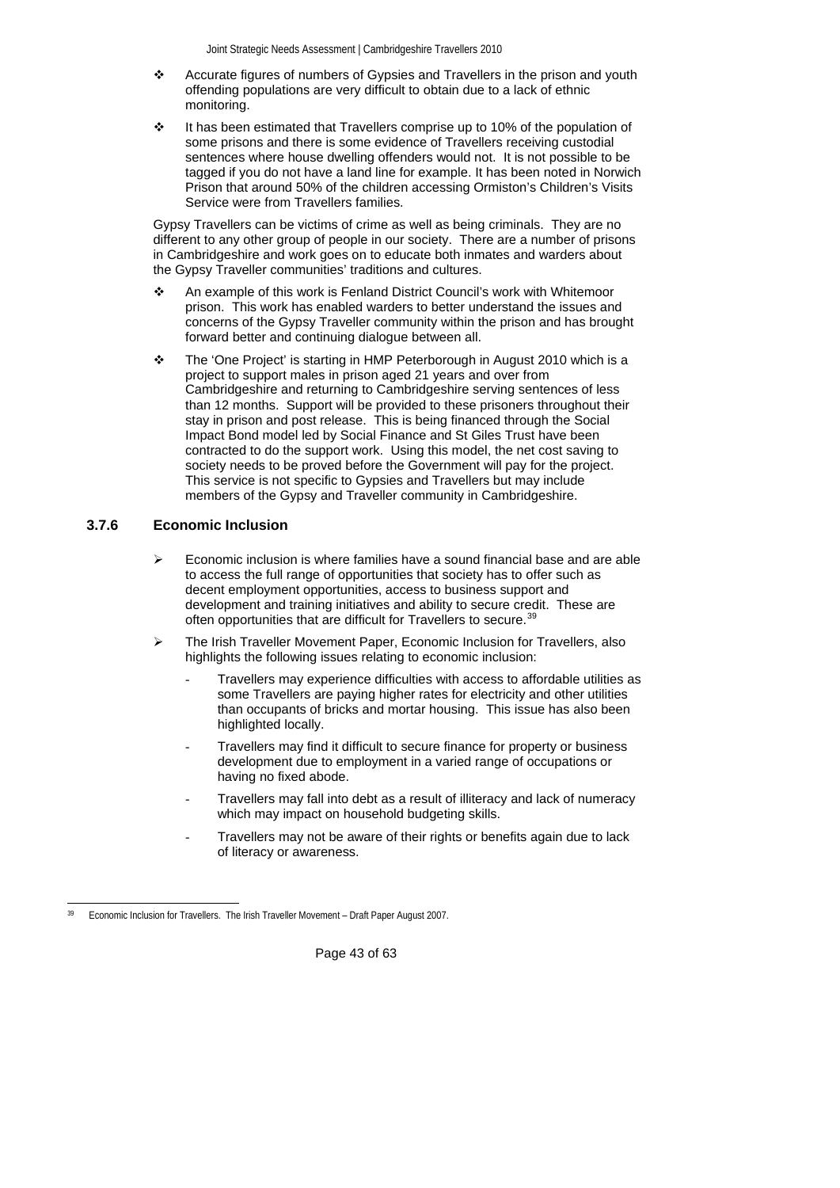- Accurate figures of numbers of Gypsies and Travellers in the prison and youth offending populations are very difficult to obtain due to a lack of ethnic monitoring.
- It has been estimated that Travellers comprise up to 10% of the population of some prisons and there is some evidence of Travellers receiving custodial sentences where house dwelling offenders would not. It is not possible to be tagged if you do not have a land line for example. It has been noted in Norwich Prison that around 50% of the children accessing Ormiston's Children's Visits Service were from Travellers families.

Gypsy Travellers can be victims of crime as well as being criminals. They are no different to any other group of people in our society. There are a number of prisons in Cambridgeshire and work goes on to educate both inmates and warders about the Gypsy Traveller communities' traditions and cultures.

- An example of this work is Fenland District Council's work with Whitemoor prison. This work has enabled warders to better understand the issues and concerns of the Gypsy Traveller community within the prison and has brought forward better and continuing dialogue between all.
- The 'One Project' is starting in HMP Peterborough in August 2010 which is a project to support males in prison aged 21 years and over from Cambridgeshire and returning to Cambridgeshire serving sentences of less than 12 months. Support will be provided to these prisoners throughout their stay in prison and post release. This is being financed through the Social Impact Bond model led by Social Finance and St Giles Trust have been contracted to do the support work. Using this model, the net cost saving to society needs to be proved before the Government will pay for the project. This service is not specific to Gypsies and Travellers but may include members of the Gypsy and Traveller community in Cambridgeshire.

### 3.7.6 Economic Inclusion

- Economic inclusion is where families have a sound financial base and are able to access the full range of opportunities that society has to offer such as decent employment opportunities, access to business support and development and training initiatives and ability to secure credit. These are often opportunities that are difficult for Travellers to secure.[39]
- The Irish Traveller Movement Paper, Economic Inclusion for Travellers, also highlights the following issues relating to economic inclusion:
  - Travellers may experience difficulties with access to affordable utilities as some Travellers are paying higher rates for electricity and other utilities than occupants of bricks and mortar housing. This issue has also been highlighted locally.
  - Travellers may find it difficult to secure finance for property or business development due to employment in a varied range of occupations or having no fixed abode.
  - Travellers may fall into debt as a result of illiteracy and lack of numeracy which may impact on household budgeting skills.
  - Travellers may not be aware of their rights or benefits again due to lack of literacy or awareness.

---

[39] Economic Inclusion for Travellers. The Irish Traveller Movement – Draft Paper August 2007.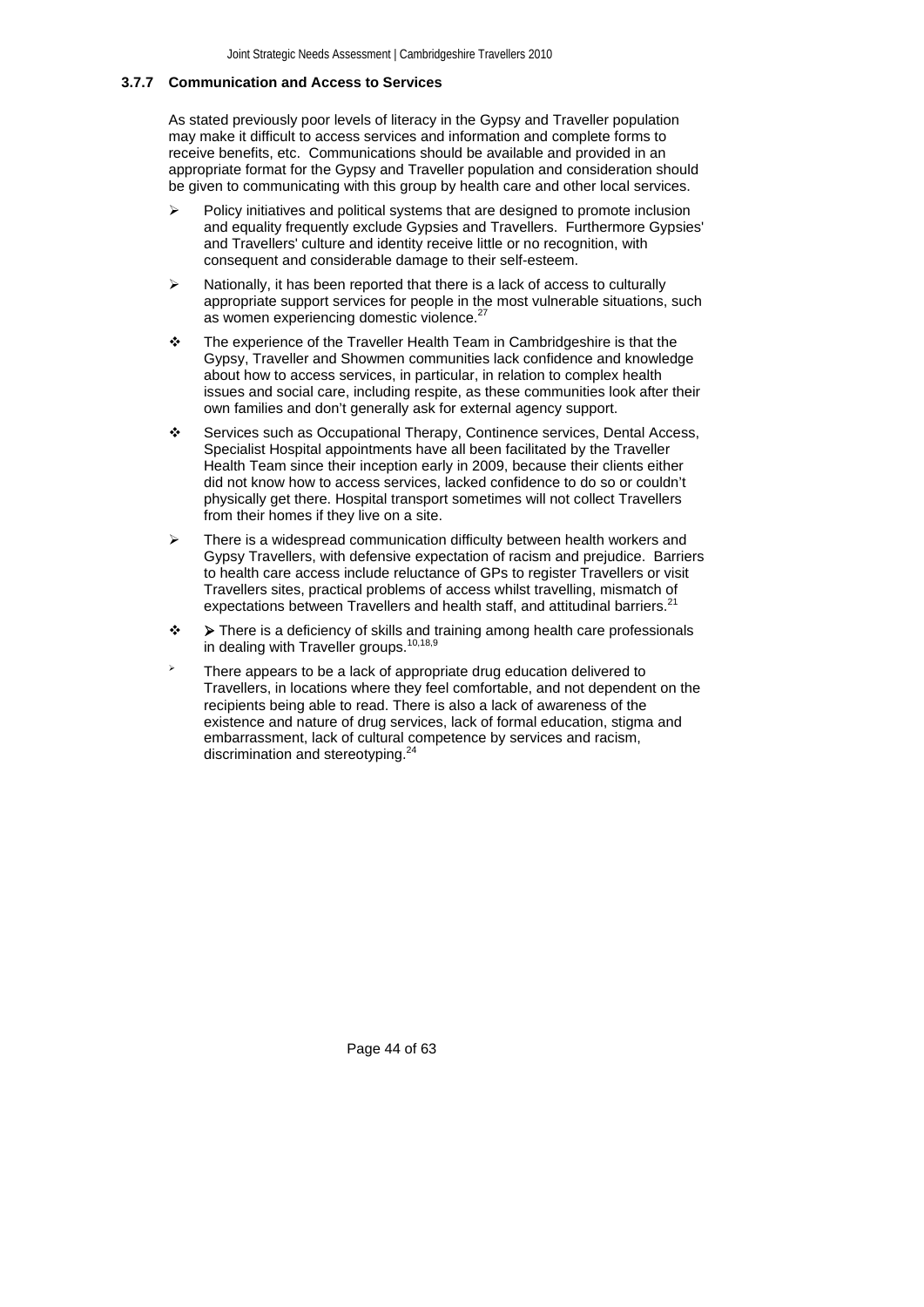### 3.7.7 Communication and Access to Services

As stated previously poor levels of literacy in the Gypsy and Traveller population may make it difficult to access services and information and complete forms to receive benefits, etc. Communications should be available and provided in an appropriate format for the Gypsy and Traveller population and consideration should be given to communicating with this group by health care and other local services.

- Policy initiatives and political systems that are designed to promote inclusion and equality frequently exclude Gypsies and Travellers. Furthermore Gypsies' and Travellers' culture and identity receive little or no recognition, with consequent and considerable damage to their self-esteem.
- Nationally, it has been reported that there is a lack of access to culturally appropriate support services for people in the most vulnerable situations, such as women experiencing domestic violence.[27]
- The experience of the Traveller Health Team in Cambridgeshire is that the Gypsy, Traveller and Showmen communities lack confidence and knowledge about how to access services, in particular, in relation to complex health issues and social care, including respite, as these communities look after their own families and don't generally ask for external agency support.
- Services such as Occupational Therapy, Continence services, Dental Access, Specialist Hospital appointments have all been facilitated by the Traveller Health Team since their inception early in 2009, because their clients either did not know how to access services, lacked confidence to do so or couldn't physically get there. Hospital transport sometimes will not collect Travellers from their homes if they live on a site.
- There is a widespread communication difficulty between health workers and Gypsy Travellers, with defensive expectation of racism and prejudice. Barriers to health care access include reluctance of GPs to register Travellers or visit Travellers sites, practical problems of access whilst travelling, mismatch of expectations between Travellers and health staff, and attitudinal barriers.[21]
- ➢ There is a deficiency of skills and training among health care professionals in dealing with Traveller groups.[10,18,9]
- There appears to be a lack of appropriate drug education delivered to Travellers, in locations where they feel comfortable, and not dependent on the recipients being able to read. There is also a lack of awareness of the existence and nature of drug services, lack of formal education, stigma and embarrassment, lack of cultural competence by services and racism, discrimination and stereotyping.[24]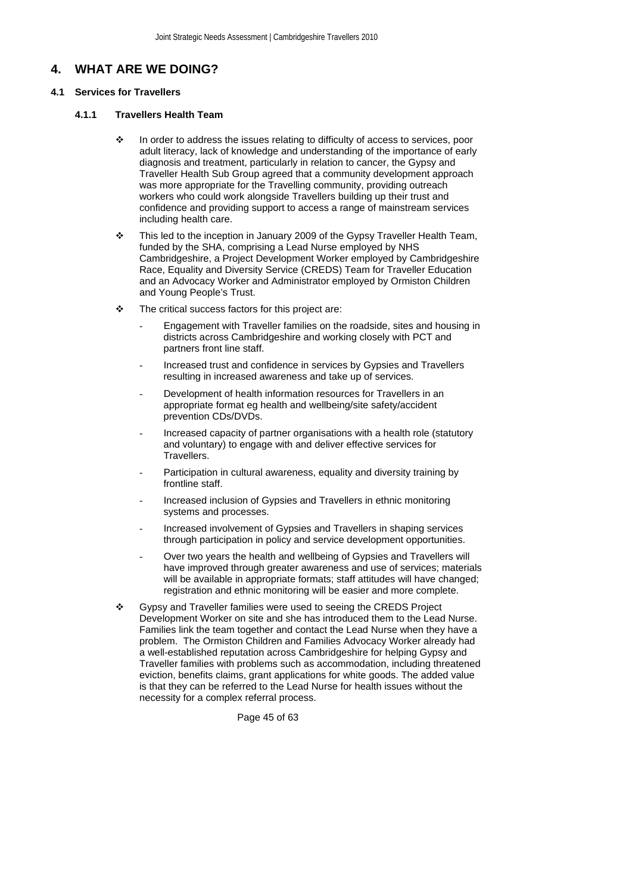# 4. WHAT ARE WE DOING?

## 4.1 Services for Travellers

### 4.1.1 Travellers Health Team

- In order to address the issues relating to difficulty of access to services, poor adult literacy, lack of knowledge and understanding of the importance of early diagnosis and treatment, particularly in relation to cancer, the Gypsy and Traveller Health Sub Group agreed that a community development approach was more appropriate for the Travelling community, providing outreach workers who could work alongside Travellers building up their trust and confidence and providing support to access a range of mainstream services including health care.
- This led to the inception in January 2009 of the Gypsy Traveller Health Team, funded by the SHA, comprising a Lead Nurse employed by NHS Cambridgeshire, a Project Development Worker employed by Cambridgeshire Race, Equality and Diversity Service (CREDS) Team for Traveller Education and an Advocacy Worker and Administrator employed by Ormiston Children and Young People's Trust.
- The critical success factors for this project are:
  - Engagement with Traveller families on the roadside, sites and housing in districts across Cambridgeshire and working closely with PCT and partners front line staff.
  - Increased trust and confidence in services by Gypsies and Travellers resulting in increased awareness and take up of services.
  - Development of health information resources for Travellers in an appropriate format eg health and wellbeing/site safety/accident prevention CDs/DVDs.
  - Increased capacity of partner organisations with a health role (statutory and voluntary) to engage with and deliver effective services for Travellers.
  - Participation in cultural awareness, equality and diversity training by frontline staff.
  - Increased inclusion of Gypsies and Travellers in ethnic monitoring systems and processes.
  - Increased involvement of Gypsies and Travellers in shaping services through participation in policy and service development opportunities.
  - Over two years the health and wellbeing of Gypsies and Travellers will have improved through greater awareness and use of services; materials will be available in appropriate formats; staff attitudes will have changed; registration and ethnic monitoring will be easier and more complete.
- Gypsy and Traveller families were used to seeing the CREDS Project Development Worker on site and she has introduced them to the Lead Nurse. Families link the team together and contact the Lead Nurse when they have a problem. The Ormiston Children and Families Advocacy Worker already had a well-established reputation across Cambridgeshire for helping Gypsy and Traveller families with problems such as accommodation, including threatened eviction, benefits claims, grant applications for white goods. The added value is that they can be referred to the Lead Nurse for health issues without the necessity for a complex referral process.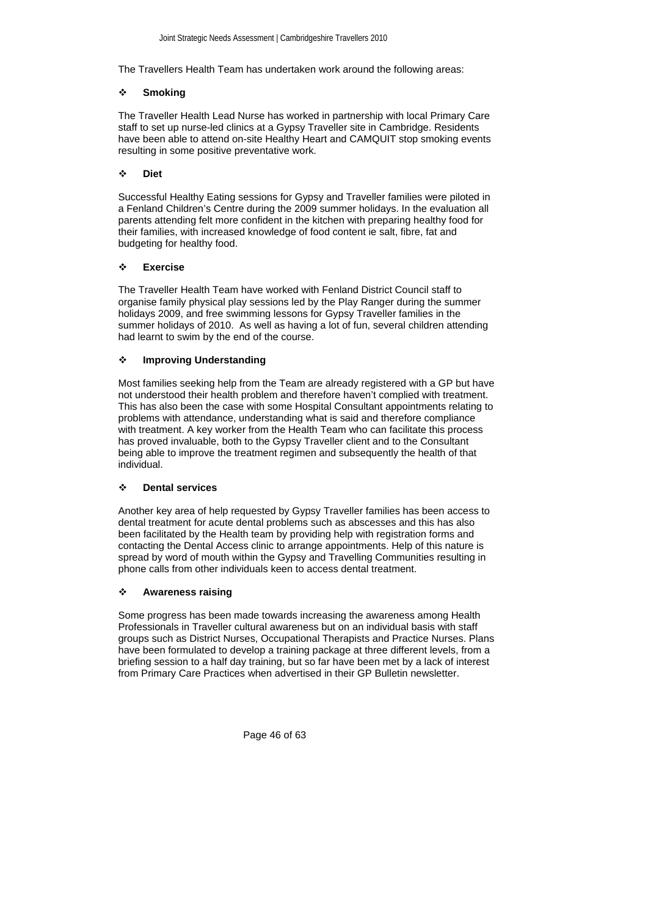The Travellers Health Team has undertaken work around the following areas:

- **Smoking**

The Traveller Health Lead Nurse has worked in partnership with local Primary Care staff to set up nurse-led clinics at a Gypsy Traveller site in Cambridge. Residents have been able to attend on-site Healthy Heart and CAMQUIT stop smoking events resulting in some positive preventative work.

- **Diet**

Successful Healthy Eating sessions for Gypsy and Traveller families were piloted in a Fenland Children's Centre during the 2009 summer holidays. In the evaluation all parents attending felt more confident in the kitchen with preparing healthy food for their families, with increased knowledge of food content ie salt, fibre, fat and budgeting for healthy food.

- **Exercise**

The Traveller Health Team have worked with Fenland District Council staff to organise family physical play sessions led by the Play Ranger during the summer holidays 2009, and free swimming lessons for Gypsy Traveller families in the summer holidays of 2010. As well as having a lot of fun, several children attending had learnt to swim by the end of the course.

- **Improving Understanding**

Most families seeking help from the Team are already registered with a GP but have not understood their health problem and therefore haven't complied with treatment. This has also been the case with some Hospital Consultant appointments relating to problems with attendance, understanding what is said and therefore compliance with treatment. A key worker from the Health Team who can facilitate this process has proved invaluable, both to the Gypsy Traveller client and to the Consultant being able to improve the treatment regimen and subsequently the health of that individual.

- **Dental services**

Another key area of help requested by Gypsy Traveller families has been access to dental treatment for acute dental problems such as abscesses and this has also been facilitated by the Health team by providing help with registration forms and contacting the Dental Access clinic to arrange appointments. Help of this nature is spread by word of mouth within the Gypsy and Travelling Communities resulting in phone calls from other individuals keen to access dental treatment.

- **Awareness raising**

Some progress has been made towards increasing the awareness among Health Professionals in Traveller cultural awareness but on an individual basis with staff groups such as District Nurses, Occupational Therapists and Practice Nurses. Plans have been formulated to develop a training package at three different levels, from a briefing session to a half day training, but so far have been met by a lack of interest from Primary Care Practices when advertised in their GP Bulletin newsletter.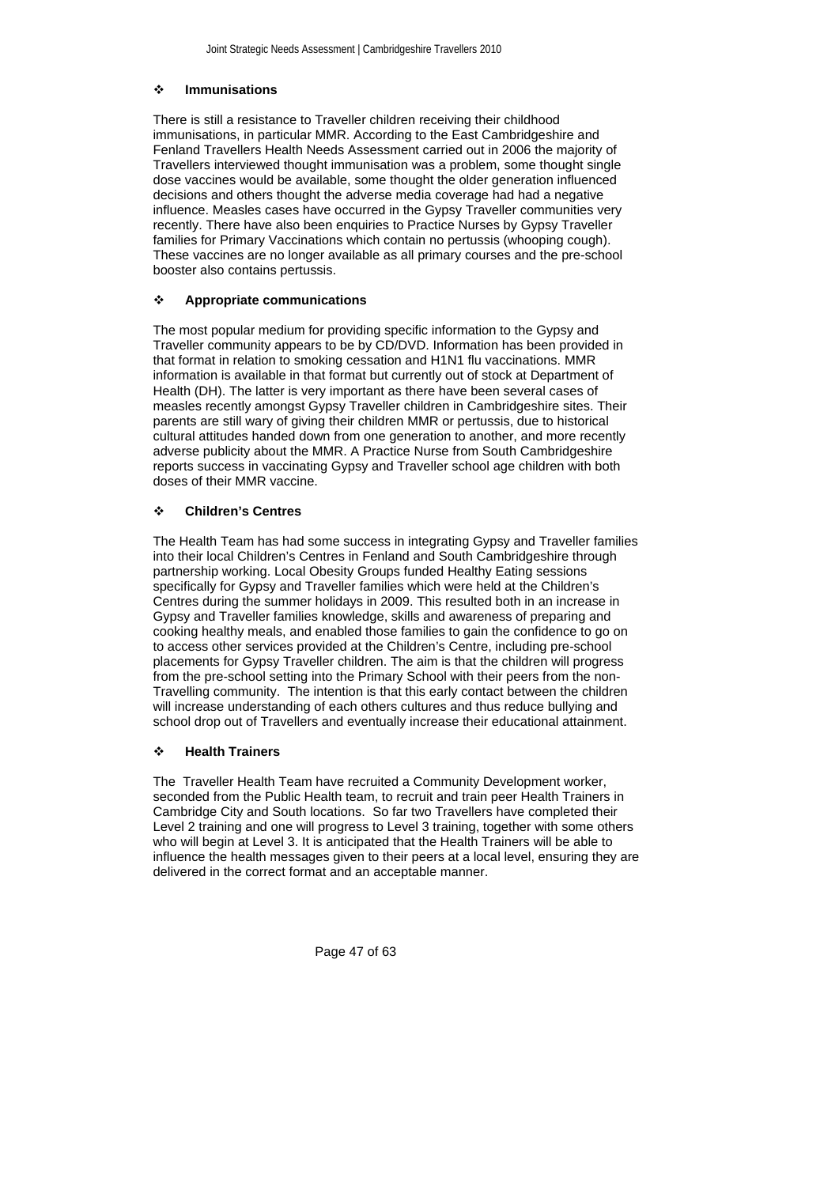- **Immunisations**

There is still a resistance to Traveller children receiving their childhood immunisations, in particular MMR. According to the East Cambridgeshire and Fenland Travellers Health Needs Assessment carried out in 2006 the majority of Travellers interviewed thought immunisation was a problem, some thought single dose vaccines would be available, some thought the older generation influenced decisions and others thought the adverse media coverage had had a negative influence. Measles cases have occurred in the Gypsy Traveller communities very recently. There have also been enquiries to Practice Nurses by Gypsy Traveller families for Primary Vaccinations which contain no pertussis (whooping cough). These vaccines are no longer available as all primary courses and the pre-school booster also contains pertussis.

- **Appropriate communications**

The most popular medium for providing specific information to the Gypsy and Traveller community appears to be by CD/DVD. Information has been provided in that format in relation to smoking cessation and H1N1 flu vaccinations. MMR information is available in that format but currently out of stock at Department of Health (DH). The latter is very important as there have been several cases of measles recently amongst Gypsy Traveller children in Cambridgeshire sites. Their parents are still wary of giving their children MMR or pertussis, due to historical cultural attitudes handed down from one generation to another, and more recently adverse publicity about the MMR. A Practice Nurse from South Cambridgeshire reports success in vaccinating Gypsy and Traveller school age children with both doses of their MMR vaccine.

- **Children's Centres**

The Health Team has had some success in integrating Gypsy and Traveller families into their local Children's Centres in Fenland and South Cambridgeshire through partnership working. Local Obesity Groups funded Healthy Eating sessions specifically for Gypsy and Traveller families which were held at the Children's Centres during the summer holidays in 2009. This resulted both in an increase in Gypsy and Traveller families knowledge, skills and awareness of preparing and cooking healthy meals, and enabled those families to gain the confidence to go on to access other services provided at the Children's Centre, including pre-school placements for Gypsy Traveller children. The aim is that the children will progress from the pre-school setting into the Primary School with their peers from the non-Travelling community. The intention is that this early contact between the children will increase understanding of each others cultures and thus reduce bullying and school drop out of Travellers and eventually increase their educational attainment.

- **Health Trainers**

The Traveller Health Team have recruited a Community Development worker, seconded from the Public Health team, to recruit and train peer Health Trainers in Cambridge City and South locations. So far two Travellers have completed their Level 2 training and one will progress to Level 3 training, together with some others who will begin at Level 3. It is anticipated that the Health Trainers will be able to influence the health messages given to their peers at a local level, ensuring they are delivered in the correct format and an acceptable manner.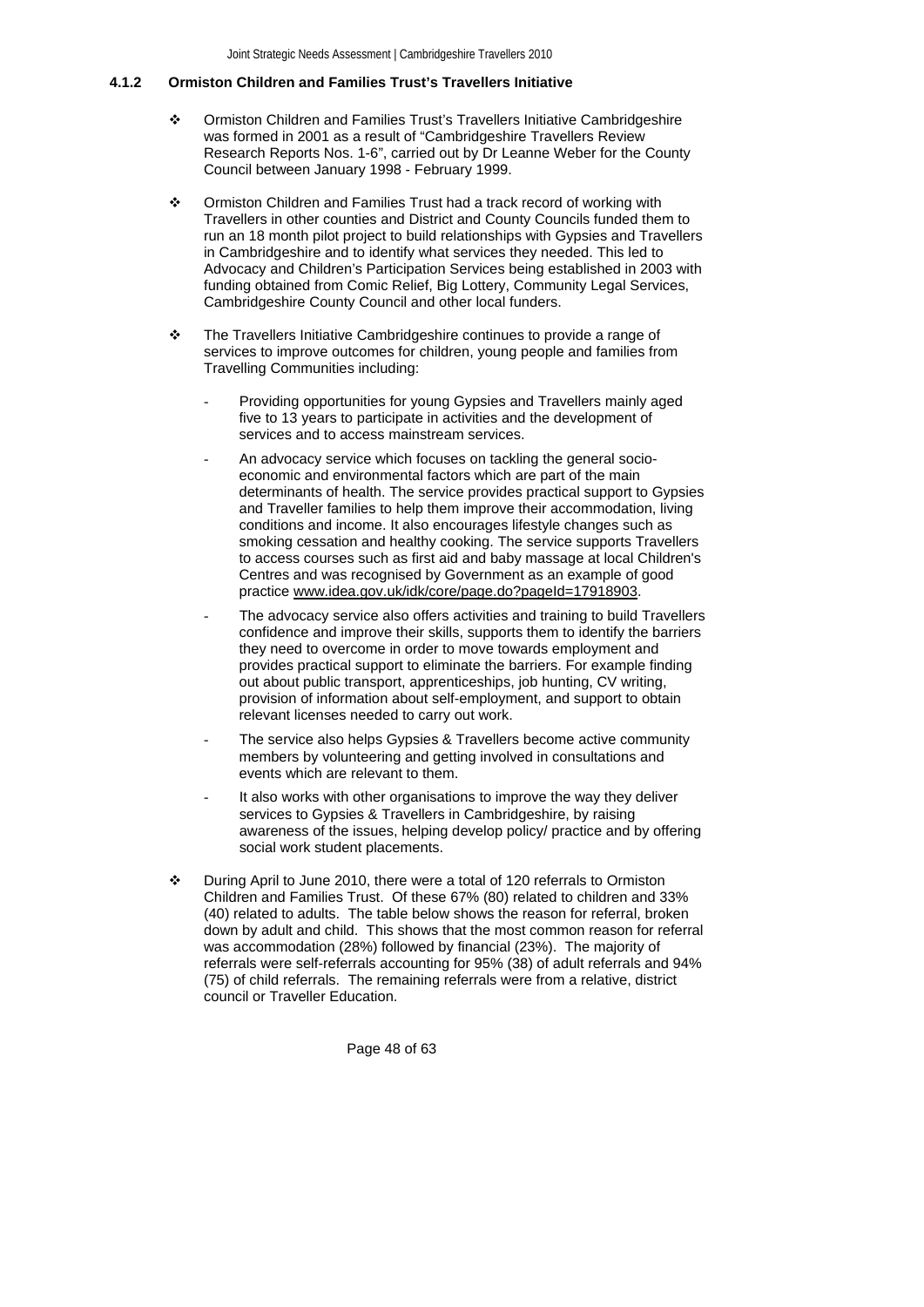### 4.1.2 Ormiston Children and Families Trust's Travellers Initiative

- Ormiston Children and Families Trust's Travellers Initiative Cambridgeshire was formed in 2001 as a result of "Cambridgeshire Travellers Review Research Reports Nos. 1-6", carried out by Dr Leanne Weber for the County Council between January 1998 - February 1999.
- Ormiston Children and Families Trust had a track record of working with Travellers in other counties and District and County Councils funded them to run an 18 month pilot project to build relationships with Gypsies and Travellers in Cambridgeshire and to identify what services they needed. This led to Advocacy and Children's Participation Services being established in 2003 with funding obtained from Comic Relief, Big Lottery, Community Legal Services, Cambridgeshire County Council and other local funders.
- The Travellers Initiative Cambridgeshire continues to provide a range of services to improve outcomes for children, young people and families from Travelling Communities including:
  - Providing opportunities for young Gypsies and Travellers mainly aged five to 13 years to participate in activities and the development of services and to access mainstream services.
  - An advocacy service which focuses on tackling the general socio-economic and environmental factors which are part of the main determinants of health. The service provides practical support to Gypsies and Traveller families to help them improve their accommodation, living conditions and income. It also encourages lifestyle changes such as smoking cessation and healthy cooking. The service supports Travellers to access courses such as first aid and baby massage at local Children's Centres and was recognised by Government as an example of good practice www.idea.gov.uk/idk/core/page.do?pageId=17918903.
  - The advocacy service also offers activities and training to build Travellers confidence and improve their skills, supports them to identify the barriers they need to overcome in order to move towards employment and provides practical support to eliminate the barriers. For example finding out about public transport, apprenticeships, job hunting, CV writing, provision of information about self-employment, and support to obtain relevant licenses needed to carry out work.
  - The service also helps Gypsies & Travellers become active community members by volunteering and getting involved in consultations and events which are relevant to them.
  - It also works with other organisations to improve the way they deliver services to Gypsies & Travellers in Cambridgeshire, by raising awareness of the issues, helping develop policy/ practice and by offering social work student placements.
- During April to June 2010, there were a total of 120 referrals to Ormiston Children and Families Trust. Of these 67% (80) related to children and 33% (40) related to adults. The table below shows the reason for referral, broken down by adult and child. This shows that the most common reason for referral was accommodation (28%) followed by financial (23%). The majority of referrals were self-referrals accounting for 95% (38) of adult referrals and 94% (75) of child referrals. The remaining referrals were from a relative, district council or Traveller Education.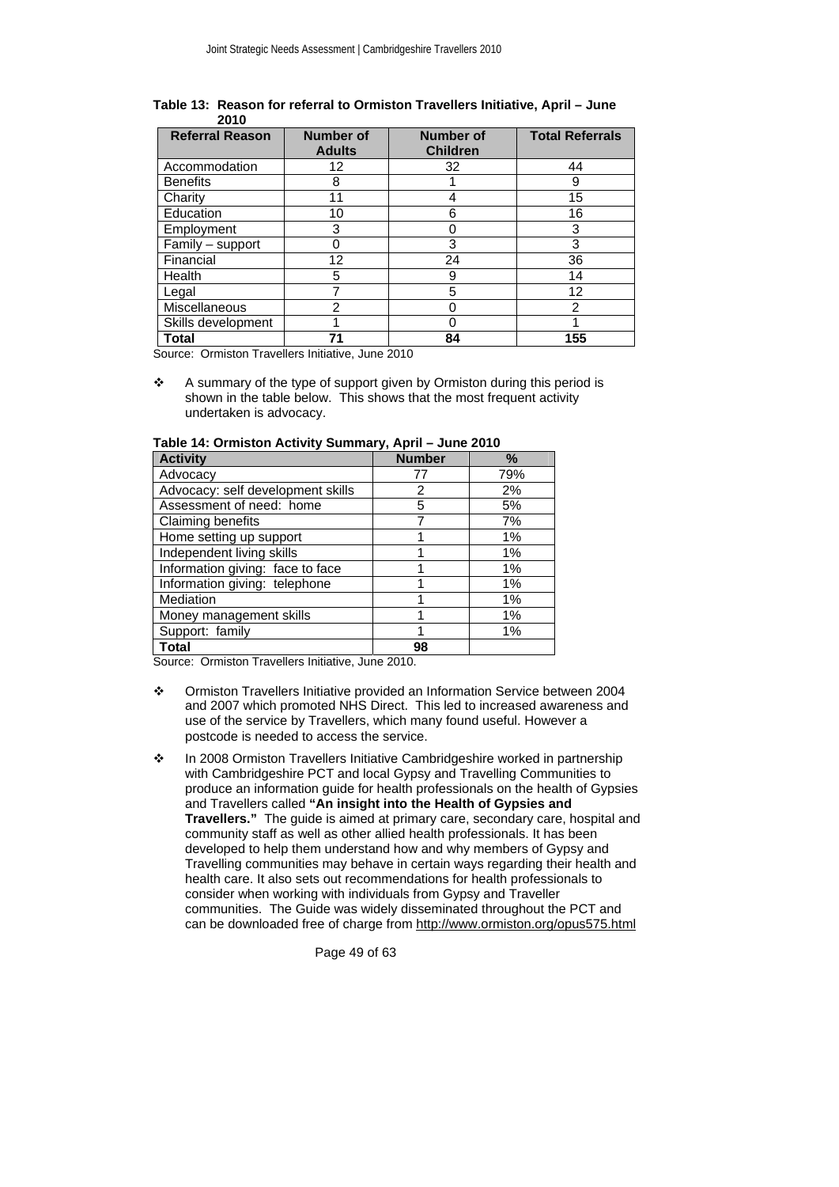**Table 13: Reason for referral to Ormiston Travellers Initiative, April – June 2010**

| Referral Reason | Number of Adults | Number of Children | Total Referrals |
|---|---|---|---|
| Accommodation | 12 | 32 | 44 |
| Benefits | 8 | 1 | 9 |
| Charity | 11 | 4 | 15 |
| Education | 10 | 6 | 16 |
| Employment | 3 | 0 | 3 |
| Family – support | 0 | 3 | 3 |
| Financial | 12 | 24 | 36 |
| Health | 5 | 9 | 14 |
| Legal | 7 | 5 | 12 |
| Miscellaneous | 2 | 0 | 2 |
| Skills development | 1 | 0 | 1 |
| **Total** | **71** | **84** | **155** |

Source: Ormiston Travellers Initiative, June 2010

- A summary of the type of support given by Ormiston during this period is shown in the table below. This shows that the most frequent activity undertaken is advocacy.

**Table 14: Ormiston Activity Summary, April – June 2010**

| Activity | Number | % |
|---|---|---|
| Advocacy | 77 | 79% |
| Advocacy: self development skills | 2 | 2% |
| Assessment of need: home | 5 | 5% |
| Claiming benefits | 7 | 7% |
| Home setting up support | 1 | 1% |
| Independent living skills | 1 | 1% |
| Information giving: face to face | 1 | 1% |
| Information giving: telephone | 1 | 1% |
| Mediation | 1 | 1% |
| Money management skills | 1 | 1% |
| Support: family | 1 | 1% |
| **Total** | **98** | |

Source: Ormiston Travellers Initiative, June 2010.

- Ormiston Travellers Initiative provided an Information Service between 2004 and 2007 which promoted NHS Direct. This led to increased awareness and use of the service by Travellers, which many found useful. However a postcode is needed to access the service.
- In 2008 Ormiston Travellers Initiative Cambridgeshire worked in partnership with Cambridgeshire PCT and local Gypsy and Travelling Communities to produce an information guide for health professionals on the health of Gypsies and Travellers called **"An insight into the Health of Gypsies and Travellers."** The guide is aimed at primary care, secondary care, hospital and community staff as well as other allied health professionals. It has been developed to help them understand how and why members of Gypsy and Travelling communities may behave in certain ways regarding their health and health care. It also sets out recommendations for health professionals to consider when working with individuals from Gypsy and Traveller communities. The Guide was widely disseminated throughout the PCT and can be downloaded free of charge from http://www.ormiston.org/opus575.html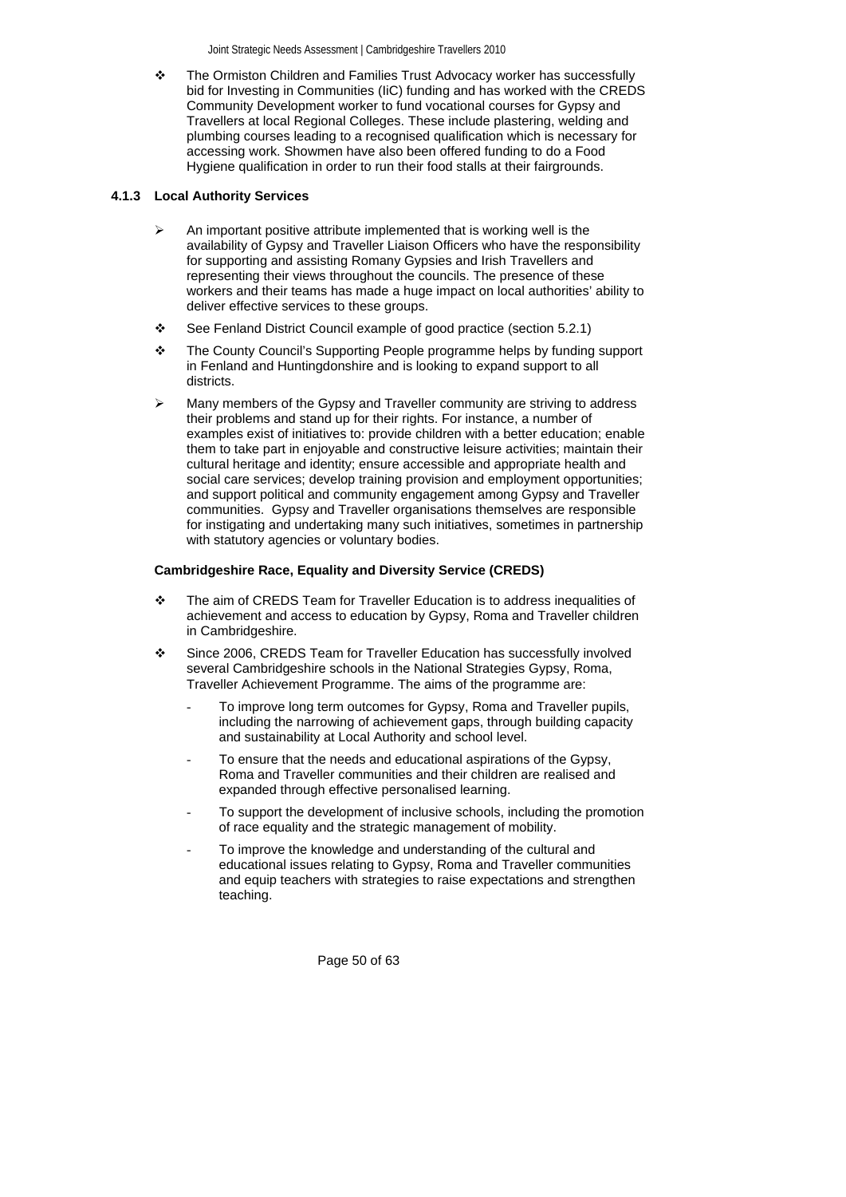- The Ormiston Children and Families Trust Advocacy worker has successfully bid for Investing in Communities (IiC) funding and has worked with the CREDS Community Development worker to fund vocational courses for Gypsy and Travellers at local Regional Colleges. These include plastering, welding and plumbing courses leading to a recognised qualification which is necessary for accessing work. Showmen have also been offered funding to do a Food Hygiene qualification in order to run their food stalls at their fairgrounds.

### 4.1.3 Local Authority Services

- An important positive attribute implemented that is working well is the availability of Gypsy and Traveller Liaison Officers who have the responsibility for supporting and assisting Romany Gypsies and Irish Travellers and representing their views throughout the councils. The presence of these workers and their teams has made a huge impact on local authorities' ability to deliver effective services to these groups.
- See Fenland District Council example of good practice (section 5.2.1)
- The County Council's Supporting People programme helps by funding support in Fenland and Huntingdonshire and is looking to expand support to all districts.
- Many members of the Gypsy and Traveller community are striving to address their problems and stand up for their rights. For instance, a number of examples exist of initiatives to: provide children with a better education; enable them to take part in enjoyable and constructive leisure activities; maintain their cultural heritage and identity; ensure accessible and appropriate health and social care services; develop training provision and employment opportunities; and support political and community engagement among Gypsy and Traveller communities. Gypsy and Traveller organisations themselves are responsible for instigating and undertaking many such initiatives, sometimes in partnership with statutory agencies or voluntary bodies.

**Cambridgeshire Race, Equality and Diversity Service (CREDS)**

- The aim of CREDS Team for Traveller Education is to address inequalities of achievement and access to education by Gypsy, Roma and Traveller children in Cambridgeshire.
- Since 2006, CREDS Team for Traveller Education has successfully involved several Cambridgeshire schools in the National Strategies Gypsy, Roma, Traveller Achievement Programme. The aims of the programme are:
  - To improve long term outcomes for Gypsy, Roma and Traveller pupils, including the narrowing of achievement gaps, through building capacity and sustainability at Local Authority and school level.
  - To ensure that the needs and educational aspirations of the Gypsy, Roma and Traveller communities and their children are realised and expanded through effective personalised learning.
  - To support the development of inclusive schools, including the promotion of race equality and the strategic management of mobility.
  - To improve the knowledge and understanding of the cultural and educational issues relating to Gypsy, Roma and Traveller communities and equip teachers with strategies to raise expectations and strengthen teaching.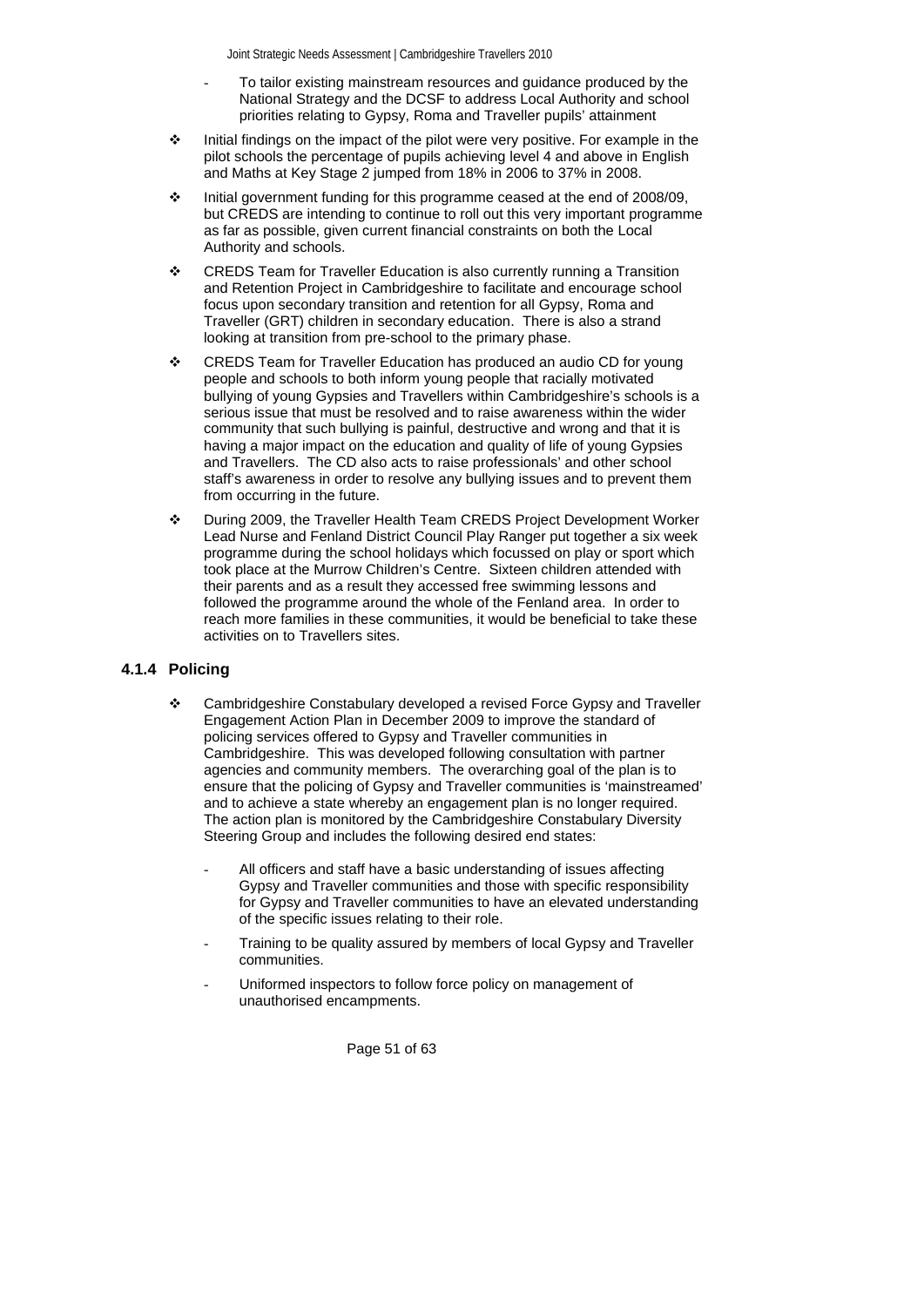- To tailor existing mainstream resources and guidance produced by the National Strategy and the DCSF to address Local Authority and school priorities relating to Gypsy, Roma and Traveller pupils' attainment

- Initial findings on the impact of the pilot were very positive. For example in the pilot schools the percentage of pupils achieving level 4 and above in English and Maths at Key Stage 2 jumped from 18% in 2006 to 37% in 2008.

- Initial government funding for this programme ceased at the end of 2008/09, but CREDS are intending to continue to roll out this very important programme as far as possible, given current financial constraints on both the Local Authority and schools.

- CREDS Team for Traveller Education is also currently running a Transition and Retention Project in Cambridgeshire to facilitate and encourage school focus upon secondary transition and retention for all Gypsy, Roma and Traveller (GRT) children in secondary education. There is also a strand looking at transition from pre-school to the primary phase.

- CREDS Team for Traveller Education has produced an audio CD for young people and schools to both inform young people that racially motivated bullying of young Gypsies and Travellers within Cambridgeshire's schools is a serious issue that must be resolved and to raise awareness within the wider community that such bullying is painful, destructive and wrong and that it is having a major impact on the education and quality of life of young Gypsies and Travellers. The CD also acts to raise professionals' and other school staff's awareness in order to resolve any bullying issues and to prevent them from occurring in the future.

- During 2009, the Traveller Health Team CREDS Project Development Worker Lead Nurse and Fenland District Council Play Ranger put together a six week programme during the school holidays which focussed on play or sport which took place at the Murrow Children's Centre. Sixteen children attended with their parents and as a result they accessed free swimming lessons and followed the programme around the whole of the Fenland area. In order to reach more families in these communities, it would be beneficial to take these activities on to Travellers sites.

### 4.1.4 Policing

- Cambridgeshire Constabulary developed a revised Force Gypsy and Traveller Engagement Action Plan in December 2009 to improve the standard of policing services offered to Gypsy and Traveller communities in Cambridgeshire. This was developed following consultation with partner agencies and community members. The overarching goal of the plan is to ensure that the policing of Gypsy and Traveller communities is 'mainstreamed' and to achieve a state whereby an engagement plan is no longer required. The action plan is monitored by the Cambridgeshire Constabulary Diversity Steering Group and includes the following desired end states:

  - All officers and staff have a basic understanding of issues affecting Gypsy and Traveller communities and those with specific responsibility for Gypsy and Traveller communities to have an elevated understanding of the specific issues relating to their role.
  - Training to be quality assured by members of local Gypsy and Traveller communities.
  - Uniformed inspectors to follow force policy on management of unauthorised encampments.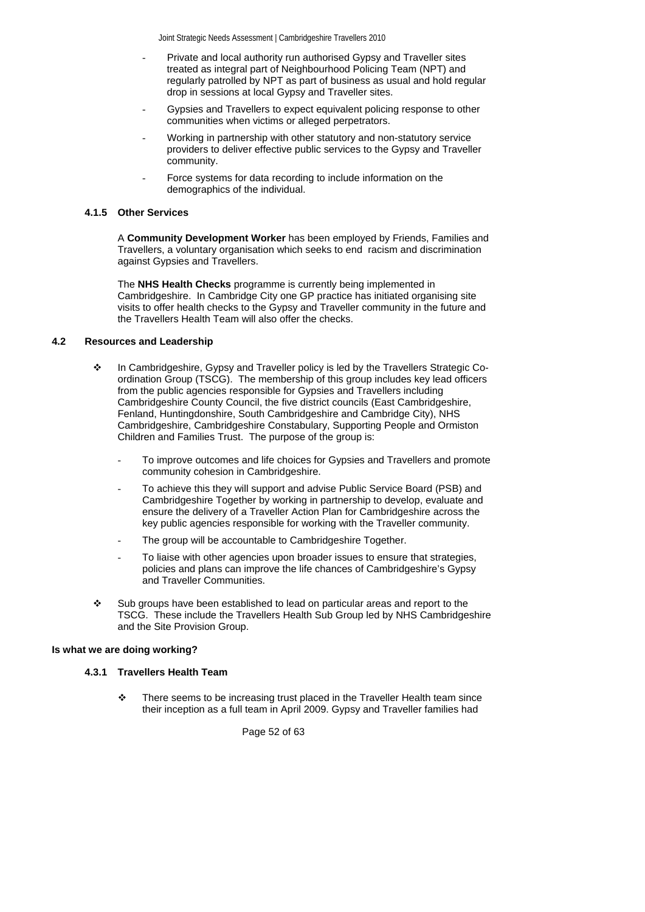- Private and local authority run authorised Gypsy and Traveller sites treated as integral part of Neighbourhood Policing Team (NPT) and regularly patrolled by NPT as part of business as usual and hold regular drop in sessions at local Gypsy and Traveller sites.
- Gypsies and Travellers to expect equivalent policing response to other communities when victims or alleged perpetrators.
- Working in partnership with other statutory and non-statutory service providers to deliver effective public services to the Gypsy and Traveller community.
- Force systems for data recording to include information on the demographics of the individual.

#### 4.1.5 Other Services

A **Community Development Worker** has been employed by Friends, Families and Travellers, a voluntary organisation which seeks to end racism and discrimination against Gypsies and Travellers.

The **NHS Health Checks** programme is currently being implemented in Cambridgeshire. In Cambridge City one GP practice has initiated organising site visits to offer health checks to the Gypsy and Traveller community in the future and the Travellers Health Team will also offer the checks.

### 4.2 Resources and Leadership

- In Cambridgeshire, Gypsy and Traveller policy is led by the Travellers Strategic Co-ordination Group (TSCG). The membership of this group includes key lead officers from the public agencies responsible for Gypsies and Travellers including Cambridgeshire County Council, the five district councils (East Cambridgeshire, Fenland, Huntingdonshire, South Cambridgeshire and Cambridge City), NHS Cambridgeshire, Cambridgeshire Constabulary, Supporting People and Ormiston Children and Families Trust. The purpose of the group is:
  - To improve outcomes and life choices for Gypsies and Travellers and promote community cohesion in Cambridgeshire.
  - To achieve this they will support and advise Public Service Board (PSB) and Cambridgeshire Together by working in partnership to develop, evaluate and ensure the delivery of a Traveller Action Plan for Cambridgeshire across the key public agencies responsible for working with the Traveller community.
  - The group will be accountable to Cambridgeshire Together.
  - To liaise with other agencies upon broader issues to ensure that strategies, policies and plans can improve the life chances of Cambridgeshire's Gypsy and Traveller Communities.
- Sub groups have been established to lead on particular areas and report to the TSCG. These include the Travellers Health Sub Group led by NHS Cambridgeshire and the Site Provision Group.

### Is what we are doing working?

#### 4.3.1 Travellers Health Team

- There seems to be increasing trust placed in the Traveller Health team since their inception as a full team in April 2009. Gypsy and Traveller families had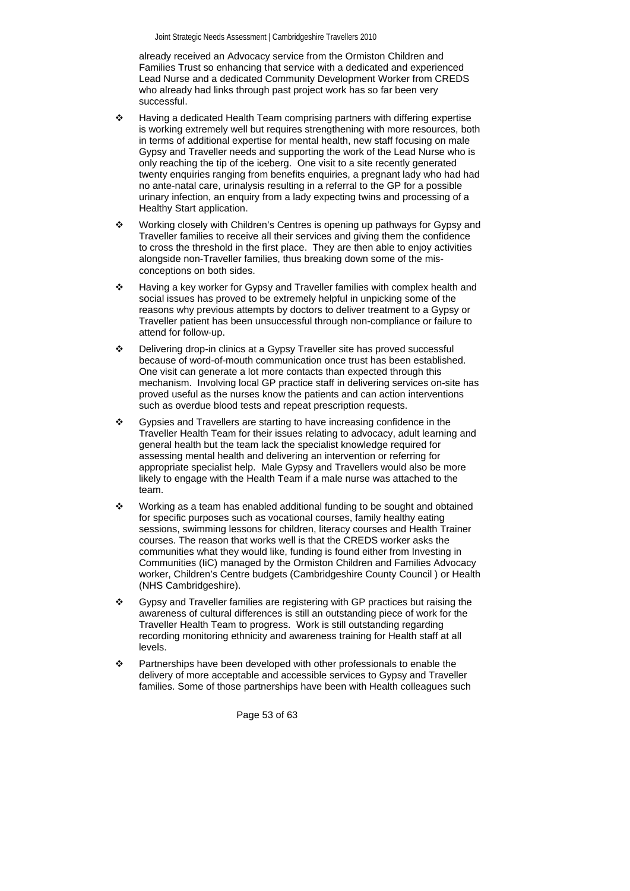already received an Advocacy service from the Ormiston Children and Families Trust so enhancing that service with a dedicated and experienced Lead Nurse and a dedicated Community Development Worker from CREDS who already had links through past project work has so far been very successful.

- Having a dedicated Health Team comprising partners with differing expertise is working extremely well but requires strengthening with more resources, both in terms of additional expertise for mental health, new staff focusing on male Gypsy and Traveller needs and supporting the work of the Lead Nurse who is only reaching the tip of the iceberg. One visit to a site recently generated twenty enquiries ranging from benefits enquiries, a pregnant lady who had had no ante-natal care, urinalysis resulting in a referral to the GP for a possible urinary infection, an enquiry from a lady expecting twins and processing of a Healthy Start application.

- Working closely with Children's Centres is opening up pathways for Gypsy and Traveller families to receive all their services and giving them the confidence to cross the threshold in the first place. They are then able to enjoy activities alongside non-Traveller families, thus breaking down some of the mis-conceptions on both sides.

- Having a key worker for Gypsy and Traveller families with complex health and social issues has proved to be extremely helpful in unpicking some of the reasons why previous attempts by doctors to deliver treatment to a Gypsy or Traveller patient has been unsuccessful through non-compliance or failure to attend for follow-up.

- Delivering drop-in clinics at a Gypsy Traveller site has proved successful because of word-of-mouth communication once trust has been established. One visit can generate a lot more contacts than expected through this mechanism. Involving local GP practice staff in delivering services on-site has proved useful as the nurses know the patients and can action interventions such as overdue blood tests and repeat prescription requests.

- Gypsies and Travellers are starting to have increasing confidence in the Traveller Health Team for their issues relating to advocacy, adult learning and general health but the team lack the specialist knowledge required for assessing mental health and delivering an intervention or referring for appropriate specialist help. Male Gypsy and Travellers would also be more likely to engage with the Health Team if a male nurse was attached to the team.

- Working as a team has enabled additional funding to be sought and obtained for specific purposes such as vocational courses, family healthy eating sessions, swimming lessons for children, literacy courses and Health Trainer courses. The reason that works well is that the CREDS worker asks the communities what they would like, funding is found either from Investing in Communities (IiC) managed by the Ormiston Children and Families Advocacy worker, Children's Centre budgets (Cambridgeshire County Council ) or Health (NHS Cambridgeshire).

- Gypsy and Traveller families are registering with GP practices but raising the awareness of cultural differences is still an outstanding piece of work for the Traveller Health Team to progress. Work is still outstanding regarding recording monitoring ethnicity and awareness training for Health staff at all levels.

- Partnerships have been developed with other professionals to enable the delivery of more acceptable and accessible services to Gypsy and Traveller families. Some of those partnerships have been with Health colleagues such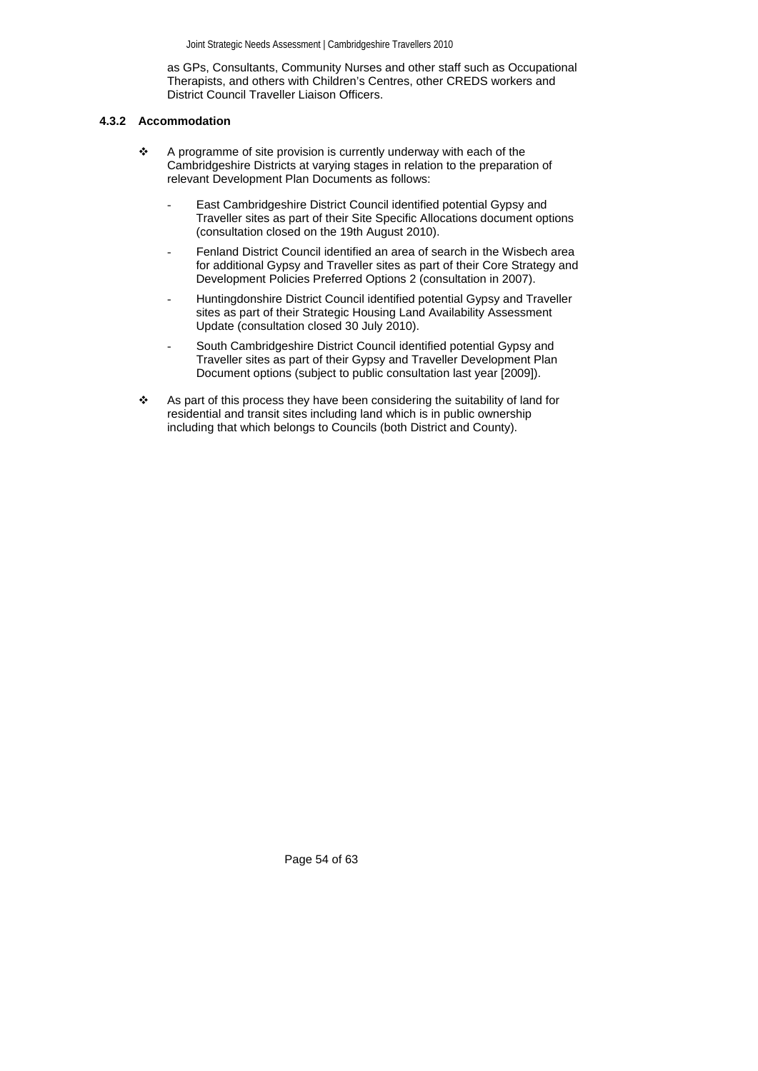as GPs, Consultants, Community Nurses and other staff such as Occupational Therapists, and others with Children's Centres, other CREDS workers and District Council Traveller Liaison Officers.

#### 4.3.2 Accommodation

- A programme of site provision is currently underway with each of the Cambridgeshire Districts at varying stages in relation to the preparation of relevant Development Plan Documents as follows:
  - East Cambridgeshire District Council identified potential Gypsy and Traveller sites as part of their Site Specific Allocations document options (consultation closed on the 19th August 2010).
  - Fenland District Council identified an area of search in the Wisbech area for additional Gypsy and Traveller sites as part of their Core Strategy and Development Policies Preferred Options 2 (consultation in 2007).
  - Huntingdonshire District Council identified potential Gypsy and Traveller sites as part of their Strategic Housing Land Availability Assessment Update (consultation closed 30 July 2010).
  - South Cambridgeshire District Council identified potential Gypsy and Traveller sites as part of their Gypsy and Traveller Development Plan Document options (subject to public consultation last year [2009]).
- As part of this process they have been considering the suitability of land for residential and transit sites including land which is in public ownership including that which belongs to Councils (both District and County).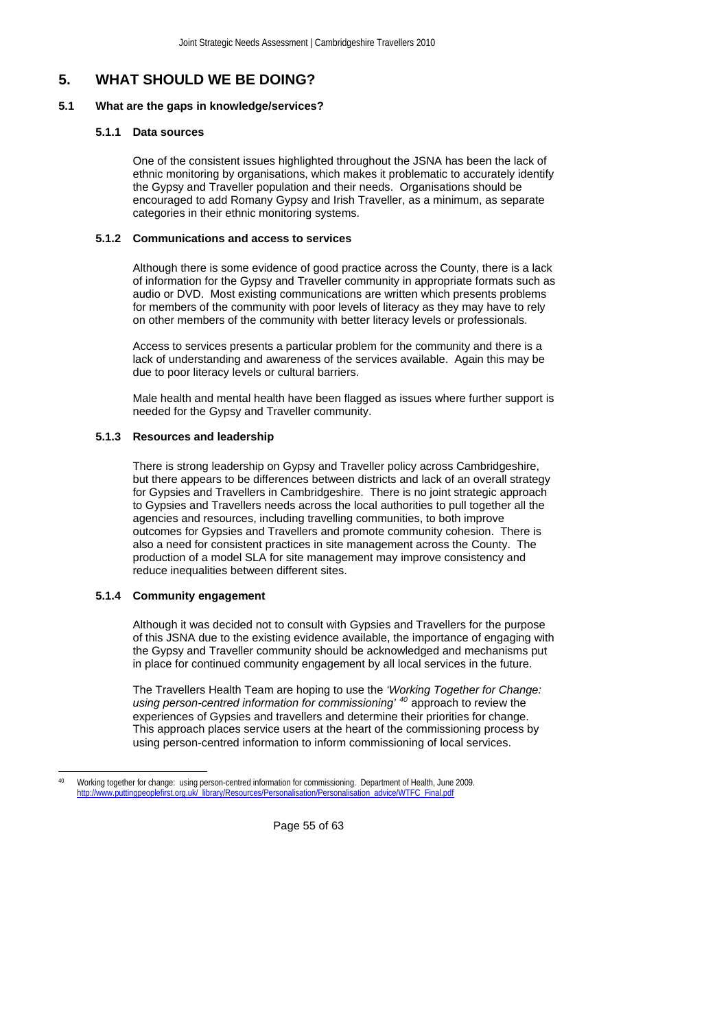# 5. WHAT SHOULD WE BE DOING?

## 5.1 What are the gaps in knowledge/services?

### 5.1.1 Data sources

One of the consistent issues highlighted throughout the JSNA has been the lack of ethnic monitoring by organisations, which makes it problematic to accurately identify the Gypsy and Traveller population and their needs. Organisations should be encouraged to add Romany Gypsy and Irish Traveller, as a minimum, as separate categories in their ethnic monitoring systems.

### 5.1.2 Communications and access to services

Although there is some evidence of good practice across the County, there is a lack of information for the Gypsy and Traveller community in appropriate formats such as audio or DVD. Most existing communications are written which presents problems for members of the community with poor levels of literacy as they may have to rely on other members of the community with better literacy levels or professionals.

Access to services presents a particular problem for the community and there is a lack of understanding and awareness of the services available. Again this may be due to poor literacy levels or cultural barriers.

Male health and mental health have been flagged as issues where further support is needed for the Gypsy and Traveller community.

### 5.1.3 Resources and leadership

There is strong leadership on Gypsy and Traveller policy across Cambridgeshire, but there appears to be differences between districts and lack of an overall strategy for Gypsies and Travellers in Cambridgeshire. There is no joint strategic approach to Gypsies and Travellers needs across the local authorities to pull together all the agencies and resources, including travelling communities, to both improve outcomes for Gypsies and Travellers and promote community cohesion. There is also a need for consistent practices in site management across the County. The production of a model SLA for site management may improve consistency and reduce inequalities between different sites.

### 5.1.4 Community engagement

Although it was decided not to consult with Gypsies and Travellers for the purpose of this JSNA due to the existing evidence available, the importance of engaging with the Gypsy and Traveller community should be acknowledged and mechanisms put in place for continued community engagement by all local services in the future.

The Travellers Health Team are hoping to use the *'Working Together for Change: using person-centred information for commissioning'* [40] approach to review the experiences of Gypsies and travellers and determine their priorities for change. This approach places service users at the heart of the commissioning process by using person-centred information to inform commissioning of local services.

---

[40] Working together for change: using person-centred information for commissioning. Department of Health, June 2009. http://www.puttingpeoplefirst.org.uk/_library/Resources/Personalisation/Personalisation_advice/WTFC_Final.pdf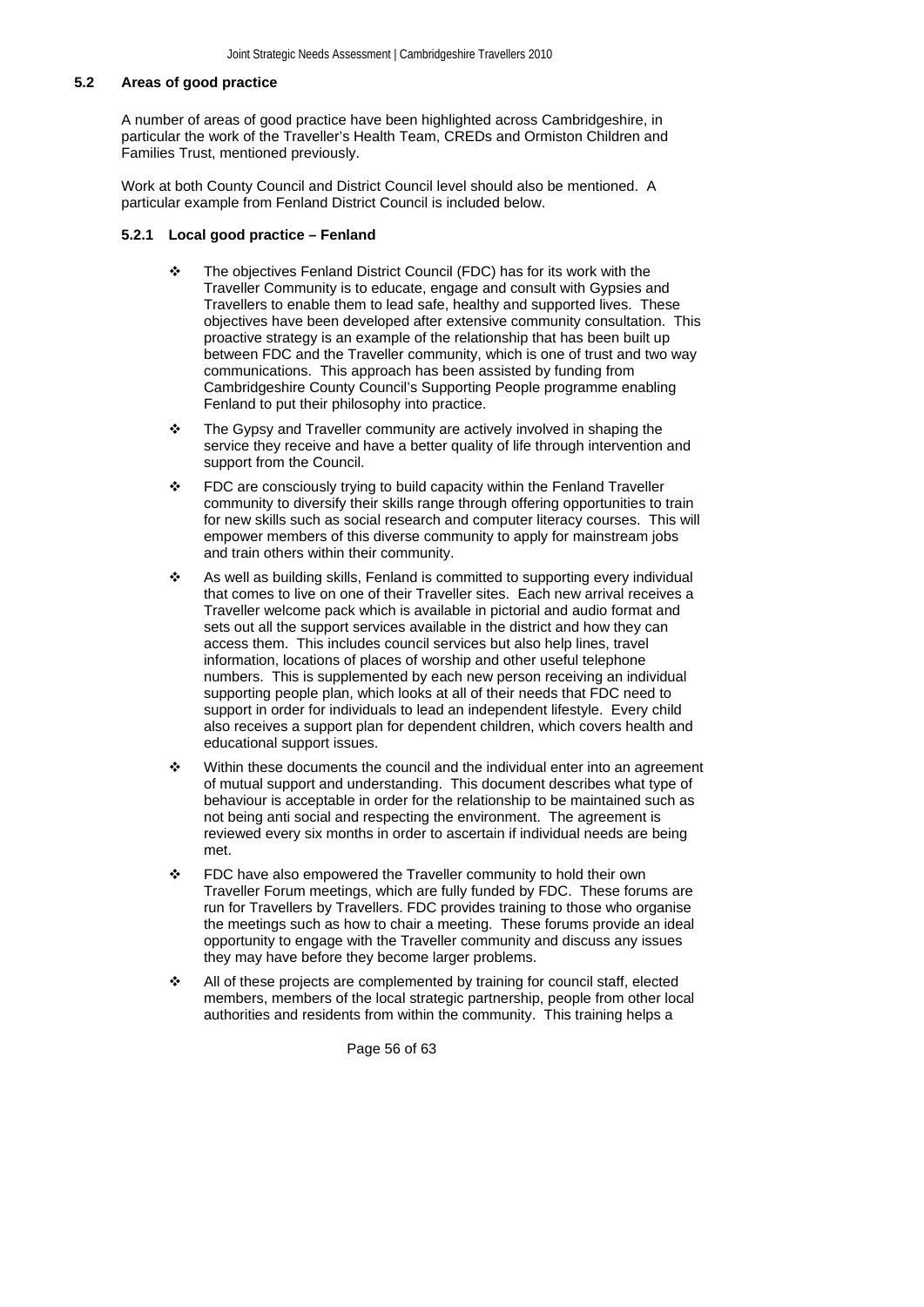## 5.2 Areas of good practice

A number of areas of good practice have been highlighted across Cambridgeshire, in particular the work of the Traveller's Health Team, CREDs and Ormiston Children and Families Trust, mentioned previously.

Work at both County Council and District Council level should also be mentioned. A particular example from Fenland District Council is included below.

### 5.2.1 Local good practice – Fenland

- The objectives Fenland District Council (FDC) has for its work with the Traveller Community is to educate, engage and consult with Gypsies and Travellers to enable them to lead safe, healthy and supported lives. These objectives have been developed after extensive community consultation. This proactive strategy is an example of the relationship that has been built up between FDC and the Traveller community, which is one of trust and two way communications. This approach has been assisted by funding from Cambridgeshire County Council's Supporting People programme enabling Fenland to put their philosophy into practice.
- The Gypsy and Traveller community are actively involved in shaping the service they receive and have a better quality of life through intervention and support from the Council.
- FDC are consciously trying to build capacity within the Fenland Traveller community to diversify their skills range through offering opportunities to train for new skills such as social research and computer literacy courses. This will empower members of this diverse community to apply for mainstream jobs and train others within their community.
- As well as building skills, Fenland is committed to supporting every individual that comes to live on one of their Traveller sites. Each new arrival receives a Traveller welcome pack which is available in pictorial and audio format and sets out all the support services available in the district and how they can access them. This includes council services but also help lines, travel information, locations of places of worship and other useful telephone numbers. This is supplemented by each new person receiving an individual supporting people plan, which looks at all of their needs that FDC need to support in order for individuals to lead an independent lifestyle. Every child also receives a support plan for dependent children, which covers health and educational support issues.
- Within these documents the council and the individual enter into an agreement of mutual support and understanding. This document describes what type of behaviour is acceptable in order for the relationship to be maintained such as not being anti social and respecting the environment. The agreement is reviewed every six months in order to ascertain if individual needs are being met.
- FDC have also empowered the Traveller community to hold their own Traveller Forum meetings, which are fully funded by FDC. These forums are run for Travellers by Travellers. FDC provides training to those who organise the meetings such as how to chair a meeting. These forums provide an ideal opportunity to engage with the Traveller community and discuss any issues they may have before they become larger problems.
- All of these projects are complemented by training for council staff, elected members, members of the local strategic partnership, people from other local authorities and residents from within the community. This training helps a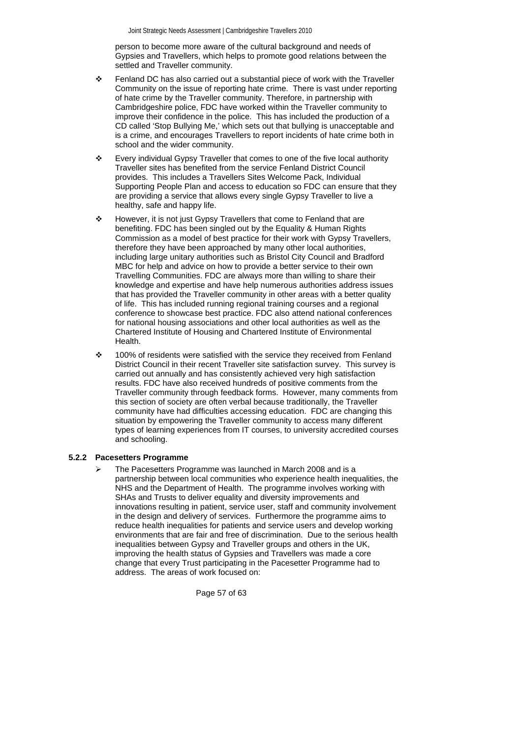person to become more aware of the cultural background and needs of Gypsies and Travellers, which helps to promote good relations between the settled and Traveller community.

- Fenland DC has also carried out a substantial piece of work with the Traveller Community on the issue of reporting hate crime. There is vast under reporting of hate crime by the Traveller community. Therefore, in partnership with Cambridgeshire police, FDC have worked within the Traveller community to improve their confidence in the police. This has included the production of a CD called 'Stop Bullying Me,' which sets out that bullying is unacceptable and is a crime, and encourages Travellers to report incidents of hate crime both in school and the wider community.

- Every individual Gypsy Traveller that comes to one of the five local authority Traveller sites has benefited from the service Fenland District Council provides. This includes a Travellers Sites Welcome Pack, Individual Supporting People Plan and access to education so FDC can ensure that they are providing a service that allows every single Gypsy Traveller to live a healthy, safe and happy life.

- However, it is not just Gypsy Travellers that come to Fenland that are benefiting. FDC has been singled out by the Equality & Human Rights Commission as a model of best practice for their work with Gypsy Travellers, therefore they have been approached by many other local authorities, including large unitary authorities such as Bristol City Council and Bradford MBC for help and advice on how to provide a better service to their own Travelling Communities. FDC are always more than willing to share their knowledge and expertise and have help numerous authorities address issues that has provided the Traveller community in other areas with a better quality of life. This has included running regional training courses and a regional conference to showcase best practice. FDC also attend national conferences for national housing associations and other local authorities as well as the Chartered Institute of Housing and Chartered Institute of Environmental Health.

- 100% of residents were satisfied with the service they received from Fenland District Council in their recent Traveller site satisfaction survey. This survey is carried out annually and has consistently achieved very high satisfaction results. FDC have also received hundreds of positive comments from the Traveller community through feedback forms. However, many comments from this section of society are often verbal because traditionally, the Traveller community have had difficulties accessing education. FDC are changing this situation by empowering the Traveller community to access many different types of learning experiences from IT courses, to university accredited courses and schooling.

### 5.2.2 Pacesetters Programme

- The Pacesetters Programme was launched in March 2008 and is a partnership between local communities who experience health inequalities, the NHS and the Department of Health. The programme involves working with SHAs and Trusts to deliver equality and diversity improvements and innovations resulting in patient, service user, staff and community involvement in the design and delivery of services. Furthermore the programme aims to reduce health inequalities for patients and service users and develop working environments that are fair and free of discrimination. Due to the serious health inequalities between Gypsy and Traveller groups and others in the UK, improving the health status of Gypsies and Travellers was made a core change that every Trust participating in the Pacesetter Programme had to address. The areas of work focused on: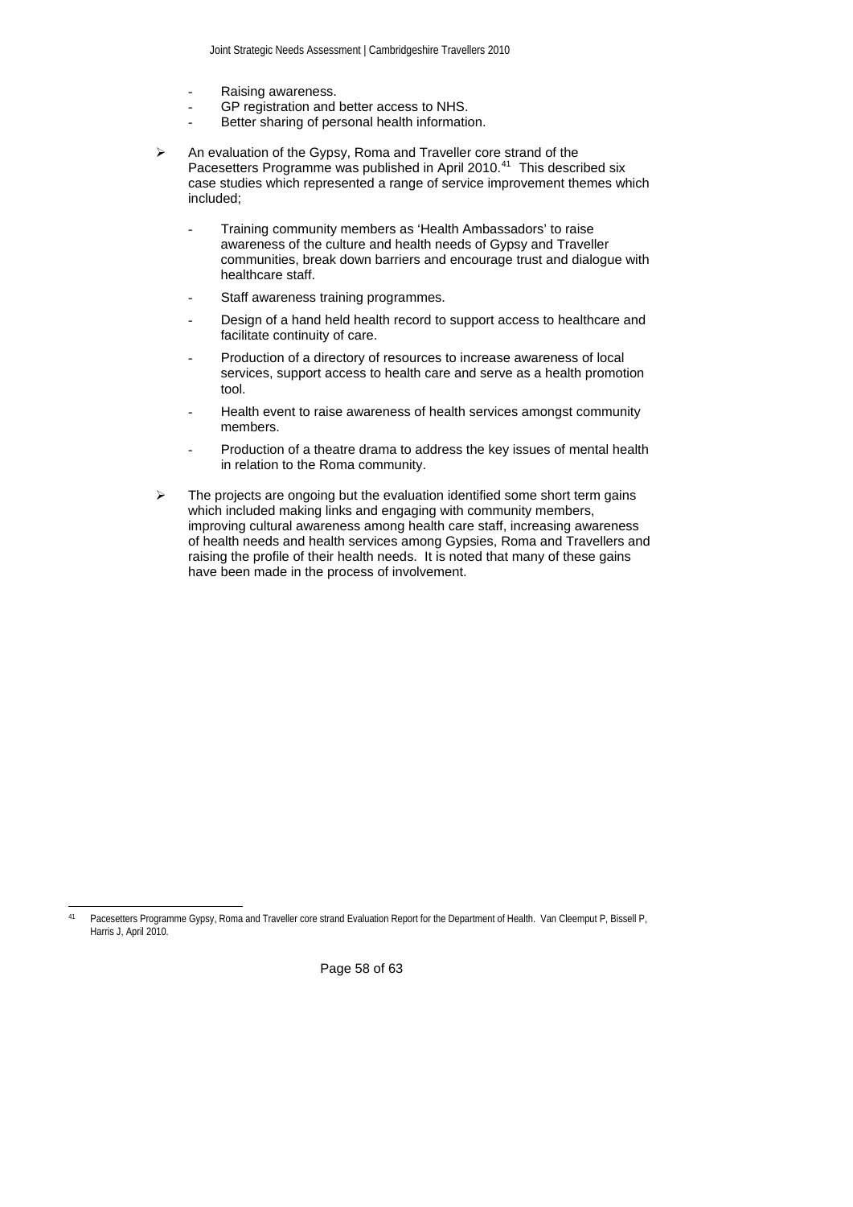- Raising awareness.
- GP registration and better access to NHS.
- Better sharing of personal health information.

- An evaluation of the Gypsy, Roma and Traveller core strand of the Pacesetters Programme was published in April 2010.[41] This described six case studies which represented a range of service improvement themes which included;

  - Training community members as 'Health Ambassadors' to raise awareness of the culture and health needs of Gypsy and Traveller communities, break down barriers and encourage trust and dialogue with healthcare staff.
  - Staff awareness training programmes.
  - Design of a hand held health record to support access to healthcare and facilitate continuity of care.
  - Production of a directory of resources to increase awareness of local services, support access to health care and serve as a health promotion tool.
  - Health event to raise awareness of health services amongst community members.
  - Production of a theatre drama to address the key issues of mental health in relation to the Roma community.

- The projects are ongoing but the evaluation identified some short term gains which included making links and engaging with community members, improving cultural awareness among health care staff, increasing awareness of health needs and health services among Gypsies, Roma and Travellers and raising the profile of their health needs. It is noted that many of these gains have been made in the process of involvement.

---

[41] Pacesetters Programme Gypsy, Roma and Traveller core strand Evaluation Report for the Department of Health. Van Cleemput P, Bissell P, Harris J, April 2010.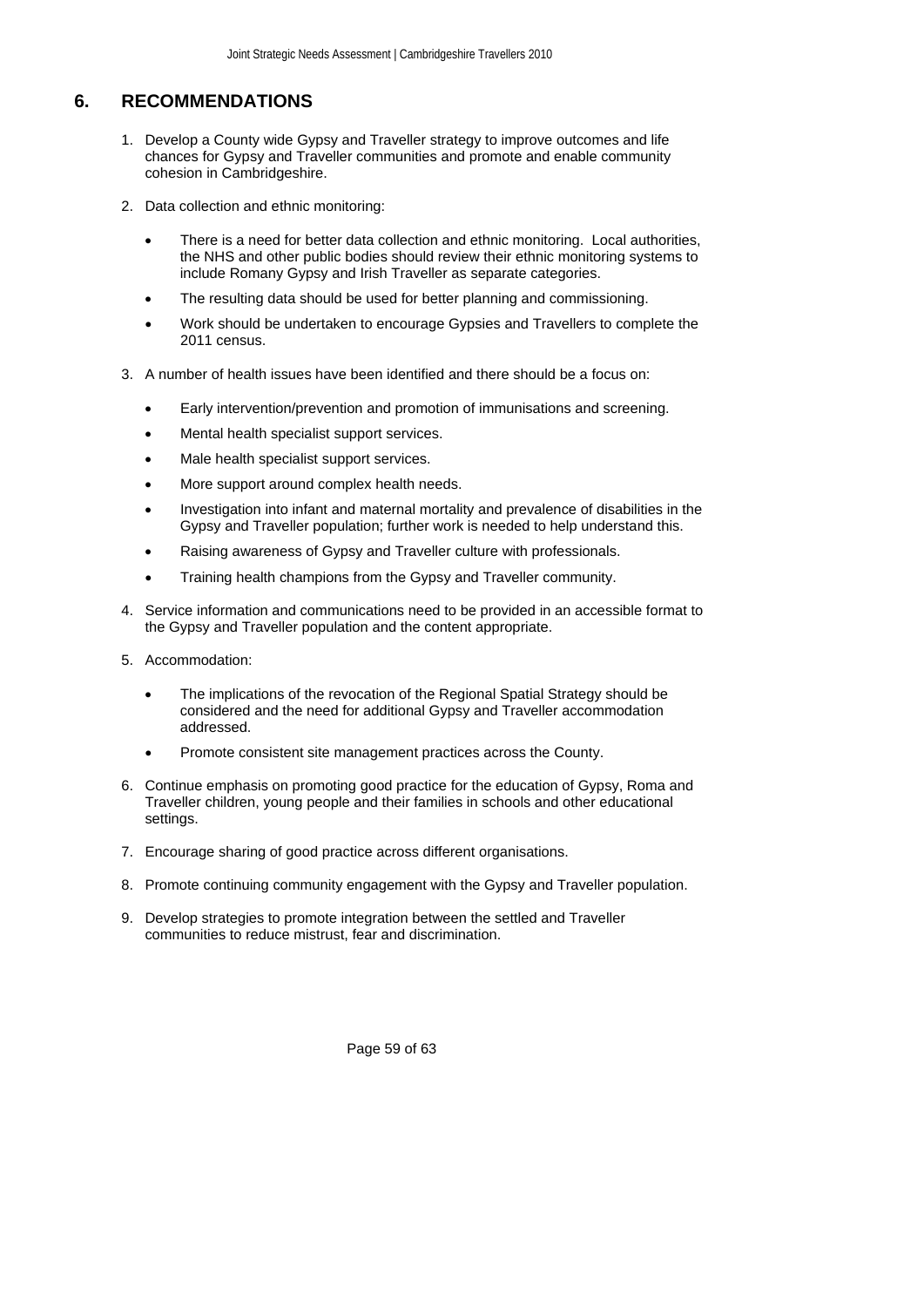## 6. RECOMMENDATIONS

1. Develop a County wide Gypsy and Traveller strategy to improve outcomes and life chances for Gypsy and Traveller communities and promote and enable community cohesion in Cambridgeshire.

2. Data collection and ethnic monitoring:

   - There is a need for better data collection and ethnic monitoring. Local authorities, the NHS and other public bodies should review their ethnic monitoring systems to include Romany Gypsy and Irish Traveller as separate categories.
   - The resulting data should be used for better planning and commissioning.
   - Work should be undertaken to encourage Gypsies and Travellers to complete the 2011 census.

3. A number of health issues have been identified and there should be a focus on:

   - Early intervention/prevention and promotion of immunisations and screening.
   - Mental health specialist support services.
   - Male health specialist support services.
   - More support around complex health needs.
   - Investigation into infant and maternal mortality and prevalence of disabilities in the Gypsy and Traveller population; further work is needed to help understand this.
   - Raising awareness of Gypsy and Traveller culture with professionals.
   - Training health champions from the Gypsy and Traveller community.

4. Service information and communications need to be provided in an accessible format to the Gypsy and Traveller population and the content appropriate.

5. Accommodation:

   - The implications of the revocation of the Regional Spatial Strategy should be considered and the need for additional Gypsy and Traveller accommodation addressed.
   - Promote consistent site management practices across the County.

6. Continue emphasis on promoting good practice for the education of Gypsy, Roma and Traveller children, young people and their families in schools and other educational settings.

7. Encourage sharing of good practice across different organisations.

8. Promote continuing community engagement with the Gypsy and Traveller population.

9. Develop strategies to promote integration between the settled and Traveller communities to reduce mistrust, fear and discrimination.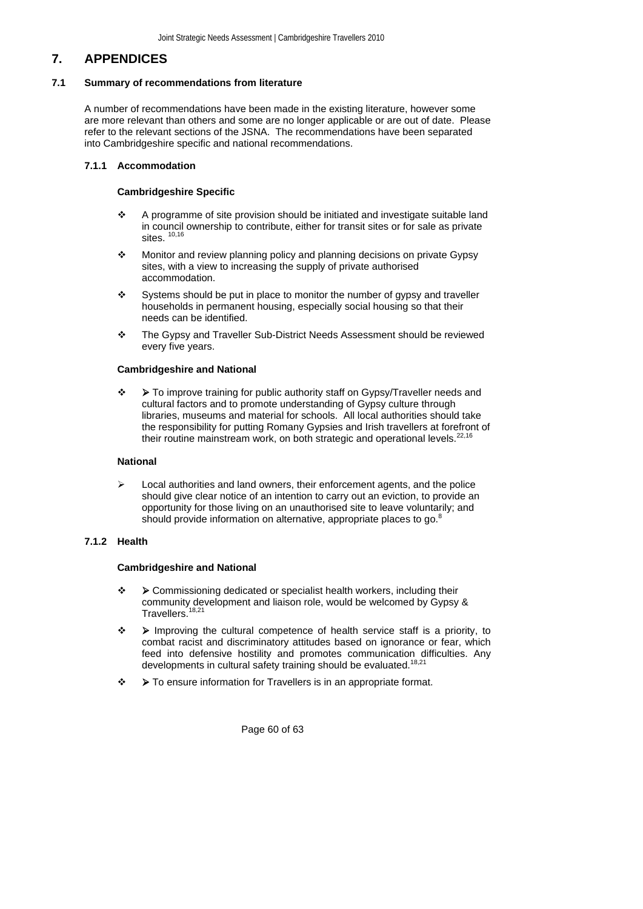# 7. APPENDICES

## 7.1 Summary of recommendations from literature

A number of recommendations have been made in the existing literature, however some are more relevant than others and some are no longer applicable or are out of date. Please refer to the relevant sections of the JSNA. The recommendations have been separated into Cambridgeshire specific and national recommendations.

### 7.1.1 Accommodation

**Cambridgeshire Specific**

- A programme of site provision should be initiated and investigate suitable land in council ownership to contribute, either for transit sites or for sale as private sites. [10,16]
- Monitor and review planning policy and planning decisions on private Gypsy sites, with a view to increasing the supply of private authorised accommodation.
- Systems should be put in place to monitor the number of gypsy and traveller households in permanent housing, especially social housing so that their needs can be identified.
- The Gypsy and Traveller Sub-District Needs Assessment should be reviewed every five years.

**Cambridgeshire and National**

- ➢ To improve training for public authority staff on Gypsy/Traveller needs and cultural factors and to promote understanding of Gypsy culture through libraries, museums and material for schools. All local authorities should take the responsibility for putting Romany Gypsies and Irish travellers at forefront of their routine mainstream work, on both strategic and operational levels.[22,16]

**National**

- Local authorities and land owners, their enforcement agents, and the police should give clear notice of an intention to carry out an eviction, to provide an opportunity for those living on an unauthorised site to leave voluntarily; and should provide information on alternative, appropriate places to go.[8]

### 7.1.2 Health

**Cambridgeshire and National**

- ➢ Commissioning dedicated or specialist health workers, including their community development and liaison role, would be welcomed by Gypsy & Travellers.[18,21]
- ➢ Improving the cultural competence of health service staff is a priority, to combat racist and discriminatory attitudes based on ignorance or fear, which feed into defensive hostility and promotes communication difficulties. Any developments in cultural safety training should be evaluated.[18,21]
- ➢ To ensure information for Travellers is in an appropriate format.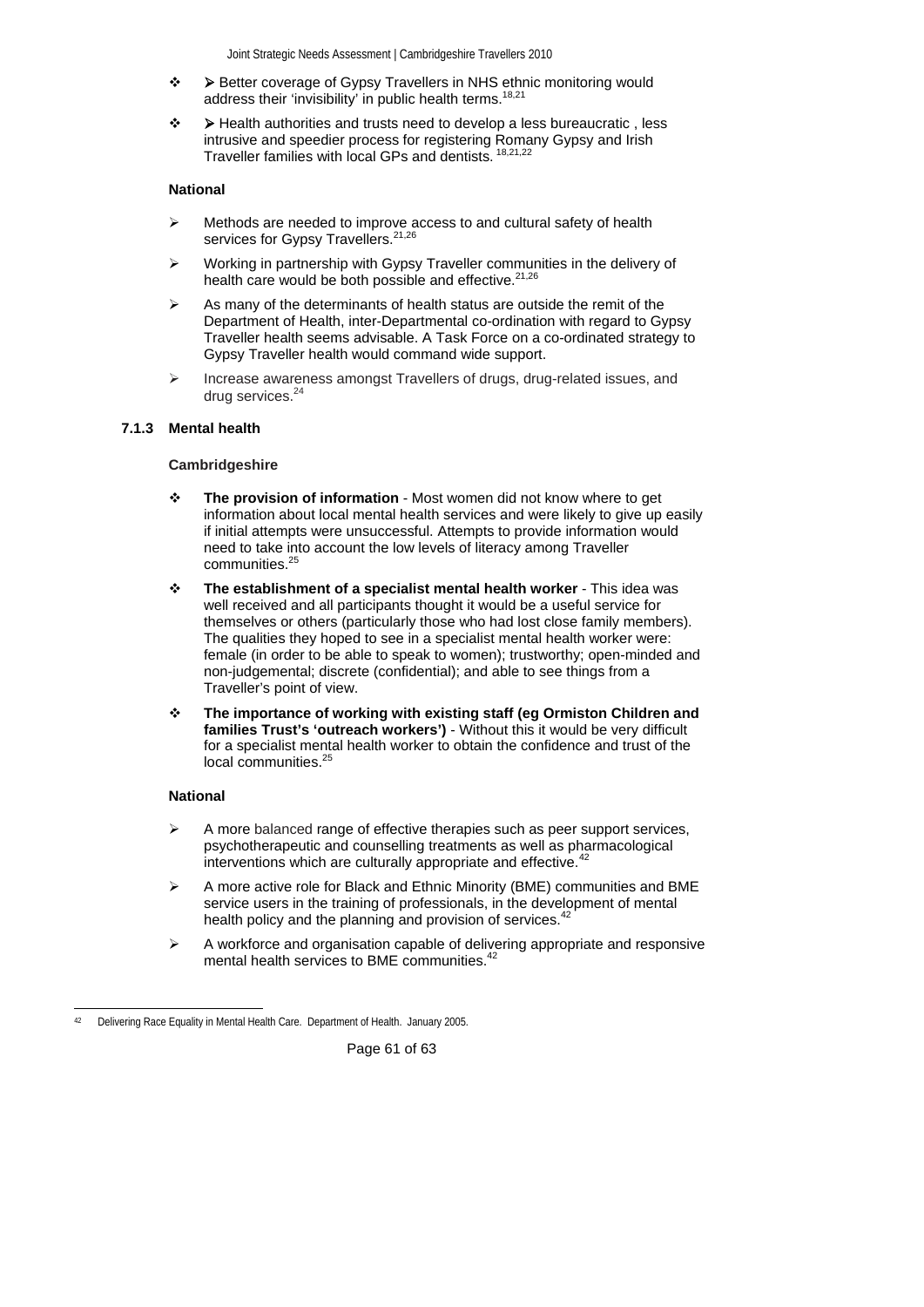- Better coverage of Gypsy Travellers in NHS ethnic monitoring would address their 'invisibility' in public health terms.[18,21]
- Health authorities and trusts need to develop a less bureaucratic , less intrusive and speedier process for registering Romany Gypsy and Irish Traveller families with local GPs and dentists. [18,21,22]

**National**

- Methods are needed to improve access to and cultural safety of health services for Gypsy Travellers.[21,26]
- Working in partnership with Gypsy Traveller communities in the delivery of health care would be both possible and effective.[21,26]
- As many of the determinants of health status are outside the remit of the Department of Health, inter-Departmental co-ordination with regard to Gypsy Traveller health seems advisable. A Task Force on a co-ordinated strategy to Gypsy Traveller health would command wide support.
- Increase awareness amongst Travellers of drugs, drug-related issues, and drug services.[24]

### 7.1.3 Mental health

**Cambridgeshire**

- **The provision of information** - Most women did not know where to get information about local mental health services and were likely to give up easily if initial attempts were unsuccessful. Attempts to provide information would need to take into account the low levels of literacy among Traveller communities.[25]
- **The establishment of a specialist mental health worker** - This idea was well received and all participants thought it would be a useful service for themselves or others (particularly those who had lost close family members). The qualities they hoped to see in a specialist mental health worker were: female (in order to be able to speak to women); trustworthy; open-minded and non-judgemental; discrete (confidential); and able to see things from a Traveller's point of view.
- **The importance of working with existing staff (eg Ormiston Children and families Trust's 'outreach workers')** - Without this it would be very difficult for a specialist mental health worker to obtain the confidence and trust of the local communities.[25]

**National**

- A more balanced range of effective therapies such as peer support services, psychotherapeutic and counselling treatments as well as pharmacological interventions which are culturally appropriate and effective.[42]
- A more active role for Black and Ethnic Minority (BME) communities and BME service users in the training of professionals, in the development of mental health policy and the planning and provision of services.[42]
- A workforce and organisation capable of delivering appropriate and responsive mental health services to BME communities.[42]

[42] Delivering Race Equality in Mental Health Care. Department of Health. January 2005.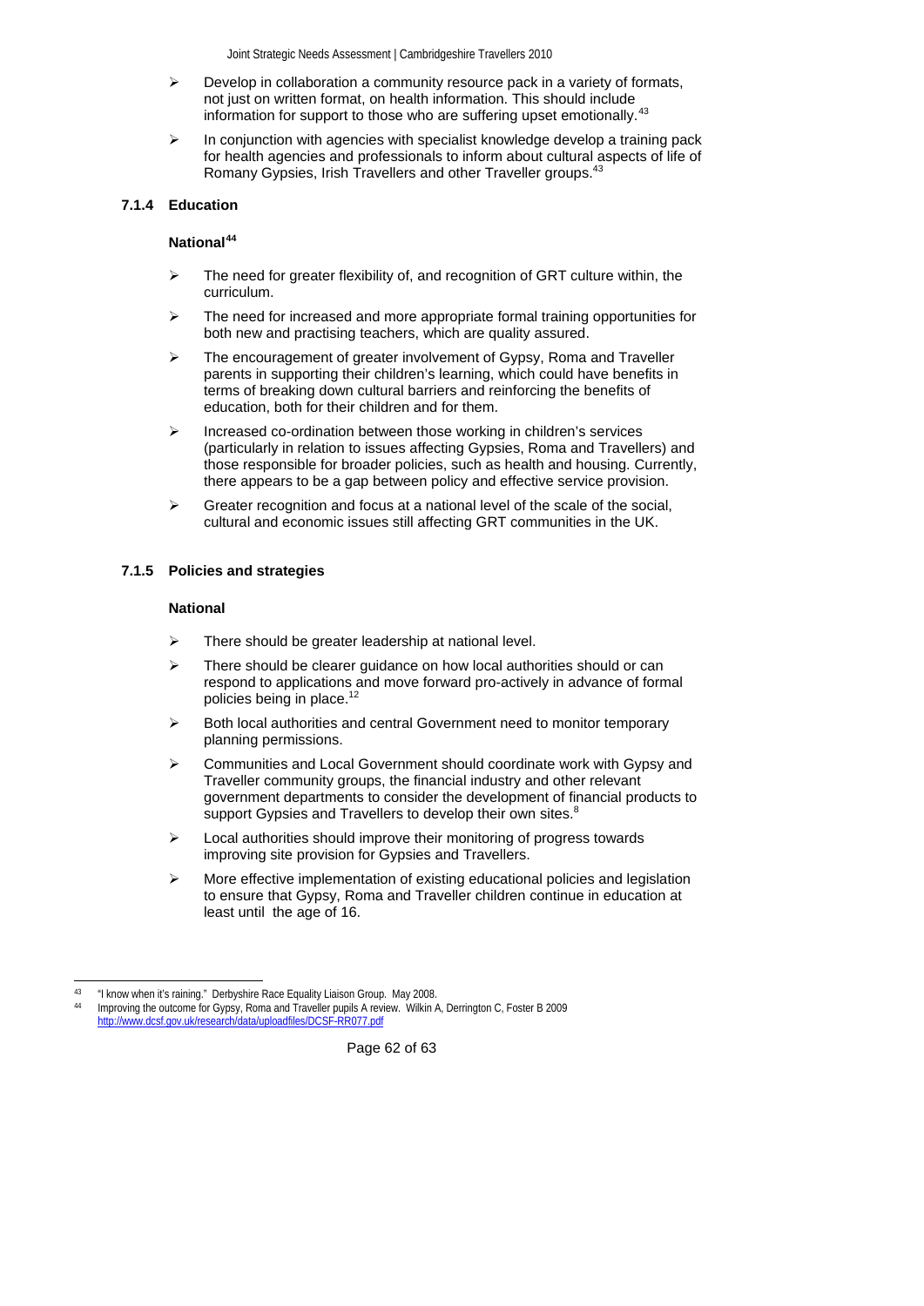- Develop in collaboration a community resource pack in a variety of formats, not just on written format, on health information. This should include information for support to those who are suffering upset emotionally.[43]
- In conjunction with agencies with specialist knowledge develop a training pack for health agencies and professionals to inform about cultural aspects of life of Romany Gypsies, Irish Travellers and other Traveller groups.[43]

### 7.1.4 Education

**National**[44]

- The need for greater flexibility of, and recognition of GRT culture within, the curriculum.
- The need for increased and more appropriate formal training opportunities for both new and practising teachers, which are quality assured.
- The encouragement of greater involvement of Gypsy, Roma and Traveller parents in supporting their children's learning, which could have benefits in terms of breaking down cultural barriers and reinforcing the benefits of education, both for their children and for them.
- Increased co-ordination between those working in children's services (particularly in relation to issues affecting Gypsies, Roma and Travellers) and those responsible for broader policies, such as health and housing. Currently, there appears to be a gap between policy and effective service provision.
- Greater recognition and focus at a national level of the scale of the social, cultural and economic issues still affecting GRT communities in the UK.

### 7.1.5 Policies and strategies

**National**

- There should be greater leadership at national level.
- There should be clearer guidance on how local authorities should or can respond to applications and move forward pro-actively in advance of formal policies being in place.[12]
- Both local authorities and central Government need to monitor temporary planning permissions.
- Communities and Local Government should coordinate work with Gypsy and Traveller community groups, the financial industry and other relevant government departments to consider the development of financial products to support Gypsies and Travellers to develop their own sites.[8]
- Local authorities should improve their monitoring of progress towards improving site provision for Gypsies and Travellers.
- More effective implementation of existing educational policies and legislation to ensure that Gypsy, Roma and Traveller children continue in education at least until the age of 16.

---

[43] "I know when it's raining." Derbyshire Race Equality Liaison Group. May 2008.

[44] Improving the outcome for Gypsy, Roma and Traveller pupils A review. Wilkin A, Derrington C, Foster B 2009 http://www.dcsf.gov.uk/research/data/uploadfiles/DCSF-RR077.pdf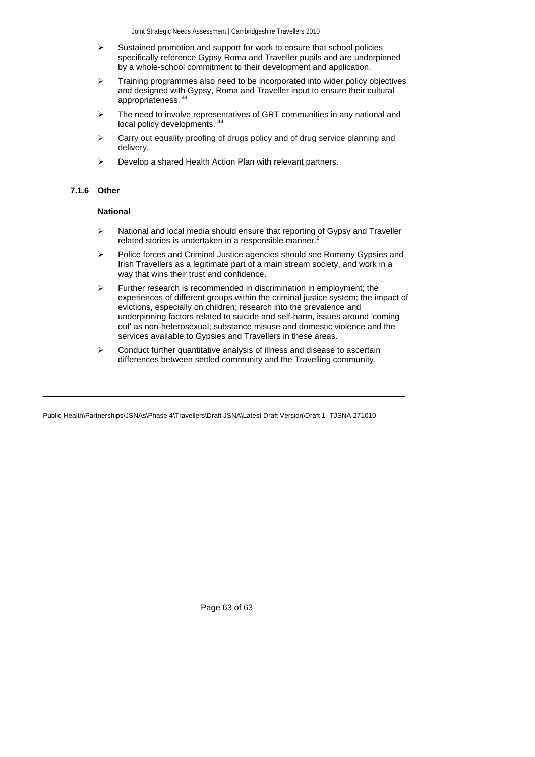- Sustained promotion and support for work to ensure that school policies specifically reference Gypsy Roma and Traveller pupils and are underpinned by a whole-school commitment to their development and application.
- Training programmes also need to be incorporated into wider policy objectives and designed with Gypsy, Roma and Traveller input to ensure their cultural appropriateness. [44]
- The need to involve representatives of GRT communities in any national and local policy developments. [44]
- Carry out equality proofing of drugs policy and of drug service planning and delivery.
- Develop a shared Health Action Plan with relevant partners.

### 7.1.6 Other

**National**

- National and local media should ensure that reporting of Gypsy and Traveller related stories is undertaken in a responsible manner.[9]
- Police forces and Criminal Justice agencies should see Romany Gypsies and Irish Travellers as a legitimate part of a main stream society, and work in a way that wins their trust and confidence.
- Further research is recommended in discrimination in employment; the experiences of different groups within the criminal justice system; the impact of evictions, especially on children; research into the prevalence and underpinning factors related to suicide and self-harm, issues around 'coming out' as non-heterosexual; substance misuse and domestic violence and the services available to Gypsies and Travellers in these areas.
- Conduct further quantitative analysis of illness and disease to ascertain differences between settled community and the Travelling community.